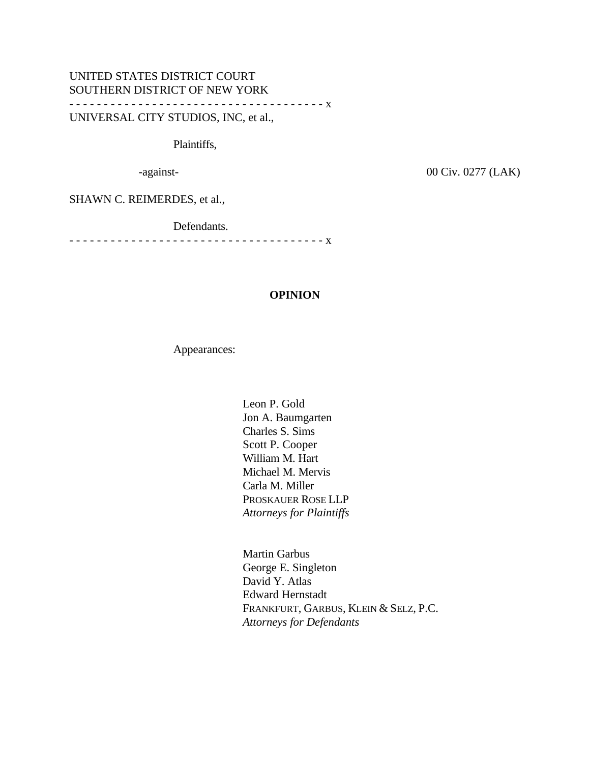UNITED STATES DISTRICT COURT
SOUTHERN DISTRICT OF NEW YORK

- - - - - - - - - - - - - - - - - - - - - - - - - - - - - - - - - - - - - - x

UNIVERSAL CITY STUDIOS, INC, et al.,

Plaintiffs,

-against- 00 Civ. 0277 (LAK)

SHAWN C. REIMERDES, et al.,

Defendants.

- - - - - - - - - - - - - - - - - - - - - - - - - - - - - - - - - - - - - - x

**OPINION**

Appearances:

Leon P. Gold
Jon A. Baumgarten
Charles S. Sims
Scott P. Cooper
William M. Hart
Michael M. Mervis
Carla M. Miller
PROSKAUER ROSE LLP
*Attorneys for Plaintiffs*

Martin Garbus
George E. Singleton
David Y. Atlas
Edward Hernstadt
FRANKFURT, GARBUS, KLEIN & SELZ, P.C.
*Attorneys for Defendants*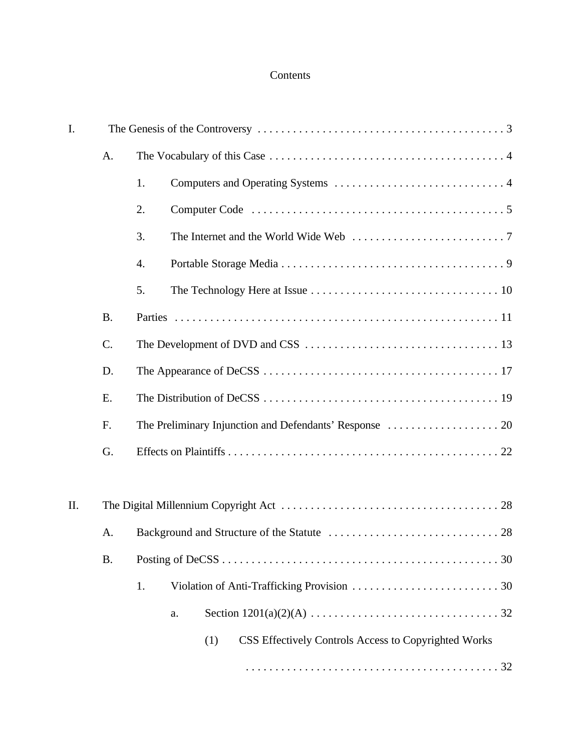# Contents

I. The Genesis of the Controversy . . . . . . . . . . . . . . . . . . . . . . . . . . . . . . . . . . . . . . . . . 3

- A. The Vocabulary of this Case . . . . . . . . . . . . . . . . . . . . . . . . . . . . . . . . . . . . . . . . 4
  - 1. Computers and Operating Systems . . . . . . . . . . . . . . . . . . . . . . . . . . . . . 4
  - 2. Computer Code . . . . . . . . . . . . . . . . . . . . . . . . . . . . . . . . . . . . . . . . . . . 5
  - 3. The Internet and the World Wide Web . . . . . . . . . . . . . . . . . . . . . . . . . . 7
  - 4. Portable Storage Media . . . . . . . . . . . . . . . . . . . . . . . . . . . . . . . . . . . . . . 9
  - 5. The Technology Here at Issue . . . . . . . . . . . . . . . . . . . . . . . . . . . . . . . . 10
- B. Parties . . . . . . . . . . . . . . . . . . . . . . . . . . . . . . . . . . . . . . . . . . . . . . . . . . . . . . . 11
- C. The Development of DVD and CSS . . . . . . . . . . . . . . . . . . . . . . . . . . . . . . . . . 13
- D. The Appearance of DeCSS . . . . . . . . . . . . . . . . . . . . . . . . . . . . . . . . . . . . . . . . 17
- E. The Distribution of DeCSS . . . . . . . . . . . . . . . . . . . . . . . . . . . . . . . . . . . . . . . . 19
- F. The Preliminary Injunction and Defendants' Response . . . . . . . . . . . . . . . . . . . 20
- G. Effects on Plaintiffs . . . . . . . . . . . . . . . . . . . . . . . . . . . . . . . . . . . . . . . . . . . . . . 22

II. The Digital Millennium Copyright Act . . . . . . . . . . . . . . . . . . . . . . . . . . . . . . . . . . . . . 28

- A. Background and Structure of the Statute . . . . . . . . . . . . . . . . . . . . . . . . . . . . . 28
- B. Posting of DeCSS . . . . . . . . . . . . . . . . . . . . . . . . . . . . . . . . . . . . . . . . . . . . . . . 30
  - 1. Violation of Anti-Trafficking Provision . . . . . . . . . . . . . . . . . . . . . . . . . 30
    - a. Section 1201(a)(2)(A) . . . . . . . . . . . . . . . . . . . . . . . . . . . . . . . . 32
      - (1) CSS Effectively Controls Access to Copyrighted Works . . . . . . . . . . . . . . . . . . . . . . . . . . . . . . . . . . . . . . . . . . . 32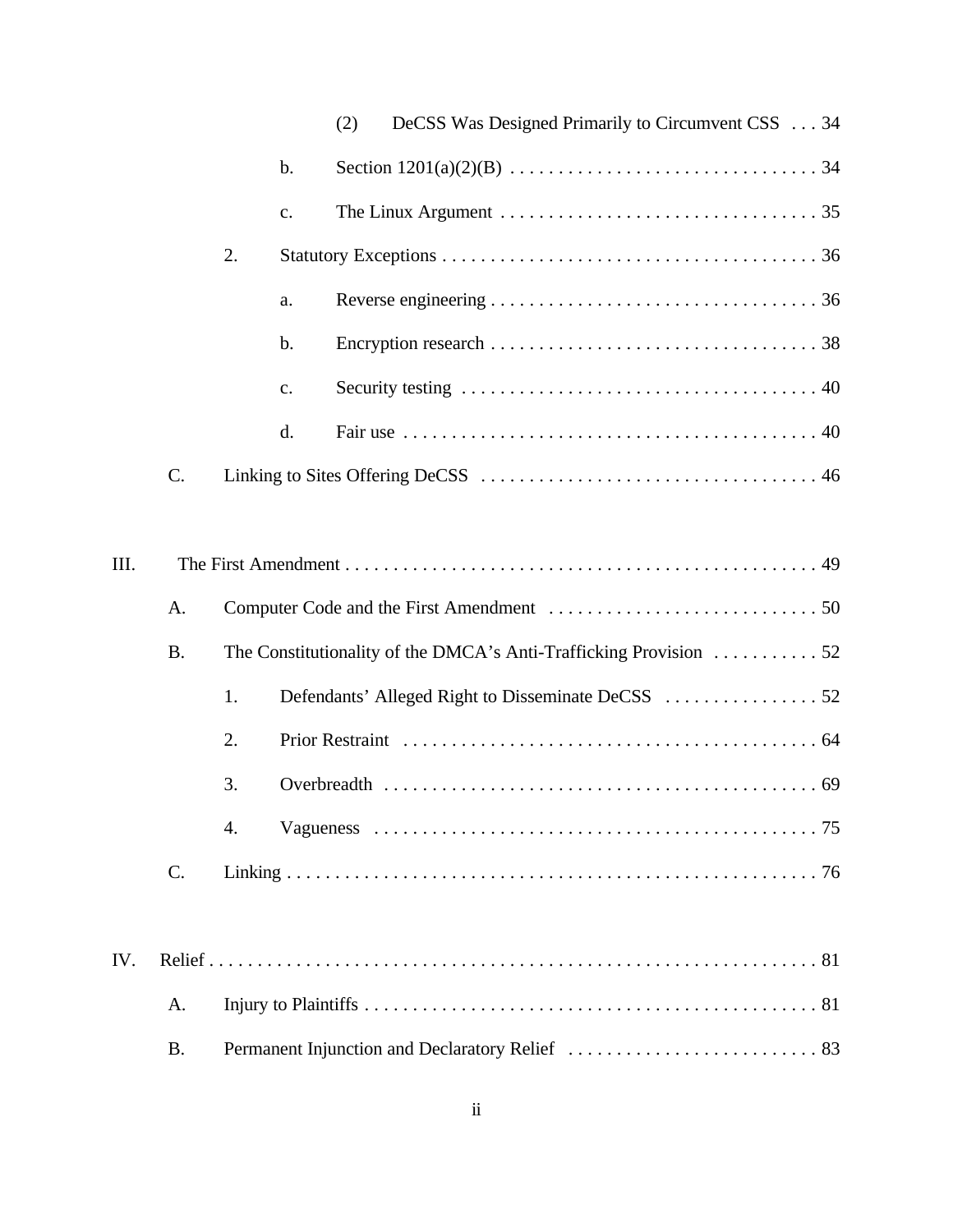(2) DeCSS Was Designed Primarily to Circumvent CSS . . . 34

b. Section 1201(a)(2)(B) . . . . . . . . . . . . . . . . . . . . . . . . . . . . . . . . 34

c. The Linux Argument . . . . . . . . . . . . . . . . . . . . . . . . . . . . . . . . . 35

2. Statutory Exceptions . . . . . . . . . . . . . . . . . . . . . . . . . . . . . . . . . . . . . . . 36

a. Reverse engineering . . . . . . . . . . . . . . . . . . . . . . . . . . . . . . . . . . 36

b. Encryption research . . . . . . . . . . . . . . . . . . . . . . . . . . . . . . . . . . 38

c. Security testing . . . . . . . . . . . . . . . . . . . . . . . . . . . . . . . . . . . . . 40

d. Fair use . . . . . . . . . . . . . . . . . . . . . . . . . . . . . . . . . . . . . . . . . . . 40

C. Linking to Sites Offering DeCSS . . . . . . . . . . . . . . . . . . . . . . . . . . . . . . . . . . . 46

III. The First Amendment . . . . . . . . . . . . . . . . . . . . . . . . . . . . . . . . . . . . . . . . . . . . . . . . . 49

A. Computer Code and the First Amendment . . . . . . . . . . . . . . . . . . . . . . . . . . . . 50

B. The Constitutionality of the DMCA's Anti-Trafficking Provision . . . . . . . . . . . 52

1. Defendants' Alleged Right to Disseminate DeCSS . . . . . . . . . . . . . . . . 52

2. Prior Restraint . . . . . . . . . . . . . . . . . . . . . . . . . . . . . . . . . . . . . . . . . . . 64

3. Overbreadth . . . . . . . . . . . . . . . . . . . . . . . . . . . . . . . . . . . . . . . . . . . . 69

4. Vagueness . . . . . . . . . . . . . . . . . . . . . . . . . . . . . . . . . . . . . . . . . . . . . 75

C. Linking . . . . . . . . . . . . . . . . . . . . . . . . . . . . . . . . . . . . . . . . . . . . . . . . . . . . . . . 76

IV. Relief . . . . . . . . . . . . . . . . . . . . . . . . . . . . . . . . . . . . . . . . . . . . . . . . . . . . . . . . . . . . . . . 81

A. Injury to Plaintiffs . . . . . . . . . . . . . . . . . . . . . . . . . . . . . . . . . . . . . . . . . . . . . . . 81

B. Permanent Injunction and Declaratory Relief . . . . . . . . . . . . . . . . . . . . . . . . . . 83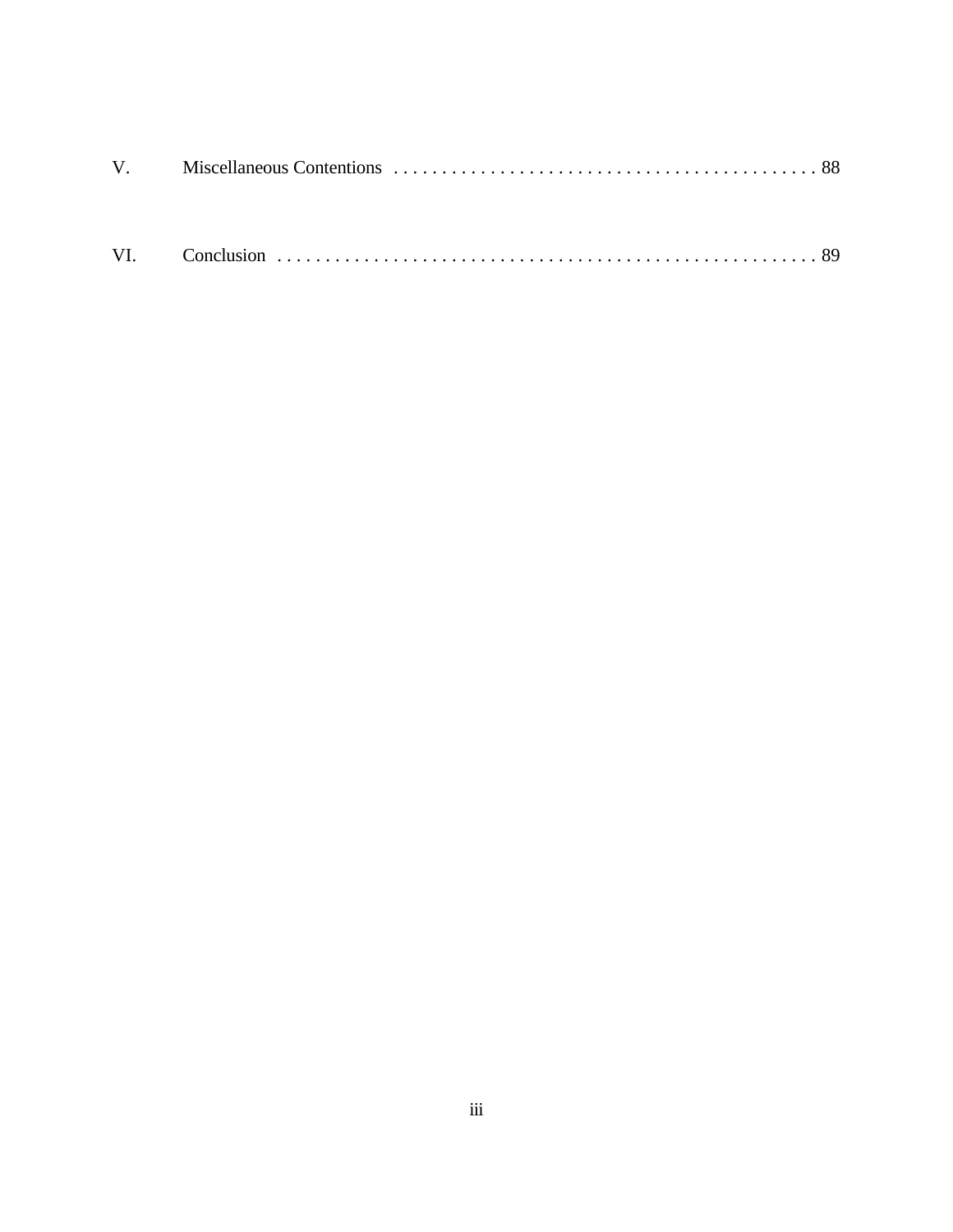V. Miscellaneous Contentions . . . . . . . . . . . . . . . . . . . . . . . . . . . . . . . . . . . . . . . . . . . . 88

VI. Conclusion . . . . . . . . . . . . . . . . . . . . . . . . . . . . . . . . . . . . . . . . . . . . . . . . . . . . . . . 89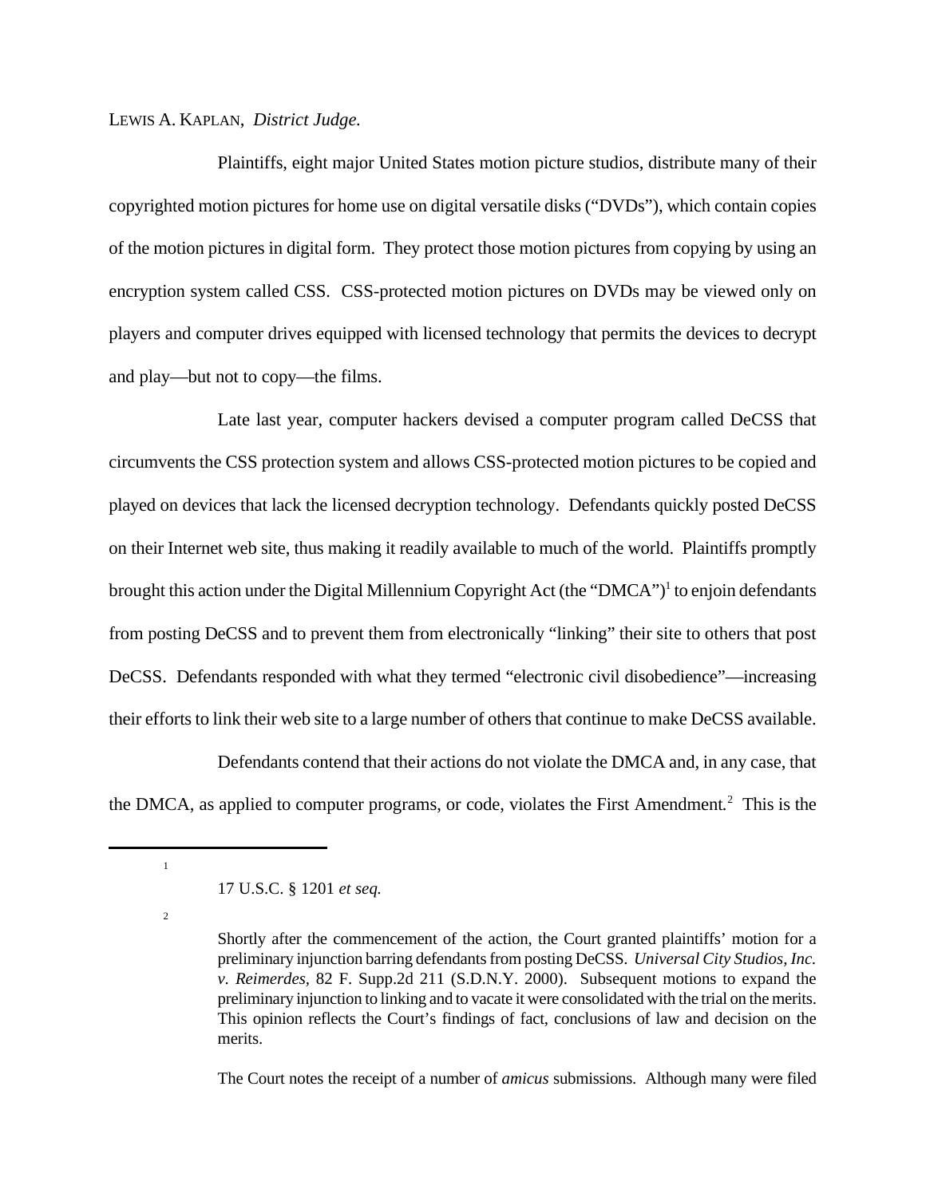LEWIS A. KAPLAN, *District Judge.*

Plaintiffs, eight major United States motion picture studios, distribute many of their copyrighted motion pictures for home use on digital versatile disks ("DVDs"), which contain copies of the motion pictures in digital form. They protect those motion pictures from copying by using an encryption system called CSS. CSS-protected motion pictures on DVDs may be viewed only on players and computer drives equipped with licensed technology that permits the devices to decrypt and play—but not to copy—the films.

Late last year, computer hackers devised a computer program called DeCSS that circumvents the CSS protection system and allows CSS-protected motion pictures to be copied and played on devices that lack the licensed decryption technology. Defendants quickly posted DeCSS on their Internet web site, thus making it readily available to much of the world. Plaintiffs promptly brought this action under the Digital Millennium Copyright Act (the "DMCA")[1] to enjoin defendants from posting DeCSS and to prevent them from electronically "linking" their site to others that post DeCSS. Defendants responded with what they termed "electronic civil disobedience"—increasing their efforts to link their web site to a large number of others that continue to make DeCSS available.

Defendants contend that their actions do not violate the DMCA and, in any case, that the DMCA, as applied to computer programs, or code, violates the First Amendment.[2] This is the

---

[1] 17 U.S.C. § 1201 *et seq.*

[2] Shortly after the commencement of the action, the Court granted plaintiffs' motion for a preliminary injunction barring defendants from posting DeCSS. *Universal City Studios, Inc. v. Reimerdes,* 82 F. Supp.2d 211 (S.D.N.Y. 2000). Subsequent motions to expand the preliminary injunction to linking and to vacate it were consolidated with the trial on the merits. This opinion reflects the Court's findings of fact, conclusions of law and decision on the merits.

The Court notes the receipt of a number of *amicus* submissions. Although many were filed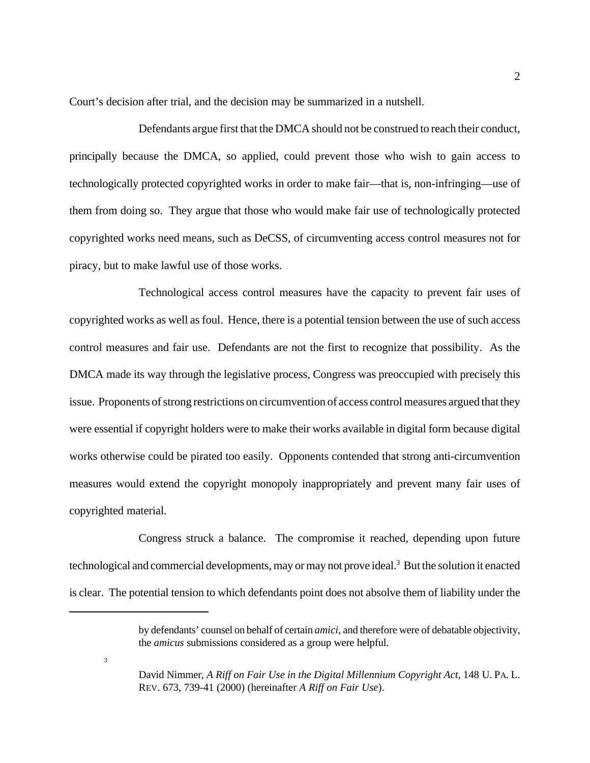Court's decision after trial, and the decision may be summarized in a nutshell.

Defendants argue first that the DMCA should not be construed to reach their conduct, principally because the DMCA, so applied, could prevent those who wish to gain access to technologically protected copyrighted works in order to make fair—that is, non-infringing—use of them from doing so. They argue that those who would make fair use of technologically protected copyrighted works need means, such as DeCSS, of circumventing access control measures not for piracy, but to make lawful use of those works.

Technological access control measures have the capacity to prevent fair uses of copyrighted works as well as foul. Hence, there is a potential tension between the use of such access control measures and fair use. Defendants are not the first to recognize that possibility. As the DMCA made its way through the legislative process, Congress was preoccupied with precisely this issue. Proponents of strong restrictions on circumvention of access control measures argued that they were essential if copyright holders were to make their works available in digital form because digital works otherwise could be pirated too easily. Opponents contended that strong anti-circumvention measures would extend the copyright monopoly inappropriately and prevent many fair uses of copyrighted material.

Congress struck a balance. The compromise it reached, depending upon future technological and commercial developments, may or may not prove ideal.[3] But the solution it enacted is clear. The potential tension to which defendants point does not absolve them of liability under the

---

by defendants' counsel on behalf of certain *amici*, and therefore were of debatable objectivity, the *amicus* submissions considered as a group were helpful.

[3] David Nimmer, *A Riff on Fair Use in the Digital Millennium Copyright Act*, 148 U. PA. L. REV. 673, 739-41 (2000) (hereinafter *A Riff on Fair Use*).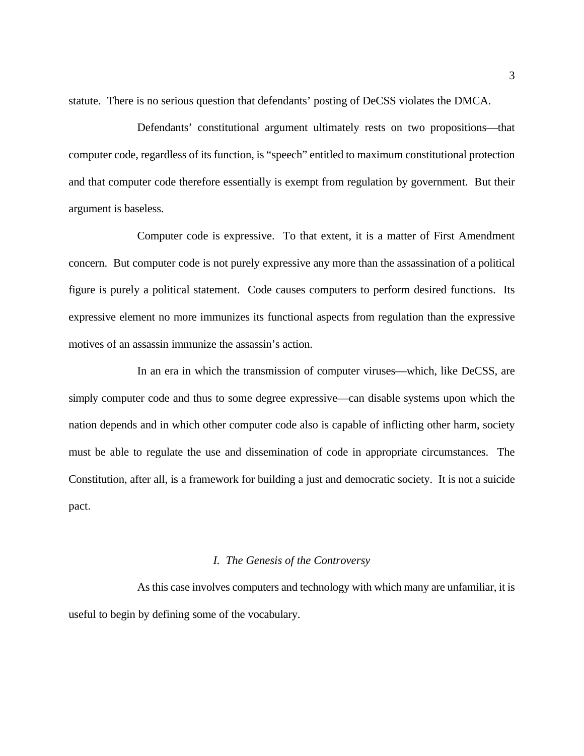statute. There is no serious question that defendants' posting of DeCSS violates the DMCA.

Defendants' constitutional argument ultimately rests on two propositions—that computer code, regardless of its function, is "speech" entitled to maximum constitutional protection and that computer code therefore essentially is exempt from regulation by government. But their argument is baseless.

Computer code is expressive. To that extent, it is a matter of First Amendment concern. But computer code is not purely expressive any more than the assassination of a political figure is purely a political statement. Code causes computers to perform desired functions. Its expressive element no more immunizes its functional aspects from regulation than the expressive motives of an assassin immunize the assassin's action.

In an era in which the transmission of computer viruses—which, like DeCSS, are simply computer code and thus to some degree expressive—can disable systems upon which the nation depends and in which other computer code also is capable of inflicting other harm, society must be able to regulate the use and dissemination of code in appropriate circumstances. The Constitution, after all, is a framework for building a just and democratic society. It is not a suicide pact.

## *I. The Genesis of the Controversy*

As this case involves computers and technology with which many are unfamiliar, it is useful to begin by defining some of the vocabulary.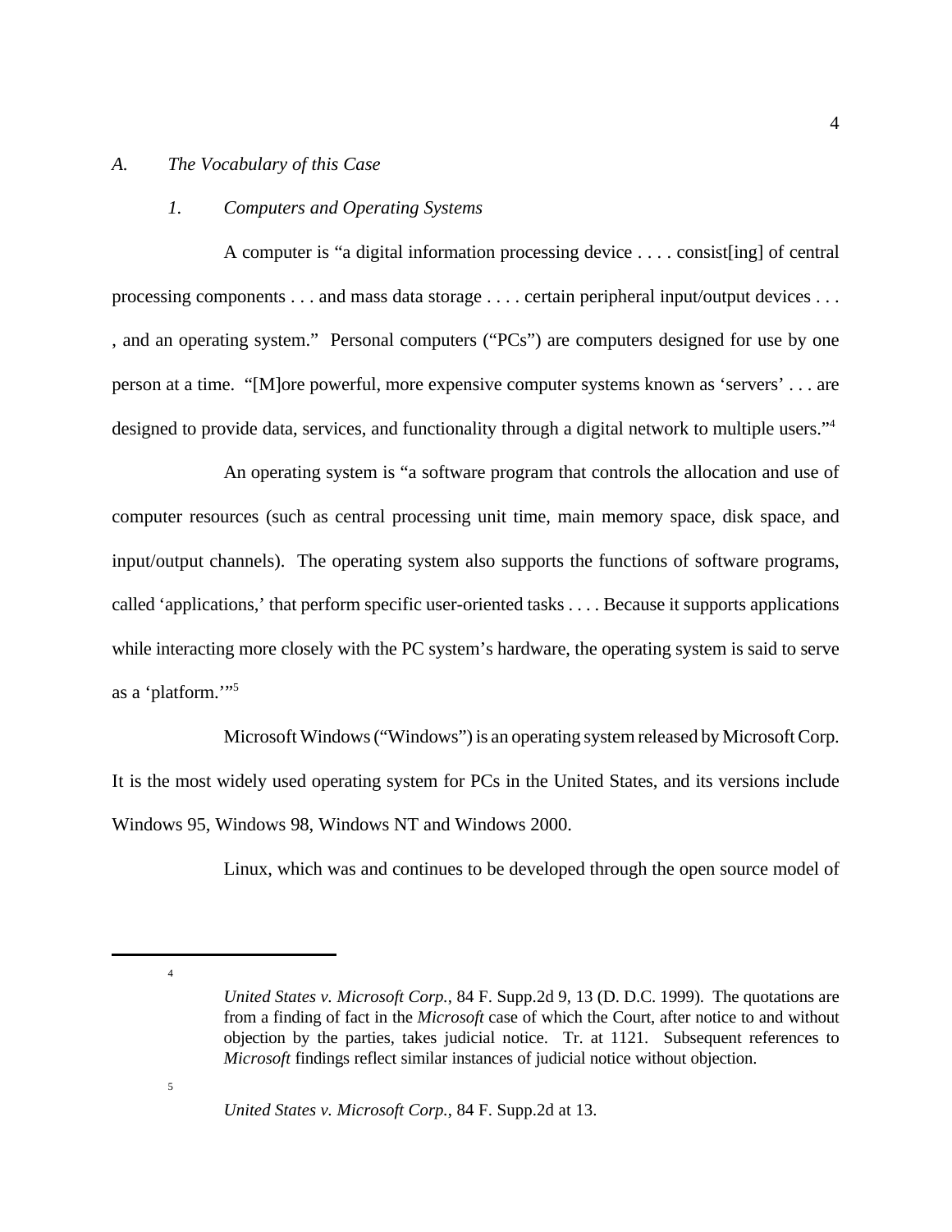*A. The Vocabulary of this Case*

*1. Computers and Operating Systems*

A computer is "a digital information processing device . . . . consist[ing] of central processing components . . . and mass data storage . . . . certain peripheral input/output devices . . . , and an operating system." Personal computers ("PCs") are computers designed for use by one person at a time. "[M]ore powerful, more expensive computer systems known as 'servers' . . . are designed to provide data, services, and functionality through a digital network to multiple users."[4]

An operating system is "a software program that controls the allocation and use of computer resources (such as central processing unit time, main memory space, disk space, and input/output channels). The operating system also supports the functions of software programs, called 'applications,' that perform specific user-oriented tasks . . . . Because it supports applications while interacting more closely with the PC system's hardware, the operating system is said to serve as a 'platform.'"[5]

Microsoft Windows ("Windows") is an operating system released by Microsoft Corp. It is the most widely used operating system for PCs in the United States, and its versions include Windows 95, Windows 98, Windows NT and Windows 2000.

Linux, which was and continues to be developed through the open source model of

---

[4] *United States v. Microsoft Corp.*, 84 F. Supp.2d 9, 13 (D. D.C. 1999). The quotations are from a finding of fact in the *Microsoft* case of which the Court, after notice to and without objection by the parties, takes judicial notice. Tr. at 1121. Subsequent references to *Microsoft* findings reflect similar instances of judicial notice without objection.

[5] *United States v. Microsoft Corp.*, 84 F. Supp.2d at 13.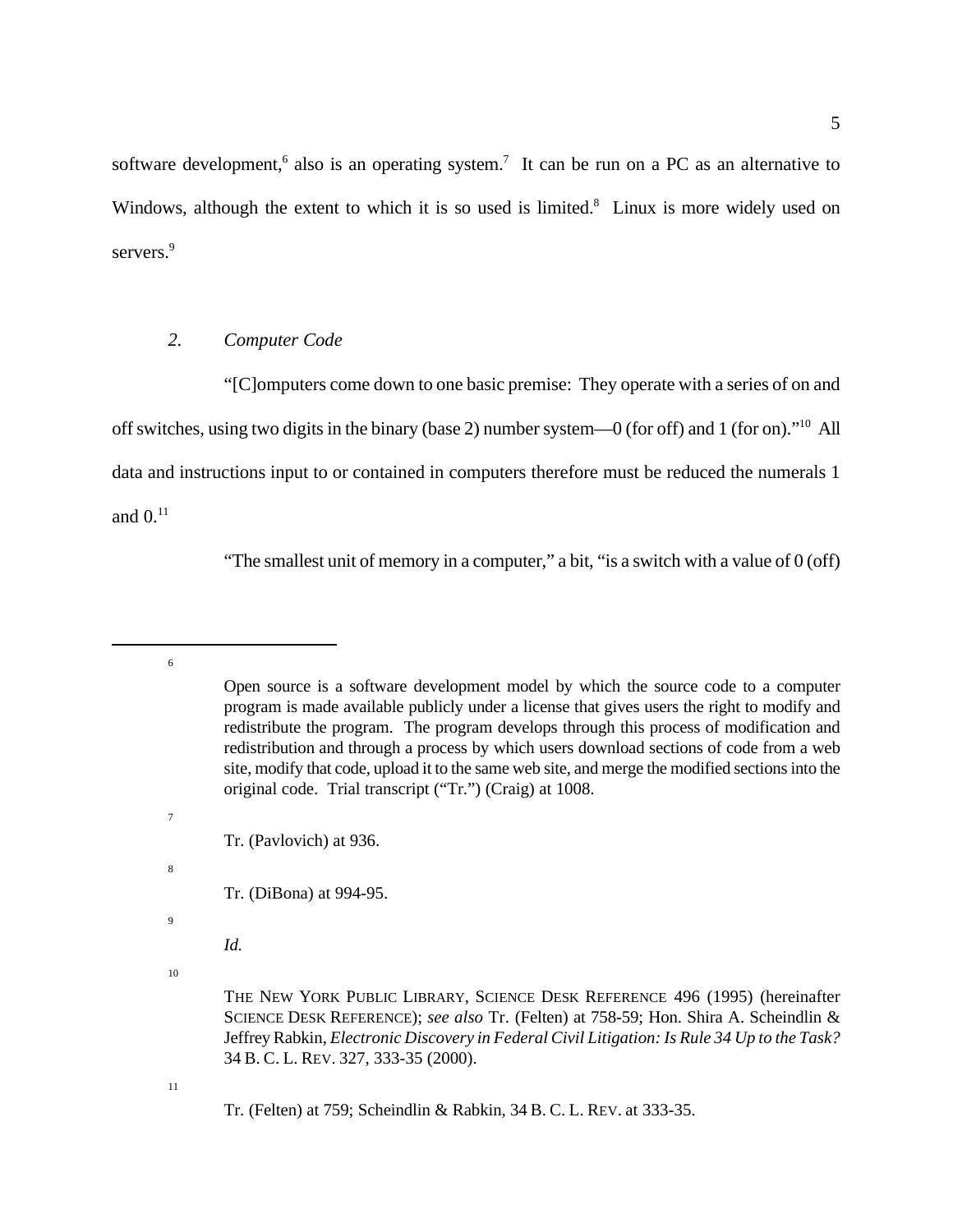software development,[6] also is an operating system.[7] It can be run on a PC as an alternative to Windows, although the extent to which it is so used is limited.[8] Linux is more widely used on servers.[9]

### *2. Computer Code*

"[C]omputers come down to one basic premise: They operate with a series of on and off switches, using two digits in the binary (base 2) number system—0 (for off) and 1 (for on)."[10] All data and instructions input to or contained in computers therefore must be reduced the numerals 1 and 0.[11]

"The smallest unit of memory in a computer," a bit, "is a switch with a value of 0 (off)

---

[6] Open source is a software development model by which the source code to a computer program is made available publicly under a license that gives users the right to modify and redistribute the program. The program develops through this process of modification and redistribution and through a process by which users download sections of code from a web site, modify that code, upload it to the same web site, and merge the modified sections into the original code. Trial transcript ("Tr.") (Craig) at 1008.

[7] Tr. (Pavlovich) at 936.

[8] Tr. (DiBona) at 994-95.

[9] *Id.*

[10] THE NEW YORK PUBLIC LIBRARY, SCIENCE DESK REFERENCE 496 (1995) (hereinafter SCIENCE DESK REFERENCE); *see also* Tr. (Felten) at 758-59; Hon. Shira A. Scheindlin & Jeffrey Rabkin, *Electronic Discovery in Federal Civil Litigation: Is Rule 34 Up to the Task?* 34 B. C. L. REV. 327, 333-35 (2000).

[11] Tr. (Felten) at 759; Scheindlin & Rabkin, 34 B. C. L. REV. at 333-35.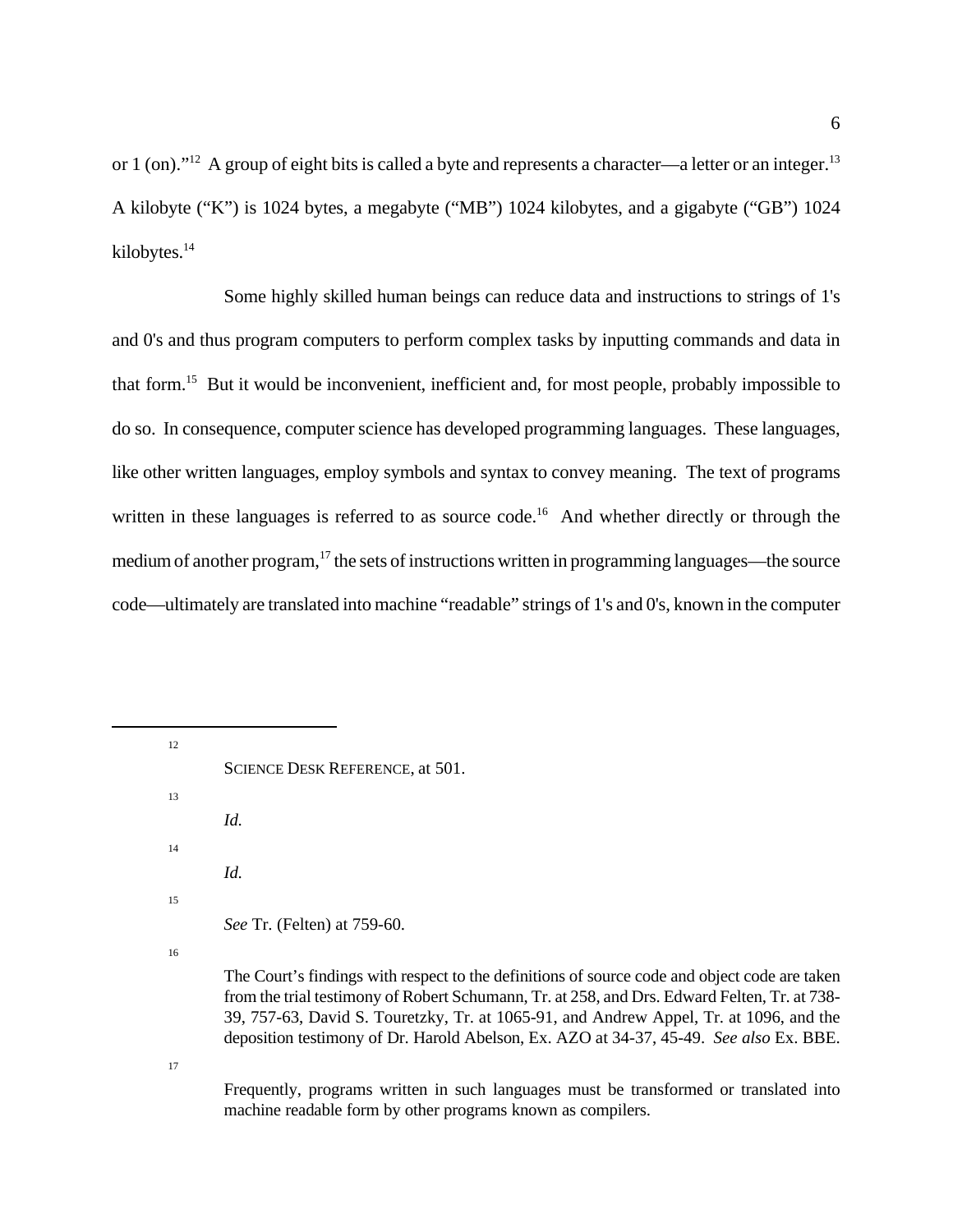or 1 (on)."[12] A group of eight bits is called a byte and represents a character—a letter or an integer.[13] A kilobyte ("K") is 1024 bytes, a megabyte ("MB") 1024 kilobytes, and a gigabyte ("GB") 1024 kilobytes.[14]

Some highly skilled human beings can reduce data and instructions to strings of 1's and 0's and thus program computers to perform complex tasks by inputting commands and data in that form.[15] But it would be inconvenient, inefficient and, for most people, probably impossible to do so. In consequence, computer science has developed programming languages. These languages, like other written languages, employ symbols and syntax to convey meaning. The text of programs written in these languages is referred to as source code.[16] And whether directly or through the medium of another program,[17] the sets of instructions written in programming languages—the source code—ultimately are translated into machine "readable" strings of 1's and 0's, known in the computer

---

[12] SCIENCE DESK REFERENCE, at 501.

[13] *Id.*

[14] *Id.*

[15] *See* Tr. (Felten) at 759-60.

[16] The Court's findings with respect to the definitions of source code and object code are taken from the trial testimony of Robert Schumann, Tr. at 258, and Drs. Edward Felten, Tr. at 738-39, 757-63, David S. Touretzky, Tr. at 1065-91, and Andrew Appel, Tr. at 1096, and the deposition testimony of Dr. Harold Abelson, Ex. AZO at 34-37, 45-49. *See also* Ex. BBE.

[17] Frequently, programs written in such languages must be transformed or translated into machine readable form by other programs known as compilers.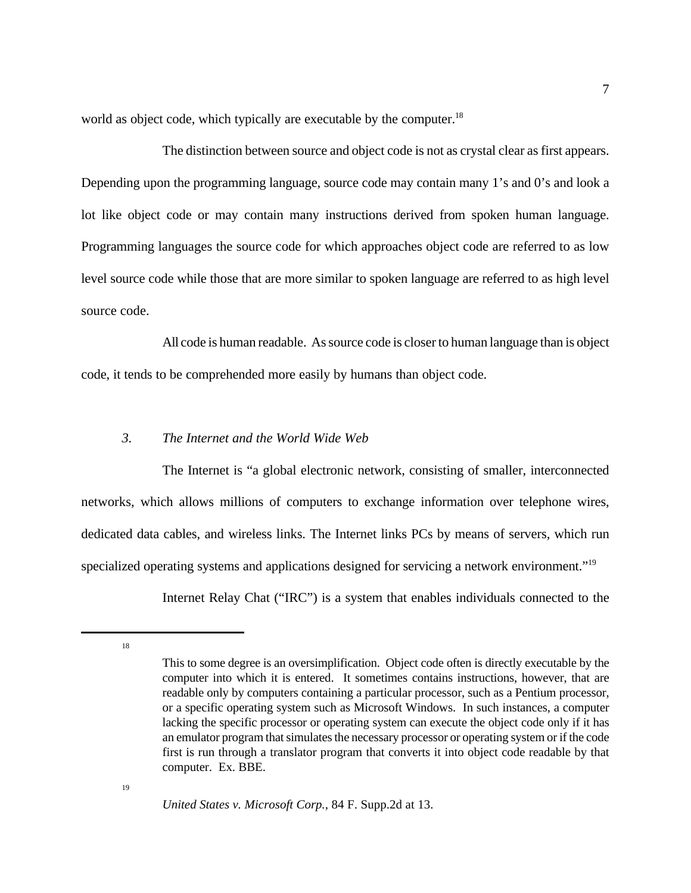world as object code, which typically are executable by the computer.[18]

The distinction between source and object code is not as crystal clear as first appears. Depending upon the programming language, source code may contain many 1's and 0's and look a lot like object code or may contain many instructions derived from spoken human language. Programming languages the source code for which approaches object code are referred to as low level source code while those that are more similar to spoken language are referred to as high level source code.

All code is human readable. As source code is closer to human language than is object code, it tends to be comprehended more easily by humans than object code.

### *3. The Internet and the World Wide Web*

The Internet is "a global electronic network, consisting of smaller, interconnected networks, which allows millions of computers to exchange information over telephone wires, dedicated data cables, and wireless links. The Internet links PCs by means of servers, which run specialized operating systems and applications designed for servicing a network environment."[19]

Internet Relay Chat ("IRC") is a system that enables individuals connected to the

---

[18] This to some degree is an oversimplification. Object code often is directly executable by the computer into which it is entered. It sometimes contains instructions, however, that are readable only by computers containing a particular processor, such as a Pentium processor, or a specific operating system such as Microsoft Windows. In such instances, a computer lacking the specific processor or operating system can execute the object code only if it has an emulator program that simulates the necessary processor or operating system or if the code first is run through a translator program that converts it into object code readable by that computer. Ex. BBE.

[19] *United States v. Microsoft Corp.*, 84 F. Supp.2d at 13.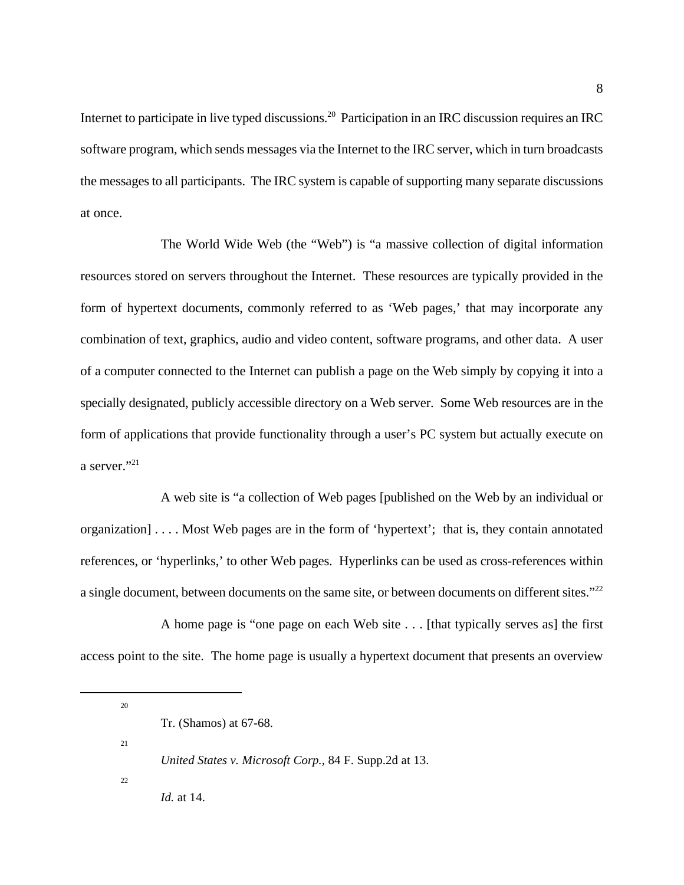Internet to participate in live typed discussions.[20] Participation in an IRC discussion requires an IRC software program, which sends messages via the Internet to the IRC server, which in turn broadcasts the messages to all participants. The IRC system is capable of supporting many separate discussions at once.

The World Wide Web (the "Web") is "a massive collection of digital information resources stored on servers throughout the Internet. These resources are typically provided in the form of hypertext documents, commonly referred to as 'Web pages,' that may incorporate any combination of text, graphics, audio and video content, software programs, and other data. A user of a computer connected to the Internet can publish a page on the Web simply by copying it into a specially designated, publicly accessible directory on a Web server. Some Web resources are in the form of applications that provide functionality through a user's PC system but actually execute on a server."[21]

A web site is "a collection of Web pages [published on the Web by an individual or organization] . . . . Most Web pages are in the form of 'hypertext'; that is, they contain annotated references, or 'hyperlinks,' to other Web pages. Hyperlinks can be used as cross-references within a single document, between documents on the same site, or between documents on different sites."[22]

A home page is "one page on each Web site . . . [that typically serves as] the first access point to the site. The home page is usually a hypertext document that presents an overview

---

[20] Tr. (Shamos) at 67-68.

[21] *United States v. Microsoft Corp.*, 84 F. Supp.2d at 13.

[22] *Id.* at 14.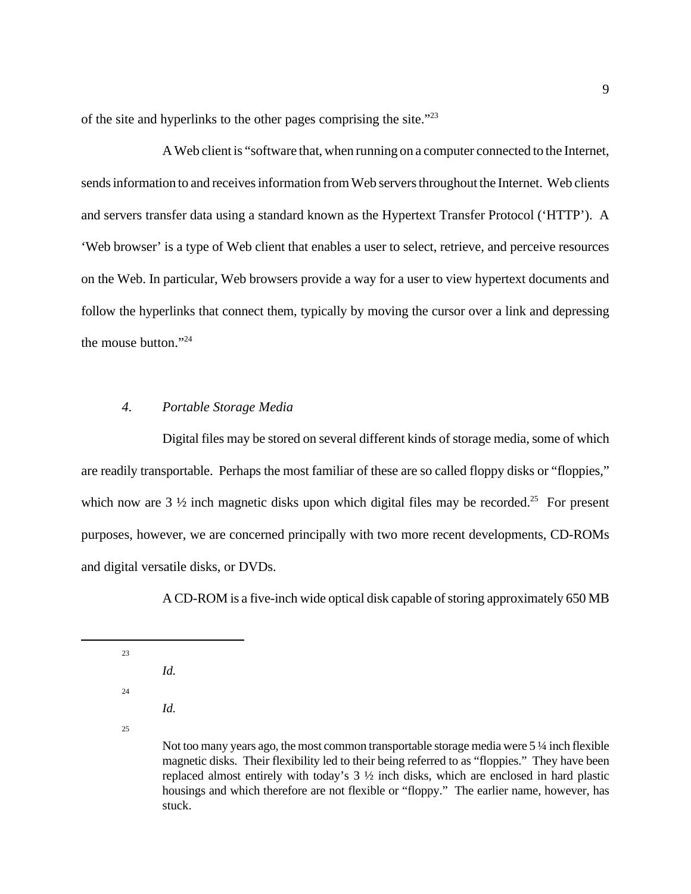of the site and hyperlinks to the other pages comprising the site."[23]

A Web client is "software that, when running on a computer connected to the Internet, sends information to and receives information from Web servers throughout the Internet. Web clients and servers transfer data using a standard known as the Hypertext Transfer Protocol ('HTTP'). A 'Web browser' is a type of Web client that enables a user to select, retrieve, and perceive resources on the Web. In particular, Web browsers provide a way for a user to view hypertext documents and follow the hyperlinks that connect them, typically by moving the cursor over a link and depressing the mouse button."[24]

#### *4. Portable Storage Media*

Digital files may be stored on several different kinds of storage media, some of which are readily transportable. Perhaps the most familiar of these are so called floppy disks or "floppies," which now are 3 ½ inch magnetic disks upon which digital files may be recorded.[25] For present purposes, however, we are concerned principally with two more recent developments, CD-ROMs and digital versatile disks, or DVDs.

A CD-ROM is a five-inch wide optical disk capable of storing approximately 650 MB

---

[23] *Id.*

[24] *Id.*

[25] Not too many years ago, the most common transportable storage media were 5 ¼ inch flexible magnetic disks. Their flexibility led to their being referred to as "floppies." They have been replaced almost entirely with today's 3 ½ inch disks, which are enclosed in hard plastic housings and which therefore are not flexible or "floppy." The earlier name, however, has stuck.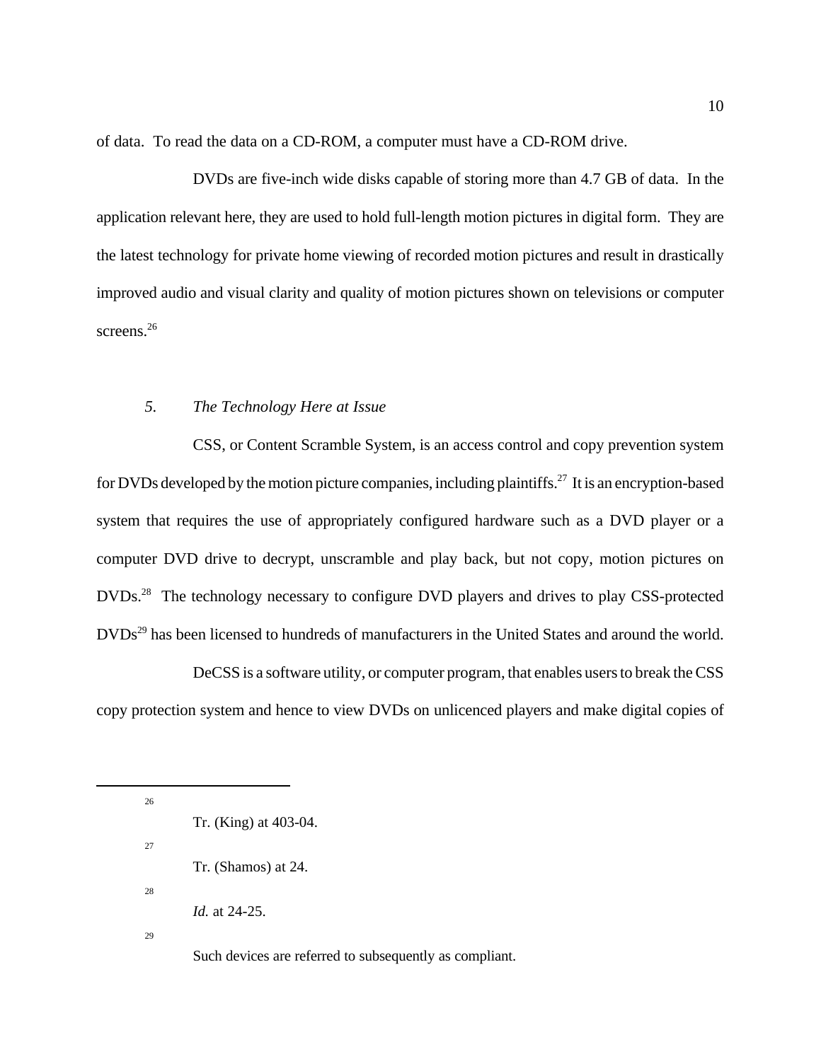of data. To read the data on a CD-ROM, a computer must have a CD-ROM drive.

DVDs are five-inch wide disks capable of storing more than 4.7 GB of data. In the application relevant here, they are used to hold full-length motion pictures in digital form. They are the latest technology for private home viewing of recorded motion pictures and result in drastically improved audio and visual clarity and quality of motion pictures shown on televisions or computer screens.[26]

### *5. The Technology Here at Issue*

CSS, or Content Scramble System, is an access control and copy prevention system for DVDs developed by the motion picture companies, including plaintiffs.[27] It is an encryption-based system that requires the use of appropriately configured hardware such as a DVD player or a computer DVD drive to decrypt, unscramble and play back, but not copy, motion pictures on DVDs.[28] The technology necessary to configure DVD players and drives to play CSS-protected DVDs[29] has been licensed to hundreds of manufacturers in the United States and around the world.

DeCSS is a software utility, or computer program, that enables users to break the CSS copy protection system and hence to view DVDs on unlicenced players and make digital copies of

---

[26] Tr. (King) at 403-04.

[27] Tr. (Shamos) at 24.

[28] *Id.* at 24-25.

[29] Such devices are referred to subsequently as compliant.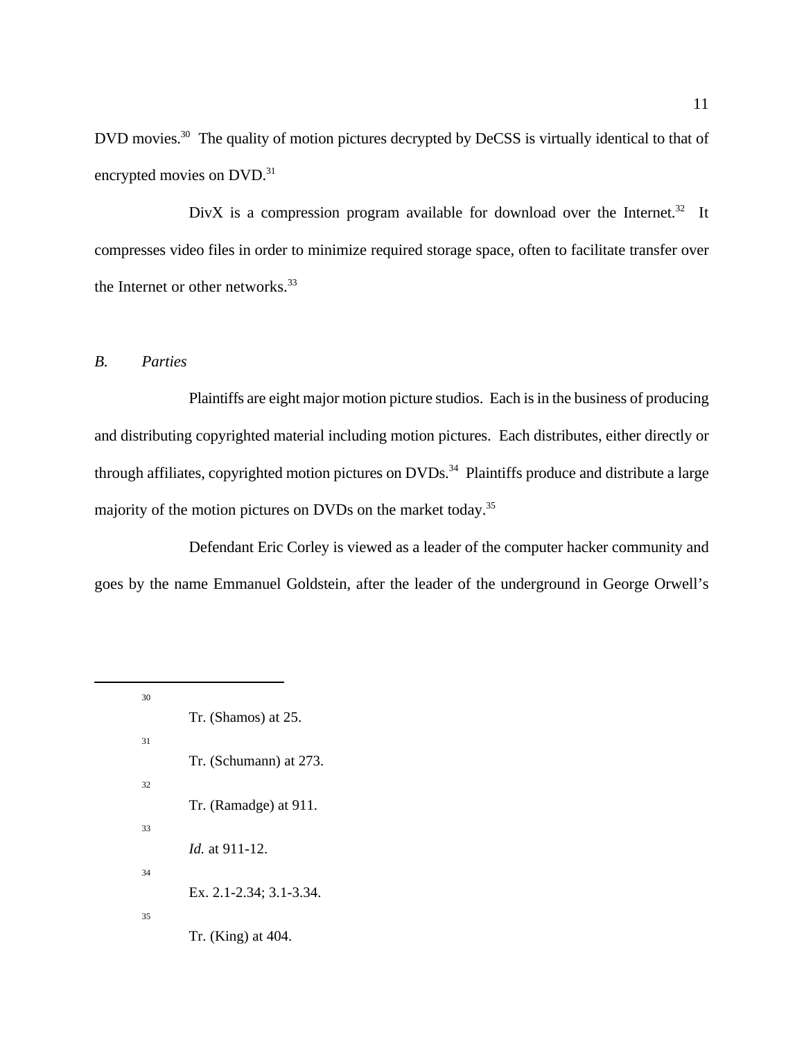DVD movies.[30] The quality of motion pictures decrypted by DeCSS is virtually identical to that of encrypted movies on DVD.[31]

DivX is a compression program available for download over the Internet.[32] It compresses video files in order to minimize required storage space, often to facilitate transfer over the Internet or other networks.[33]

### *B. Parties*

Plaintiffs are eight major motion picture studios. Each is in the business of producing and distributing copyrighted material including motion pictures. Each distributes, either directly or through affiliates, copyrighted motion pictures on DVDs.[34] Plaintiffs produce and distribute a large majority of the motion pictures on DVDs on the market today.[35]

Defendant Eric Corley is viewed as a leader of the computer hacker community and goes by the name Emmanuel Goldstein, after the leader of the underground in George Orwell's

---

[30] Tr. (Shamos) at 25.

[31] Tr. (Schumann) at 273.

[32] Tr. (Ramadge) at 911.

[33] *Id.* at 911-12.

[34] Ex. 2.1-2.34; 3.1-3.34.

[35] Tr. (King) at 404.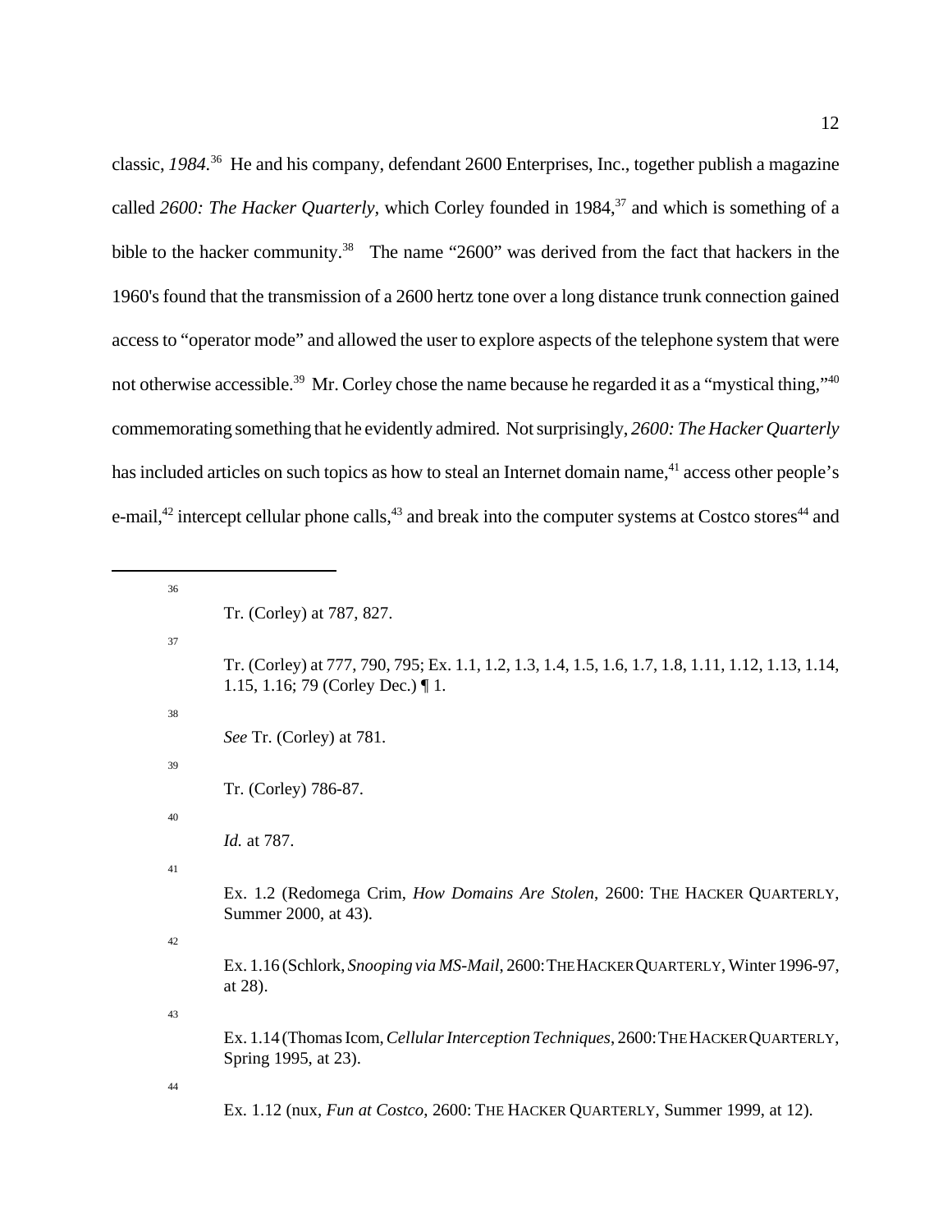classic, *1984.*[36] He and his company, defendant 2600 Enterprises, Inc., together publish a magazine called *2600: The Hacker Quarterly,* which Corley founded in 1984,[37] and which is something of a bible to the hacker community.[38] The name "2600" was derived from the fact that hackers in the 1960's found that the transmission of a 2600 hertz tone over a long distance trunk connection gained access to "operator mode" and allowed the user to explore aspects of the telephone system that were not otherwise accessible.[39] Mr. Corley chose the name because he regarded it as a "mystical thing,"[40] commemorating something that he evidently admired. Not surprisingly, *2600: The Hacker Quarterly* has included articles on such topics as how to steal an Internet domain name,[41] access other people's e-mail,[42] intercept cellular phone calls,[43] and break into the computer systems at Costco stores[44] and

---

[36] Tr. (Corley) at 787, 827.

[37] Tr. (Corley) at 777, 790, 795; Ex. 1.1, 1.2, 1.3, 1.4, 1.5, 1.6, 1.7, 1.8, 1.11, 1.12, 1.13, 1.14, 1.15, 1.16; 79 (Corley Dec.) ¶ 1.

[38] *See* Tr. (Corley) at 781.

[39] Tr. (Corley) 786-87.

[40] *Id.* at 787.

[41] Ex. 1.2 (Redomega Crim, *How Domains Are Stolen*, 2600: THE HACKER QUARTERLY, Summer 2000, at 43).

[42] Ex. 1.16 (Schlork, *Snooping via MS-Mail*, 2600: THE HACKER QUARTERLY, Winter 1996-97, at 28).

[43] Ex. 1.14 (Thomas Icom, *Cellular Interception Techniques*, 2600: THE HACKER QUARTERLY, Spring 1995, at 23).

[44] Ex. 1.12 (nux, *Fun at Costco*, 2600: THE HACKER QUARTERLY, Summer 1999, at 12).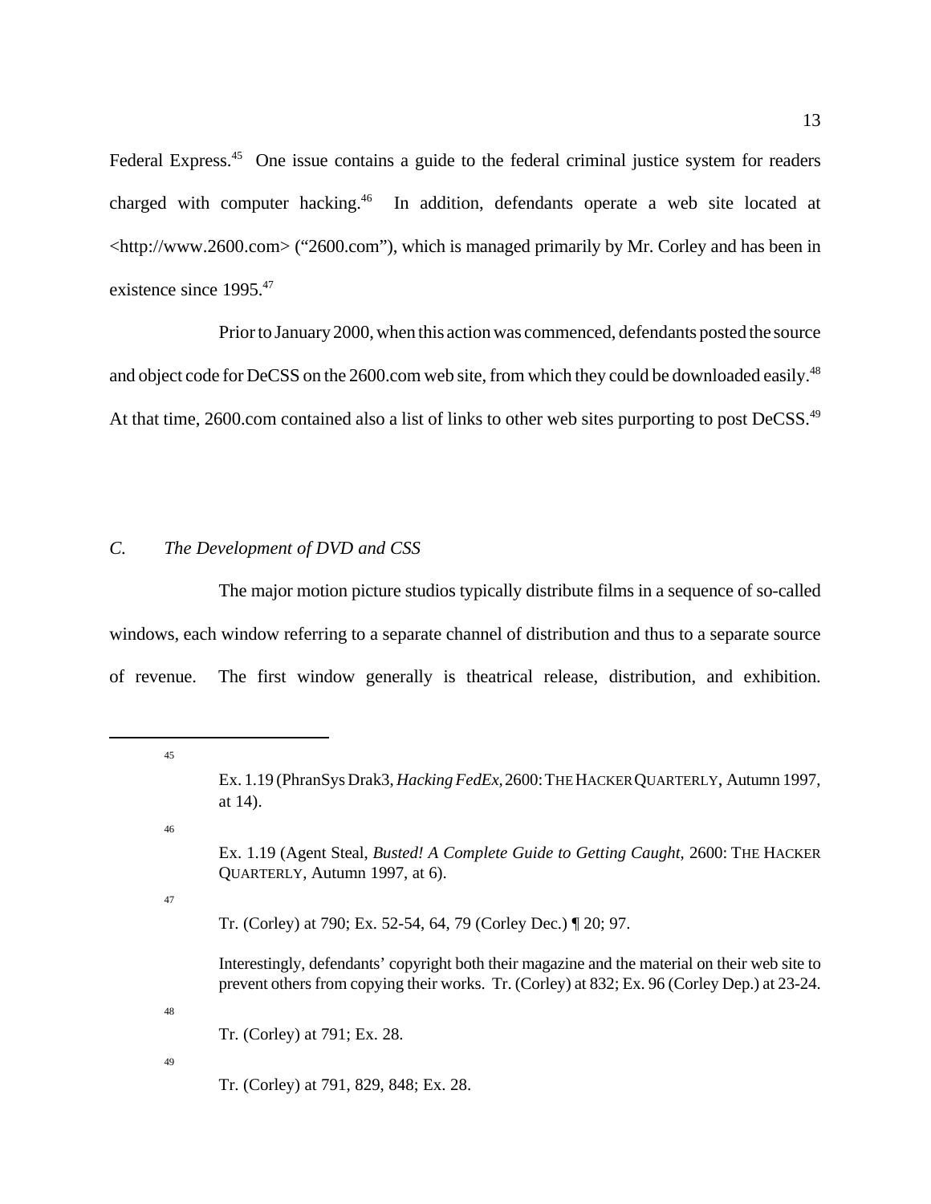Federal Express.[45] One issue contains a guide to the federal criminal justice system for readers charged with computer hacking.[46] In addition, defendants operate a web site located at <http://www.2600.com> ("2600.com"), which is managed primarily by Mr. Corley and has been in existence since 1995.[47]

Prior to January 2000, when this action was commenced, defendants posted the source and object code for DeCSS on the 2600.com web site, from which they could be downloaded easily.[48] At that time, 2600.com contained also a list of links to other web sites purporting to post DeCSS.[49]

### *C. The Development of DVD and CSS*

The major motion picture studios typically distribute films in a sequence of so-called windows, each window referring to a separate channel of distribution and thus to a separate source of revenue. The first window generally is theatrical release, distribution, and exhibition.

---

[45] Ex. 1.19 (PhranSys Drak3, *Hacking FedEx*, 2600: THE HACKER QUARTERLY, Autumn 1997, at 14).

[46] Ex. 1.19 (Agent Steal, *Busted! A Complete Guide to Getting Caught*, 2600: THE HACKER QUARTERLY, Autumn 1997, at 6).

[47] Tr. (Corley) at 790; Ex. 52-54, 64, 79 (Corley Dec.) ¶ 20; 97.

Interestingly, defendants' copyright both their magazine and the material on their web site to prevent others from copying their works. Tr. (Corley) at 832; Ex. 96 (Corley Dep.) at 23-24.

[48] Tr. (Corley) at 791; Ex. 28.

[49] Tr. (Corley) at 791, 829, 848; Ex. 28.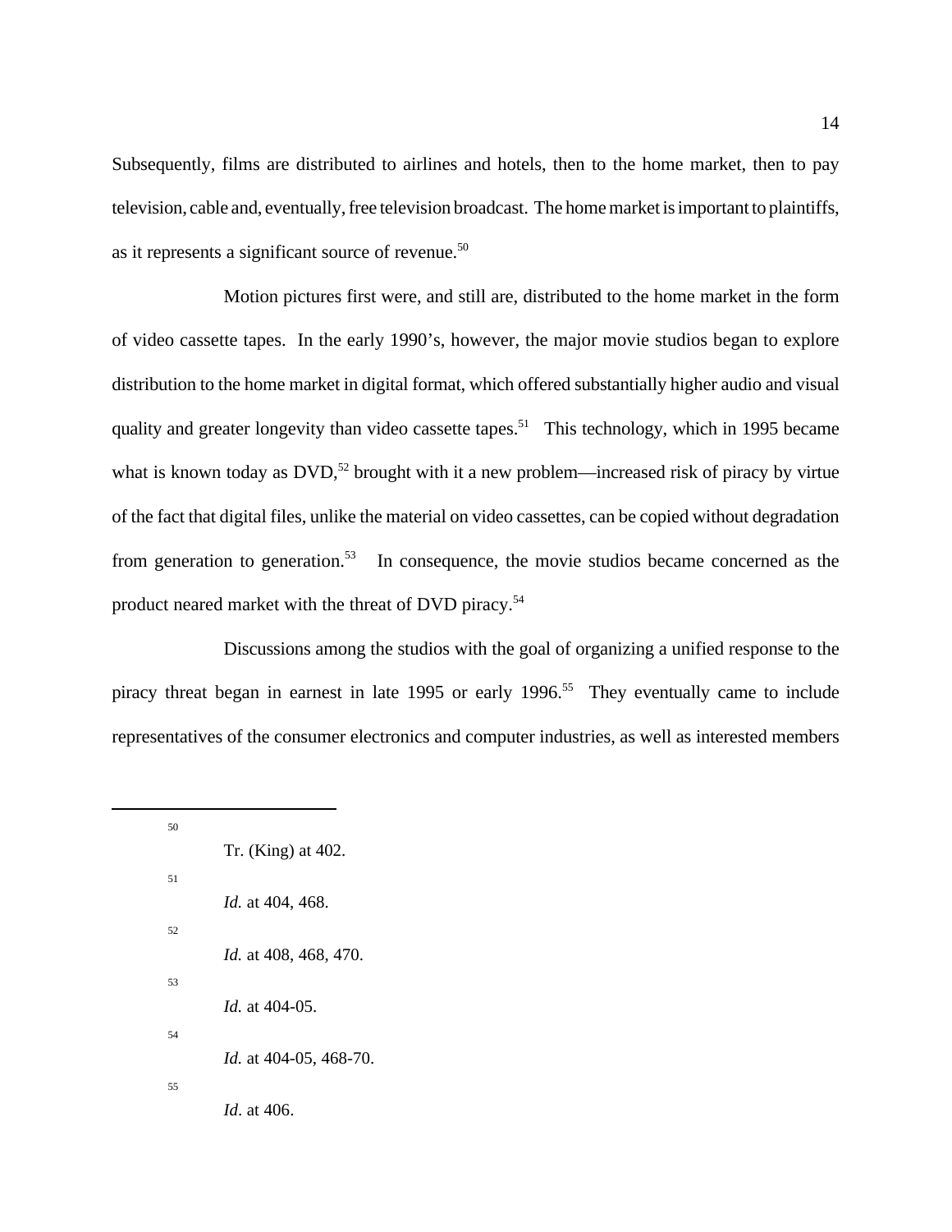Subsequently, films are distributed to airlines and hotels, then to the home market, then to pay television, cable and, eventually, free television broadcast. The home market is important to plaintiffs, as it represents a significant source of revenue.[50]

Motion pictures first were, and still are, distributed to the home market in the form of video cassette tapes. In the early 1990's, however, the major movie studios began to explore distribution to the home market in digital format, which offered substantially higher audio and visual quality and greater longevity than video cassette tapes.[51] This technology, which in 1995 became what is known today as DVD,[52] brought with it a new problem—increased risk of piracy by virtue of the fact that digital files, unlike the material on video cassettes, can be copied without degradation from generation to generation.[53] In consequence, the movie studios became concerned as the product neared market with the threat of DVD piracy.[54]

Discussions among the studios with the goal of organizing a unified response to the piracy threat began in earnest in late 1995 or early 1996.[55] They eventually came to include representatives of the consumer electronics and computer industries, as well as interested members

---

[50] Tr. (King) at 402.

[51] *Id.* at 404, 468.

[52] *Id.* at 408, 468, 470.

[53] *Id.* at 404-05.

[54] *Id.* at 404-05, 468-70.

[55] *Id*. at 406.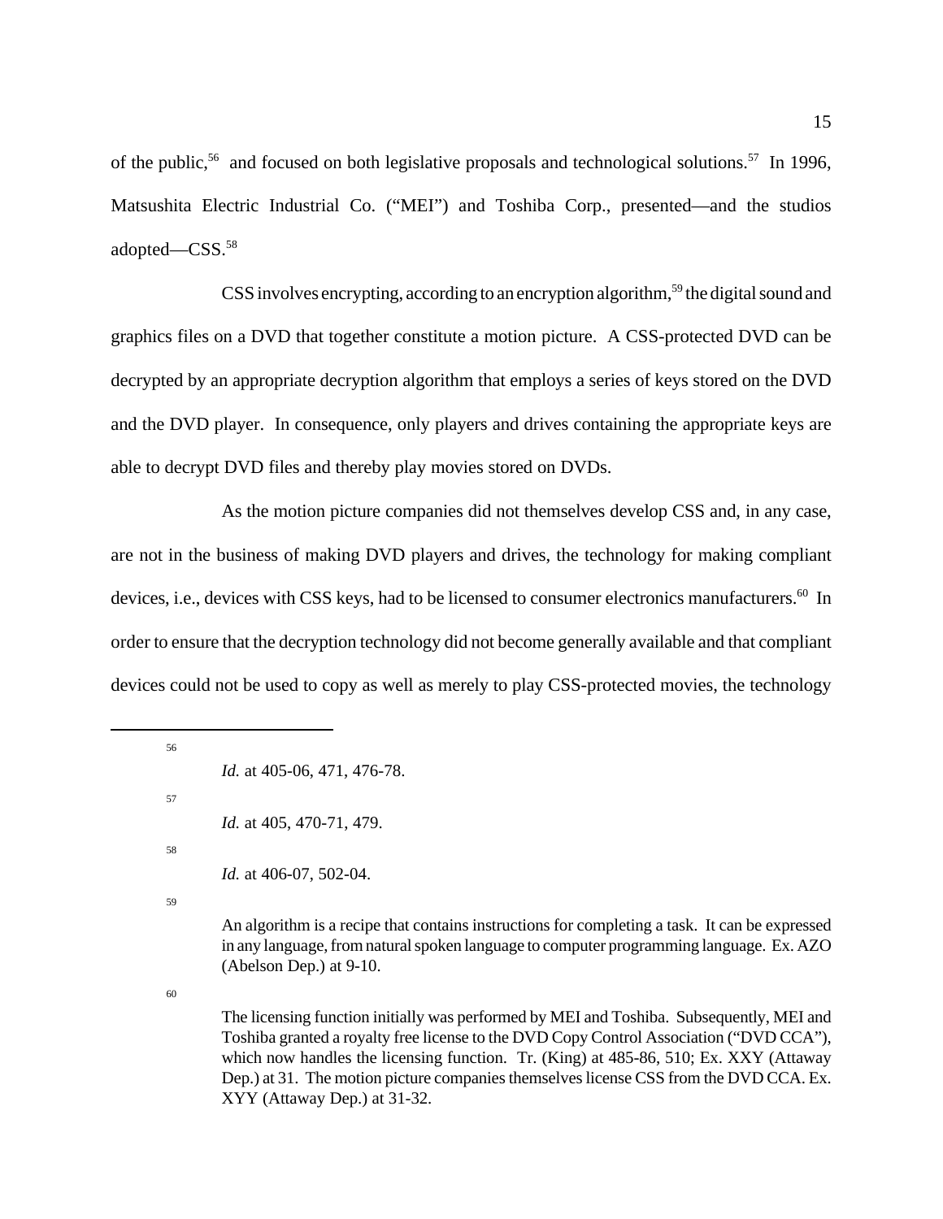of the public,[56] and focused on both legislative proposals and technological solutions.[57] In 1996, Matsushita Electric Industrial Co. ("MEI") and Toshiba Corp., presented—and the studios adopted—CSS.[58]

CSS involves encrypting, according to an encryption algorithm,[59] the digital sound and graphics files on a DVD that together constitute a motion picture. A CSS-protected DVD can be decrypted by an appropriate decryption algorithm that employs a series of keys stored on the DVD and the DVD player. In consequence, only players and drives containing the appropriate keys are able to decrypt DVD files and thereby play movies stored on DVDs.

As the motion picture companies did not themselves develop CSS and, in any case, are not in the business of making DVD players and drives, the technology for making compliant devices, i.e., devices with CSS keys, had to be licensed to consumer electronics manufacturers.[60] In order to ensure that the decryption technology did not become generally available and that compliant devices could not be used to copy as well as merely to play CSS-protected movies, the technology

---

[56] *Id.* at 405-06, 471, 476-78.

[57] *Id.* at 405, 470-71, 479.

[58] *Id.* at 406-07, 502-04.

[59] An algorithm is a recipe that contains instructions for completing a task. It can be expressed in any language, from natural spoken language to computer programming language. Ex. AZO (Abelson Dep.) at 9-10.

[60] The licensing function initially was performed by MEI and Toshiba. Subsequently, MEI and Toshiba granted a royalty free license to the DVD Copy Control Association ("DVD CCA"), which now handles the licensing function. Tr. (King) at 485-86, 510; Ex. XXY (Attaway Dep.) at 31. The motion picture companies themselves license CSS from the DVD CCA. Ex. XYY (Attaway Dep.) at 31-32.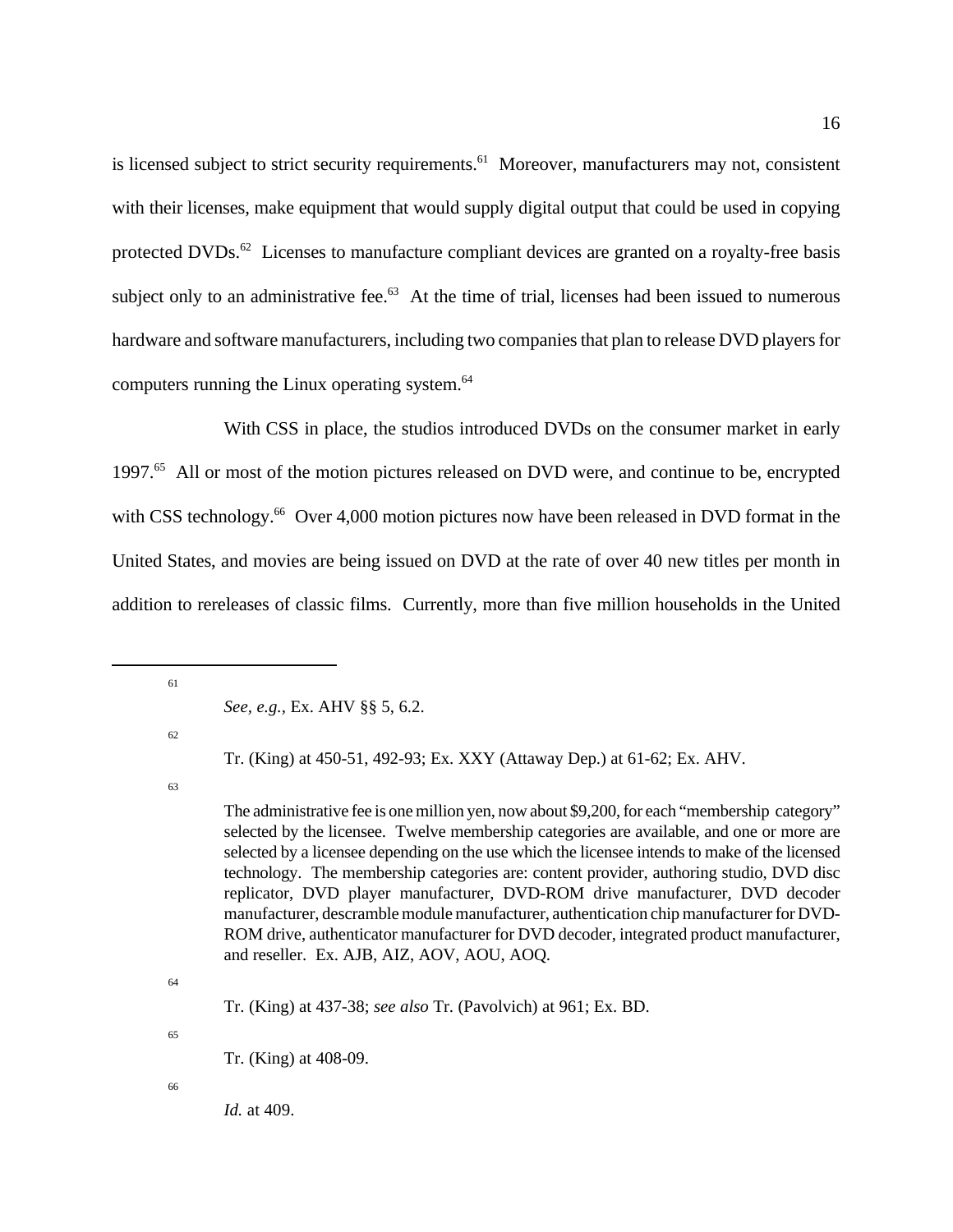is licensed subject to strict security requirements.[61] Moreover, manufacturers may not, consistent with their licenses, make equipment that would supply digital output that could be used in copying protected DVDs.[62] Licenses to manufacture compliant devices are granted on a royalty-free basis subject only to an administrative fee.[63] At the time of trial, licenses had been issued to numerous hardware and software manufacturers, including two companies that plan to release DVD players for computers running the Linux operating system.[64]

With CSS in place, the studios introduced DVDs on the consumer market in early 1997.[65] All or most of the motion pictures released on DVD were, and continue to be, encrypted with CSS technology.[66] Over 4,000 motion pictures now have been released in DVD format in the United States, and movies are being issued on DVD at the rate of over 40 new titles per month in addition to rereleases of classic films. Currently, more than five million households in the United

---

[61] *See, e.g.*, Ex. AHV §§ 5, 6.2.

[62] Tr. (King) at 450-51, 492-93; Ex. XXY (Attaway Dep.) at 61-62; Ex. AHV.

[63] The administrative fee is one million yen, now about $9,200, for each "membership category" selected by the licensee. Twelve membership categories are available, and one or more are selected by a licensee depending on the use which the licensee intends to make of the licensed technology. The membership categories are: content provider, authoring studio, DVD disc replicator, DVD player manufacturer, DVD-ROM drive manufacturer, DVD decoder manufacturer, descramble module manufacturer, authentication chip manufacturer for DVD-ROM drive, authenticator manufacturer for DVD decoder, integrated product manufacturer, and reseller. Ex. AJB, AIZ, AOV, AOU, AOQ.

[64] Tr. (King) at 437-38; *see also* Tr. (Pavolvich) at 961; Ex. BD.

[65] Tr. (King) at 408-09.

[66] *Id.* at 409.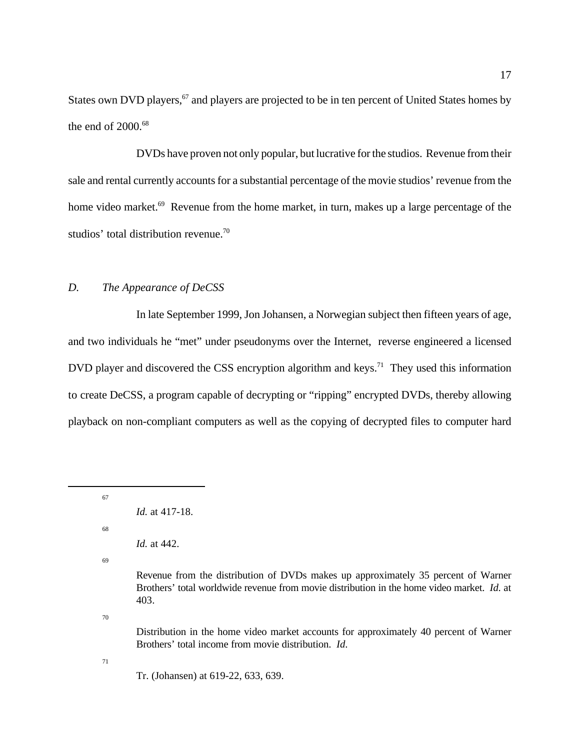States own DVD players,[67] and players are projected to be in ten percent of United States homes by the end of 2000.[68]

DVDs have proven not only popular, but lucrative for the studios. Revenue from their sale and rental currently accounts for a substantial percentage of the movie studios' revenue from the home video market.[69] Revenue from the home market, in turn, makes up a large percentage of the studios' total distribution revenue.[70]

### *D. The Appearance of DeCSS*

In late September 1999, Jon Johansen, a Norwegian subject then fifteen years of age, and two individuals he "met" under pseudonyms over the Internet, reverse engineered a licensed DVD player and discovered the CSS encryption algorithm and keys.[71] They used this information to create DeCSS, a program capable of decrypting or "ripping" encrypted DVDs, thereby allowing playback on non-compliant computers as well as the copying of decrypted files to computer hard

---

[67] *Id.* at 417-18.

[68] *Id.* at 442.

[69] Revenue from the distribution of DVDs makes up approximately 35 percent of Warner Brothers' total worldwide revenue from movie distribution in the home video market. *Id.* at 403.

[70] Distribution in the home video market accounts for approximately 40 percent of Warner Brothers' total income from movie distribution. *Id*.

[71] Tr. (Johansen) at 619-22, 633, 639.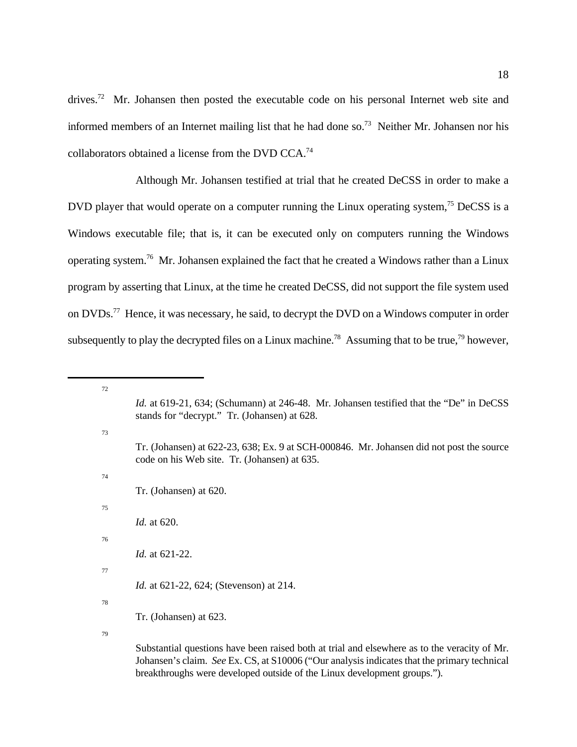drives.[72] Mr. Johansen then posted the executable code on his personal Internet web site and informed members of an Internet mailing list that he had done so.[73] Neither Mr. Johansen nor his collaborators obtained a license from the DVD CCA.[74]

Although Mr. Johansen testified at trial that he created DeCSS in order to make a DVD player that would operate on a computer running the Linux operating system,[75] DeCSS is a Windows executable file; that is, it can be executed only on computers running the Windows operating system.[76] Mr. Johansen explained the fact that he created a Windows rather than a Linux program by asserting that Linux, at the time he created DeCSS, did not support the file system used on DVDs.[77] Hence, it was necessary, he said, to decrypt the DVD on a Windows computer in order subsequently to play the decrypted files on a Linux machine.[78] Assuming that to be true,[79] however,

---

[72] *Id.* at 619-21, 634; (Schumann) at 246-48. Mr. Johansen testified that the "De" in DeCSS stands for "decrypt." Tr. (Johansen) at 628.

[73] Tr. (Johansen) at 622-23, 638; Ex. 9 at SCH-000846. Mr. Johansen did not post the source code on his Web site. Tr. (Johansen) at 635.

[74] Tr. (Johansen) at 620.

[75] *Id.* at 620.

[76] *Id.* at 621-22.

[77] *Id.* at 621-22, 624; (Stevenson) at 214.

[78] Tr. (Johansen) at 623.

[79] Substantial questions have been raised both at trial and elsewhere as to the veracity of Mr. Johansen's claim. *See* Ex. CS, at S10006 ("Our analysis indicates that the primary technical breakthroughs were developed outside of the Linux development groups.").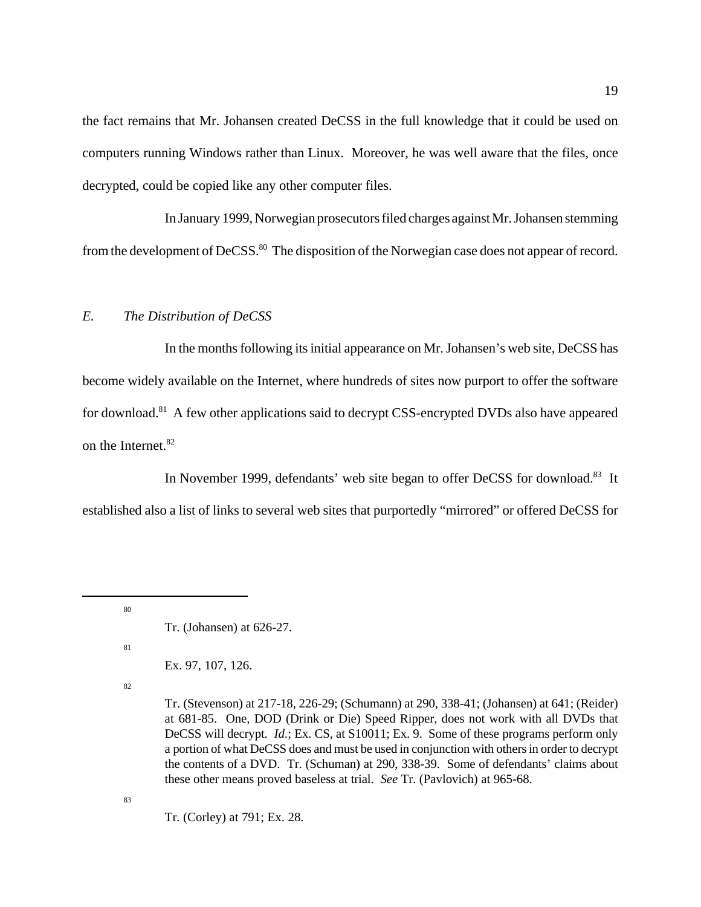the fact remains that Mr. Johansen created DeCSS in the full knowledge that it could be used on computers running Windows rather than Linux. Moreover, he was well aware that the files, once decrypted, could be copied like any other computer files.

In January 1999, Norwegian prosecutors filed charges against Mr. Johansen stemming from the development of DeCSS.[80] The disposition of the Norwegian case does not appear of record.

### *E. The Distribution of DeCSS*

In the months following its initial appearance on Mr. Johansen's web site, DeCSS has become widely available on the Internet, where hundreds of sites now purport to offer the software for download.[81] A few other applications said to decrypt CSS-encrypted DVDs also have appeared on the Internet.[82]

In November 1999, defendants' web site began to offer DeCSS for download.[83] It established also a list of links to several web sites that purportedly "mirrored" or offered DeCSS for

---

[80] Tr. (Johansen) at 626-27.

[81] Ex. 97, 107, 126.

[82] Tr. (Stevenson) at 217-18, 226-29; (Schumann) at 290, 338-41; (Johansen) at 641; (Reider) at 681-85. One, DOD (Drink or Die) Speed Ripper, does not work with all DVDs that DeCSS will decrypt. *Id.*; Ex. CS, at S10011; Ex. 9. Some of these programs perform only a portion of what DeCSS does and must be used in conjunction with others in order to decrypt the contents of a DVD. Tr. (Schuman) at 290, 338-39. Some of defendants' claims about these other means proved baseless at trial. *See* Tr. (Pavlovich) at 965-68.

[83] Tr. (Corley) at 791; Ex. 28.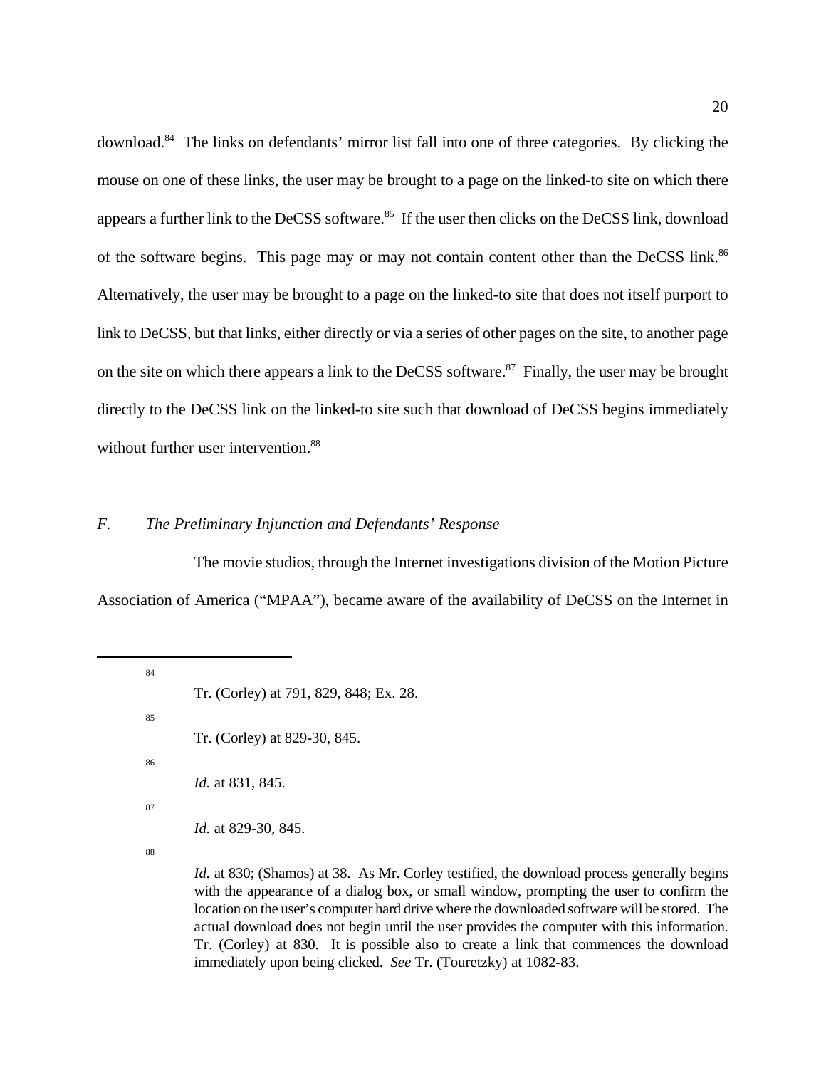download.[84] The links on defendants' mirror list fall into one of three categories. By clicking the mouse on one of these links, the user may be brought to a page on the linked-to site on which there appears a further link to the DeCSS software.[85] If the user then clicks on the DeCSS link, download of the software begins. This page may or may not contain content other than the DeCSS link.[86] Alternatively, the user may be brought to a page on the linked-to site that does not itself purport to link to DeCSS, but that links, either directly or via a series of other pages on the site, to another page on the site on which there appears a link to the DeCSS software.[87] Finally, the user may be brought directly to the DeCSS link on the linked-to site such that download of DeCSS begins immediately without further user intervention.[88]

### *F. The Preliminary Injunction and Defendants' Response*

The movie studios, through the Internet investigations division of the Motion Picture Association of America ("MPAA"), became aware of the availability of DeCSS on the Internet in

---

[84] Tr. (Corley) at 791, 829, 848; Ex. 28.

[85] Tr. (Corley) at 829-30, 845.

[86] *Id.* at 831, 845.

[87] *Id.* at 829-30, 845.

[88] *Id.* at 830; (Shamos) at 38. As Mr. Corley testified, the download process generally begins with the appearance of a dialog box, or small window, prompting the user to confirm the location on the user's computer hard drive where the downloaded software will be stored. The actual download does not begin until the user provides the computer with this information. Tr. (Corley) at 830. It is possible also to create a link that commences the download immediately upon being clicked. *See* Tr. (Touretzky) at 1082-83.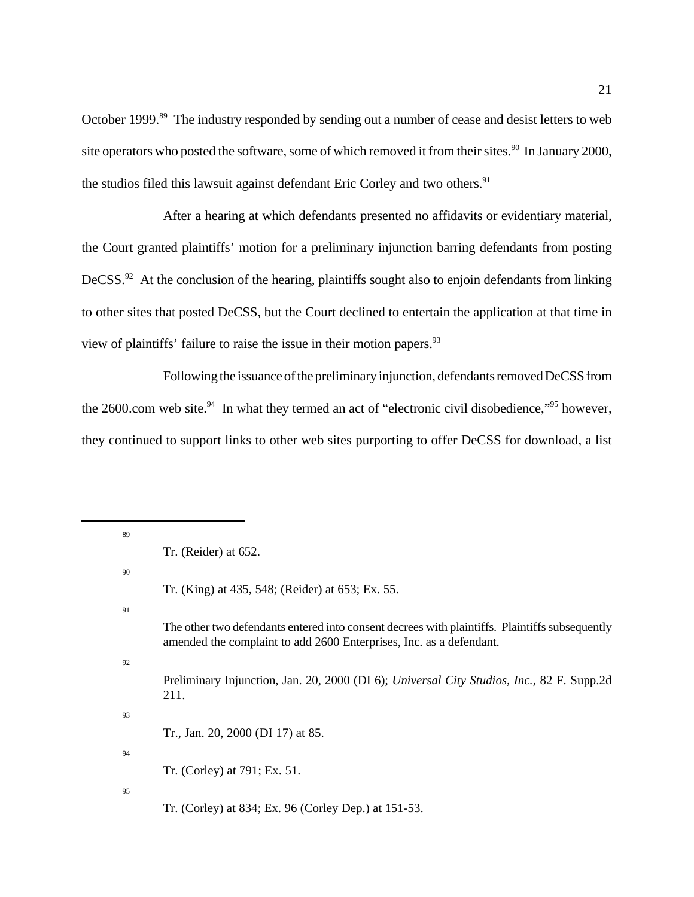October 1999.[89] The industry responded by sending out a number of cease and desist letters to web site operators who posted the software, some of which removed it from their sites.[90] In January 2000, the studios filed this lawsuit against defendant Eric Corley and two others.[91]

After a hearing at which defendants presented no affidavits or evidentiary material, the Court granted plaintiffs' motion for a preliminary injunction barring defendants from posting DeCSS.[92] At the conclusion of the hearing, plaintiffs sought also to enjoin defendants from linking to other sites that posted DeCSS, but the Court declined to entertain the application at that time in view of plaintiffs' failure to raise the issue in their motion papers.[93]

Following the issuance of the preliminary injunction, defendants removed DeCSS from the 2600.com web site.[94] In what they termed an act of "electronic civil disobedience,"[95] however, they continued to support links to other web sites purporting to offer DeCSS for download, a list

---

[89] Tr. (Reider) at 652.

[90] Tr. (King) at 435, 548; (Reider) at 653; Ex. 55.

[91] The other two defendants entered into consent decrees with plaintiffs. Plaintiffs subsequently amended the complaint to add 2600 Enterprises, Inc. as a defendant.

[92] Preliminary Injunction, Jan. 20, 2000 (DI 6); *Universal City Studios, Inc.*, 82 F. Supp.2d 211.

[93] Tr., Jan. 20, 2000 (DI 17) at 85.

[94] Tr. (Corley) at 791; Ex. 51.

[95] Tr. (Corley) at 834; Ex. 96 (Corley Dep.) at 151-53.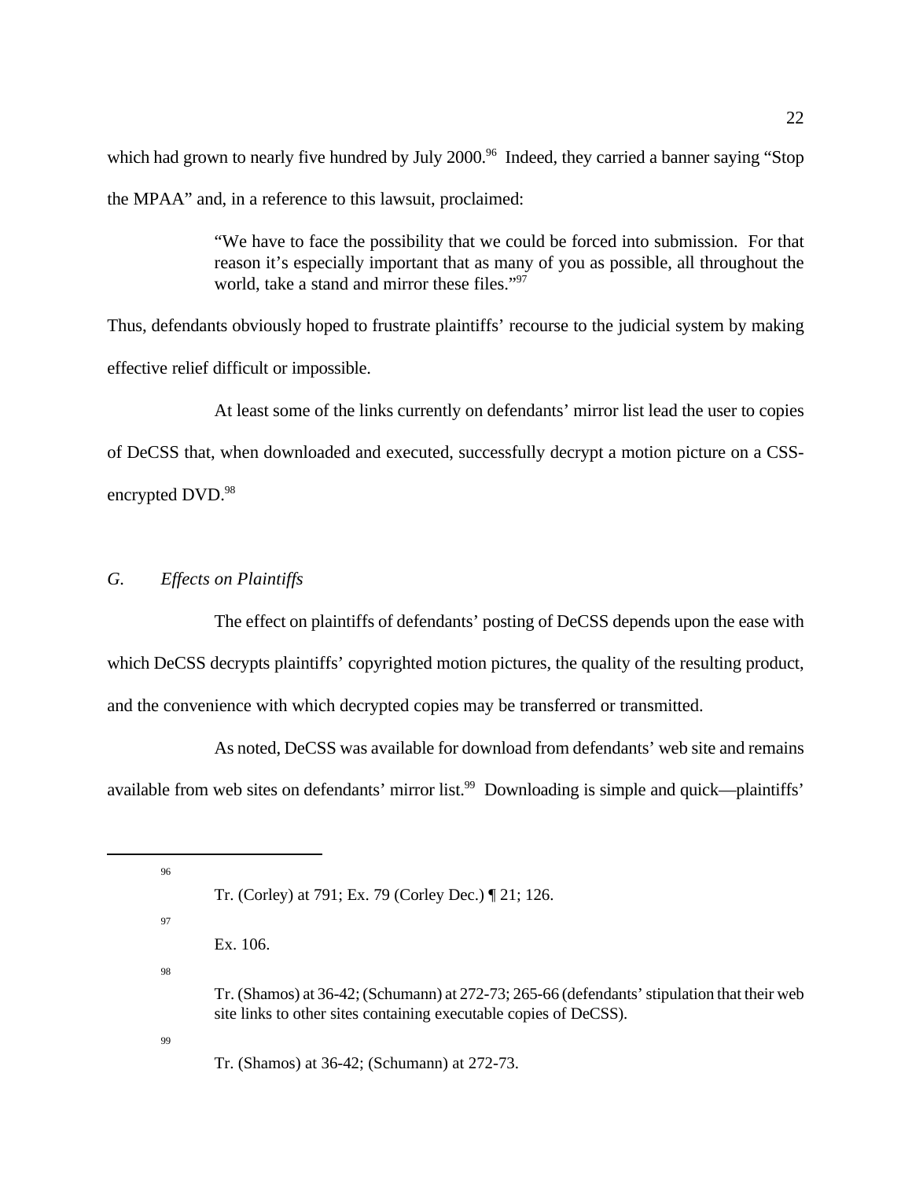which had grown to nearly five hundred by July 2000.[96] Indeed, they carried a banner saying "Stop the MPAA" and, in a reference to this lawsuit, proclaimed:

> "We have to face the possibility that we could be forced into submission. For that reason it's especially important that as many of you as possible, all throughout the world, take a stand and mirror these files."[97]

Thus, defendants obviously hoped to frustrate plaintiffs' recourse to the judicial system by making effective relief difficult or impossible.

At least some of the links currently on defendants' mirror list lead the user to copies of DeCSS that, when downloaded and executed, successfully decrypt a motion picture on a CSS-encrypted DVD.[98]

### *G. Effects on Plaintiffs*

The effect on plaintiffs of defendants' posting of DeCSS depends upon the ease with which DeCSS decrypts plaintiffs' copyrighted motion pictures, the quality of the resulting product, and the convenience with which decrypted copies may be transferred or transmitted.

As noted, DeCSS was available for download from defendants' web site and remains available from web sites on defendants' mirror list.[99] Downloading is simple and quick—plaintiffs'

---

[96] Tr. (Corley) at 791; Ex. 79 (Corley Dec.) ¶ 21; 126.

[97] Ex. 106.

[98] Tr. (Shamos) at 36-42; (Schumann) at 272-73; 265-66 (defendants' stipulation that their web site links to other sites containing executable copies of DeCSS).

[99] Tr. (Shamos) at 36-42; (Schumann) at 272-73.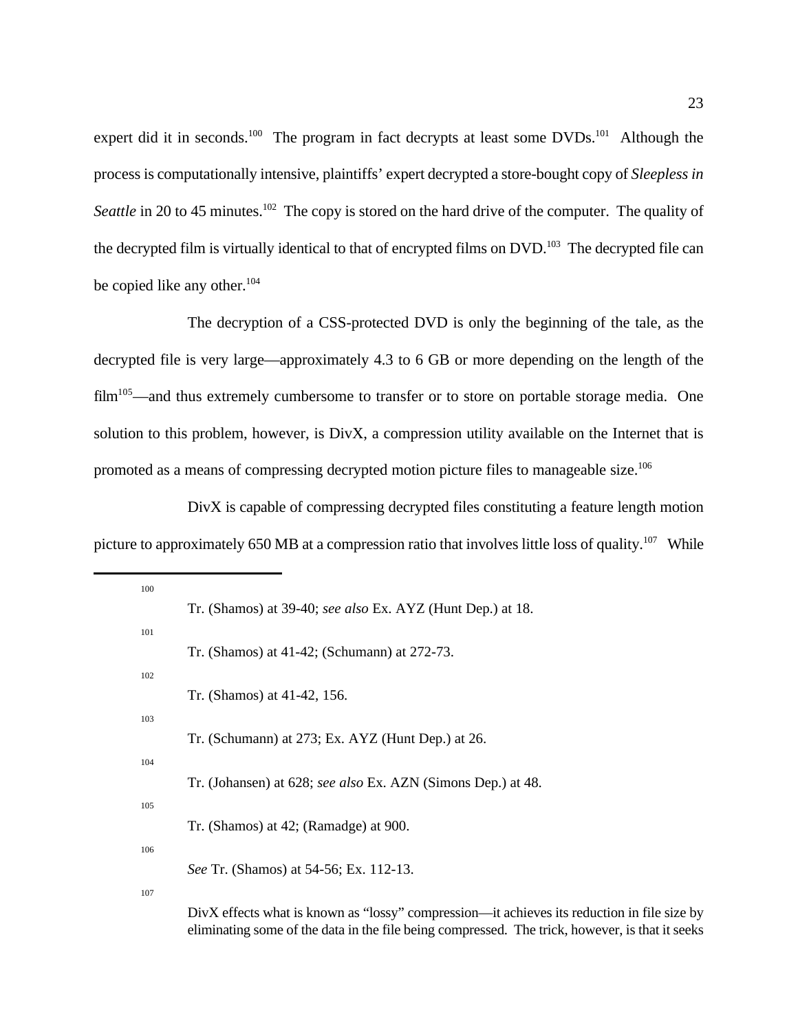expert did it in seconds.[100] The program in fact decrypts at least some DVDs.[101] Although the process is computationally intensive, plaintiffs' expert decrypted a store-bought copy of *Sleepless in Seattle* in 20 to 45 minutes.[102] The copy is stored on the hard drive of the computer. The quality of the decrypted film is virtually identical to that of encrypted films on DVD.[103] The decrypted file can be copied like any other.[104]

The decryption of a CSS-protected DVD is only the beginning of the tale, as the decrypted file is very large—approximately 4.3 to 6 GB or more depending on the length of the film[105]—and thus extremely cumbersome to transfer or to store on portable storage media. One solution to this problem, however, is DivX, a compression utility available on the Internet that is promoted as a means of compressing decrypted motion picture files to manageable size.[106]

DivX is capable of compressing decrypted files constituting a feature length motion picture to approximately 650 MB at a compression ratio that involves little loss of quality.[107] While

---

[100] Tr. (Shamos) at 39-40; *see also* Ex. AYZ (Hunt Dep.) at 18.

[101] Tr. (Shamos) at 41-42; (Schumann) at 272-73.

[102] Tr. (Shamos) at 41-42, 156.

[103] Tr. (Schumann) at 273; Ex. AYZ (Hunt Dep.) at 26.

[104] Tr. (Johansen) at 628; *see also* Ex. AZN (Simons Dep.) at 48.

[105] Tr. (Shamos) at 42; (Ramadge) at 900.

[106] *See* Tr. (Shamos) at 54-56; Ex. 112-13.

[107] DivX effects what is known as "lossy" compression—it achieves its reduction in file size by eliminating some of the data in the file being compressed. The trick, however, is that it seeks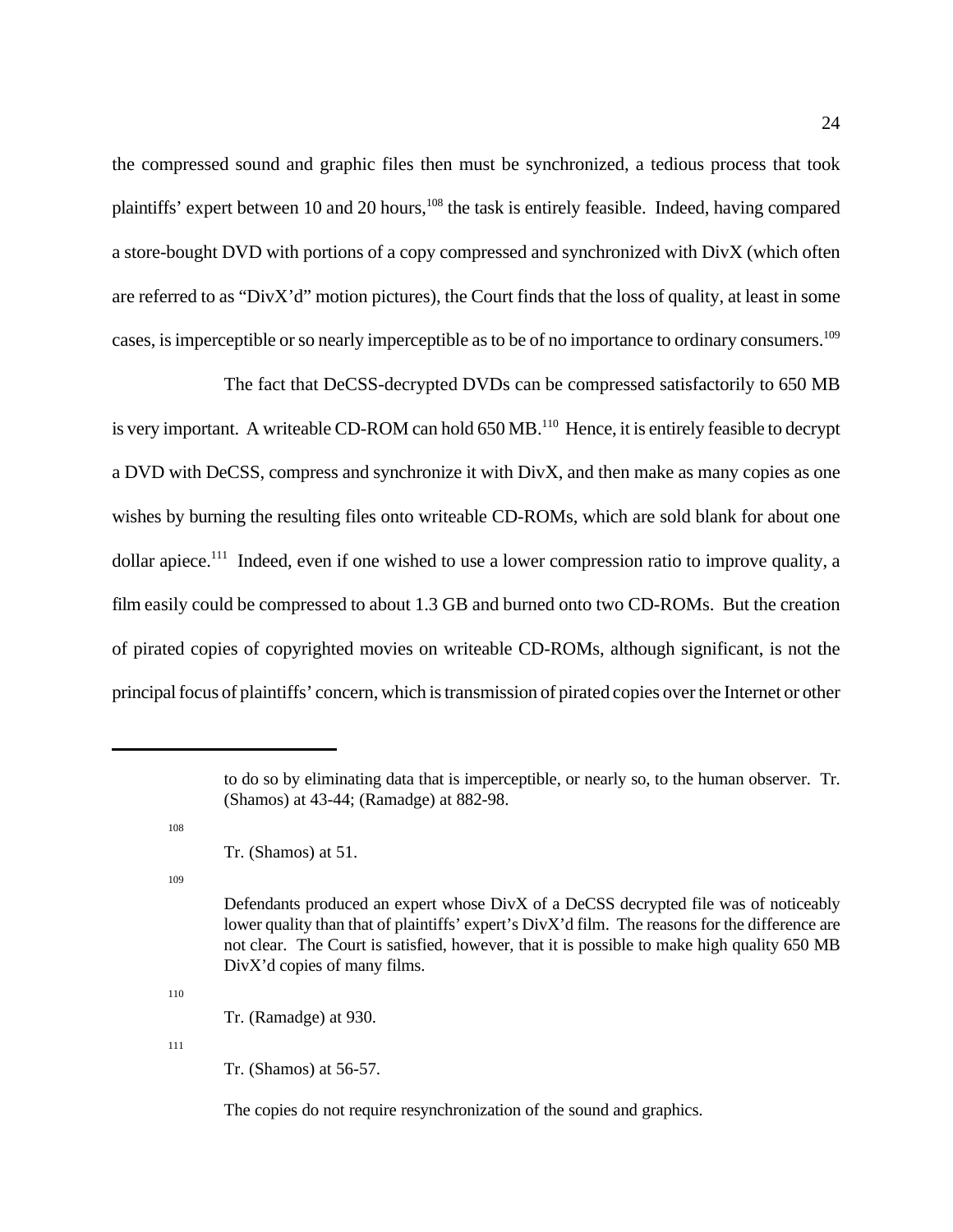the compressed sound and graphic files then must be synchronized, a tedious process that took plaintiffs' expert between 10 and 20 hours,[108] the task is entirely feasible. Indeed, having compared a store-bought DVD with portions of a copy compressed and synchronized with DivX (which often are referred to as "DivX'd" motion pictures), the Court finds that the loss of quality, at least in some cases, is imperceptible or so nearly imperceptible as to be of no importance to ordinary consumers.[109]

The fact that DeCSS-decrypted DVDs can be compressed satisfactorily to 650 MB is very important. A writeable CD-ROM can hold 650 MB.[110] Hence, it is entirely feasible to decrypt a DVD with DeCSS, compress and synchronize it with DivX, and then make as many copies as one wishes by burning the resulting files onto writeable CD-ROMs, which are sold blank for about one dollar apiece.[111] Indeed, even if one wished to use a lower compression ratio to improve quality, a film easily could be compressed to about 1.3 GB and burned onto two CD-ROMs. But the creation of pirated copies of copyrighted movies on writeable CD-ROMs, although significant, is not the principal focus of plaintiffs' concern, which is transmission of pirated copies over the Internet or other

---

to do so by eliminating data that is imperceptible, or nearly so, to the human observer. Tr. (Shamos) at 43-44; (Ramadge) at 882-98.

[108] Tr. (Shamos) at 51.

[109] Defendants produced an expert whose DivX of a DeCSS decrypted file was of noticeably lower quality than that of plaintiffs' expert's DivX'd film. The reasons for the difference are not clear. The Court is satisfied, however, that it is possible to make high quality 650 MB DivX'd copies of many films.

[110] Tr. (Ramadge) at 930.

[111] Tr. (Shamos) at 56-57.

The copies do not require resynchronization of the sound and graphics.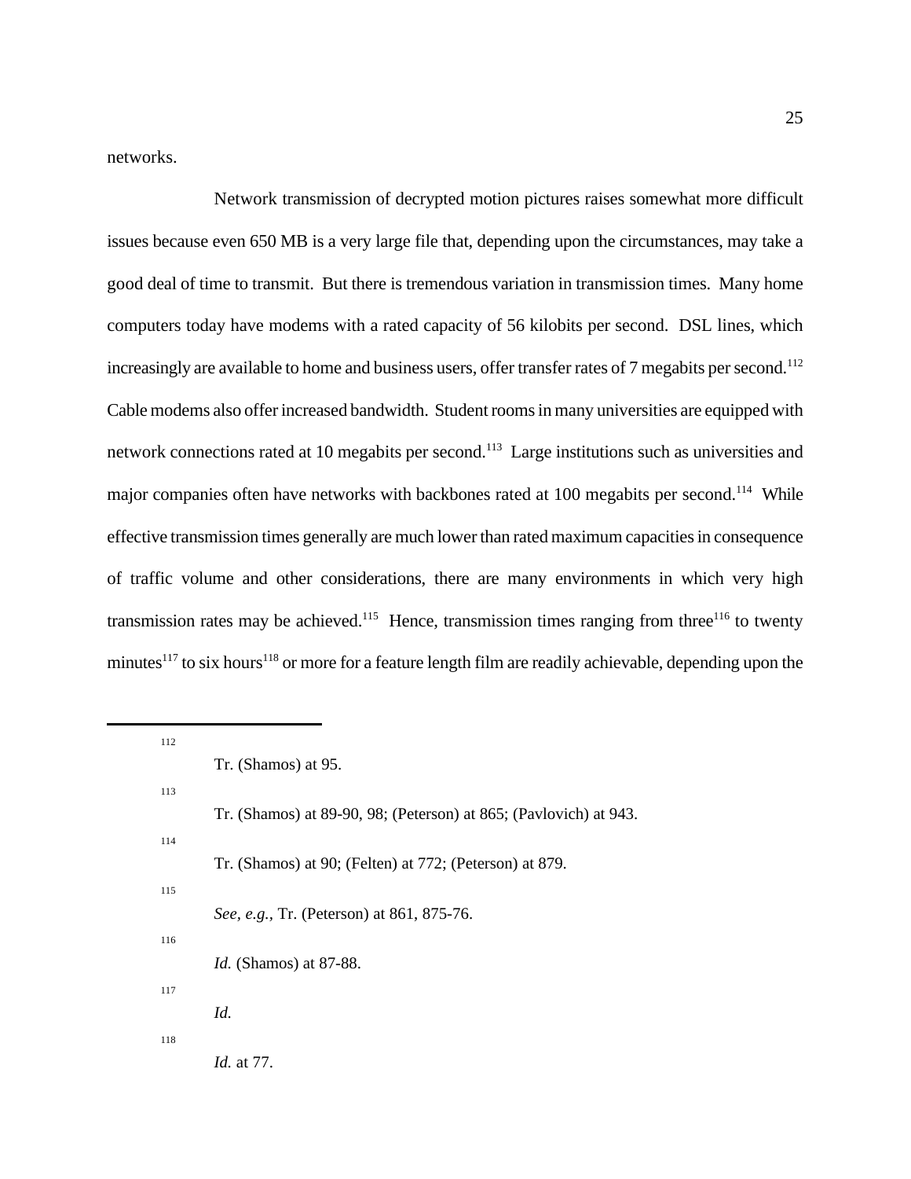networks.

Network transmission of decrypted motion pictures raises somewhat more difficult issues because even 650 MB is a very large file that, depending upon the circumstances, may take a good deal of time to transmit. But there is tremendous variation in transmission times. Many home computers today have modems with a rated capacity of 56 kilobits per second. DSL lines, which increasingly are available to home and business users, offer transfer rates of 7 megabits per second.[112] Cable modems also offer increased bandwidth. Student rooms in many universities are equipped with network connections rated at 10 megabits per second.[113] Large institutions such as universities and major companies often have networks with backbones rated at 100 megabits per second.[114] While effective transmission times generally are much lower than rated maximum capacities in consequence of traffic volume and other considerations, there are many environments in which very high transmission rates may be achieved.[115] Hence, transmission times ranging from three[116] to twenty minutes[117] to six hours[118] or more for a feature length film are readily achievable, depending upon the

---

[112] Tr. (Shamos) at 95.

[113] Tr. (Shamos) at 89-90, 98; (Peterson) at 865; (Pavlovich) at 943.

[114] Tr. (Shamos) at 90; (Felten) at 772; (Peterson) at 879.

[115] *See, e.g.,* Tr. (Peterson) at 861, 875-76.

[116] *Id.* (Shamos) at 87-88.

[117] *Id.*

[118] *Id.* at 77.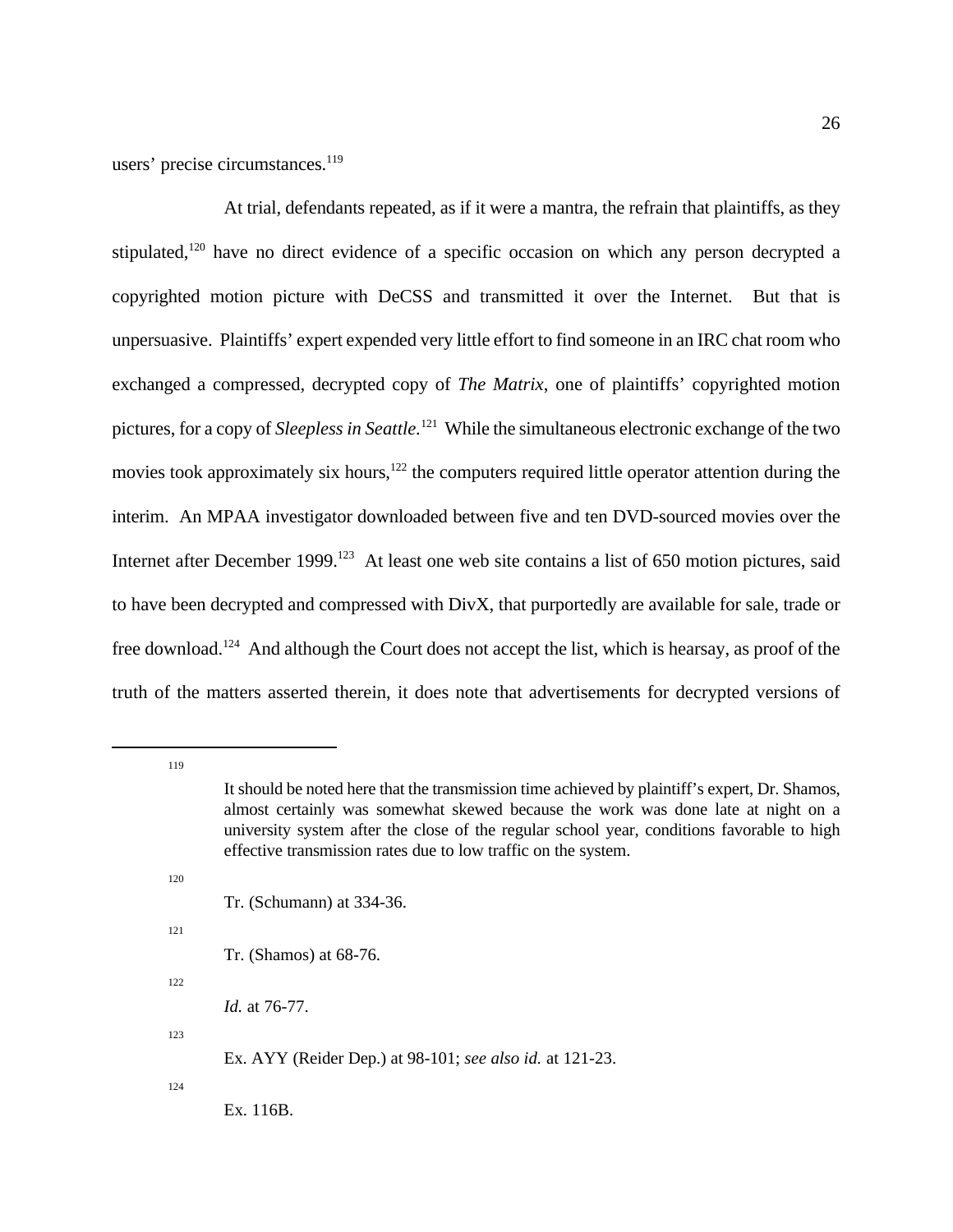users' precise circumstances.[119]

At trial, defendants repeated, as if it were a mantra, the refrain that plaintiffs, as they stipulated,[120] have no direct evidence of a specific occasion on which any person decrypted a copyrighted motion picture with DeCSS and transmitted it over the Internet. But that is unpersuasive. Plaintiffs' expert expended very little effort to find someone in an IRC chat room who exchanged a compressed, decrypted copy of *The Matrix*, one of plaintiffs' copyrighted motion pictures, for a copy of *Sleepless in Seattle*.[121] While the simultaneous electronic exchange of the two movies took approximately six hours,[122] the computers required little operator attention during the interim. An MPAA investigator downloaded between five and ten DVD-sourced movies over the Internet after December 1999.[123] At least one web site contains a list of 650 motion pictures, said to have been decrypted and compressed with DivX, that purportedly are available for sale, trade or free download.[124] And although the Court does not accept the list, which is hearsay, as proof of the truth of the matters asserted therein, it does note that advertisements for decrypted versions of

---

[119] It should be noted here that the transmission time achieved by plaintiff's expert, Dr. Shamos, almost certainly was somewhat skewed because the work was done late at night on a university system after the close of the regular school year, conditions favorable to high effective transmission rates due to low traffic on the system.

[120] Tr. (Schumann) at 334-36.

[121] Tr. (Shamos) at 68-76.

[122] *Id.* at 76-77.

[123] Ex. AYY (Reider Dep.) at 98-101; *see also id.* at 121-23.

[124] Ex. 116B.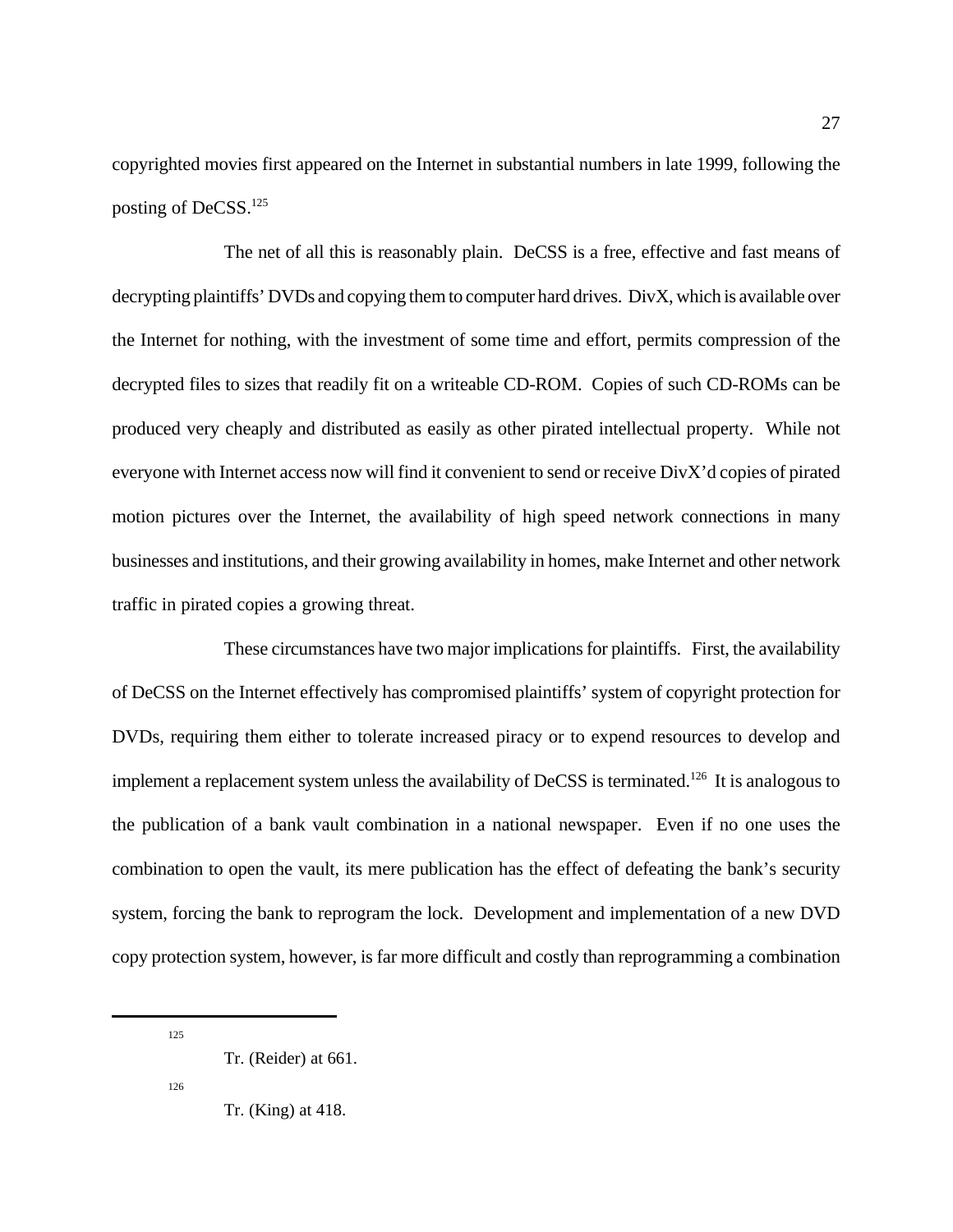copyrighted movies first appeared on the Internet in substantial numbers in late 1999, following the posting of DeCSS.[125]

The net of all this is reasonably plain. DeCSS is a free, effective and fast means of decrypting plaintiffs' DVDs and copying them to computer hard drives. DivX, which is available over the Internet for nothing, with the investment of some time and effort, permits compression of the decrypted files to sizes that readily fit on a writeable CD-ROM. Copies of such CD-ROMs can be produced very cheaply and distributed as easily as other pirated intellectual property. While not everyone with Internet access now will find it convenient to send or receive DivX'd copies of pirated motion pictures over the Internet, the availability of high speed network connections in many businesses and institutions, and their growing availability in homes, make Internet and other network traffic in pirated copies a growing threat.

These circumstances have two major implications for plaintiffs. First, the availability of DeCSS on the Internet effectively has compromised plaintiffs' system of copyright protection for DVDs, requiring them either to tolerate increased piracy or to expend resources to develop and implement a replacement system unless the availability of DeCSS is terminated.[126] It is analogous to the publication of a bank vault combination in a national newspaper. Even if no one uses the combination to open the vault, its mere publication has the effect of defeating the bank's security system, forcing the bank to reprogram the lock. Development and implementation of a new DVD copy protection system, however, is far more difficult and costly than reprogramming a combination

---

[125] Tr. (Reider) at 661.

[126] Tr. (King) at 418.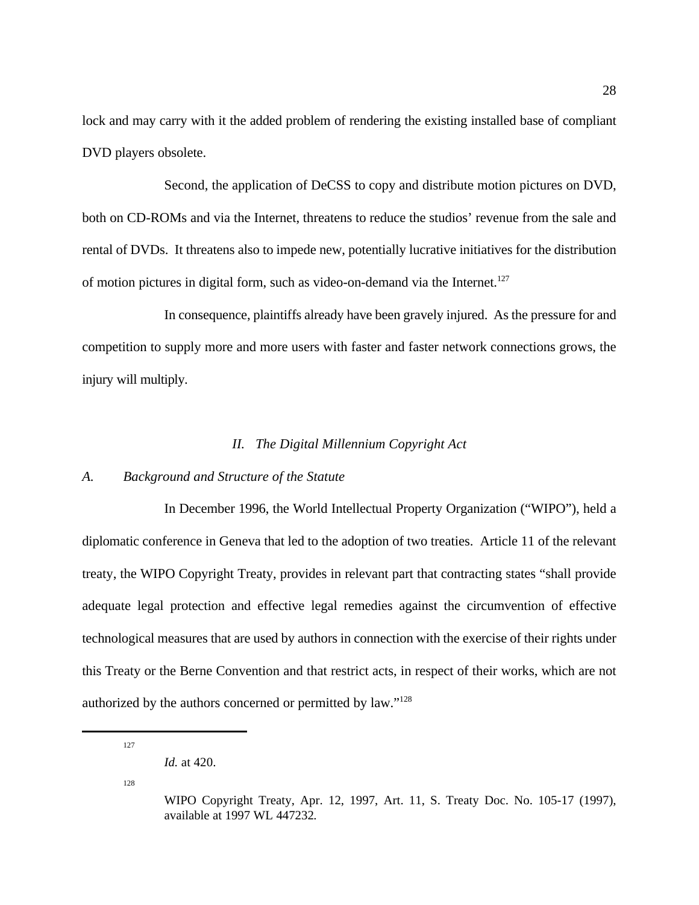lock and may carry with it the added problem of rendering the existing installed base of compliant DVD players obsolete.

Second, the application of DeCSS to copy and distribute motion pictures on DVD, both on CD-ROMs and via the Internet, threatens to reduce the studios' revenue from the sale and rental of DVDs. It threatens also to impede new, potentially lucrative initiatives for the distribution of motion pictures in digital form, such as video-on-demand via the Internet.[127]

In consequence, plaintiffs already have been gravely injured. As the pressure for and competition to supply more and more users with faster and faster network connections grows, the injury will multiply.

## *II. The Digital Millennium Copyright Act*

### *A. Background and Structure of the Statute*

In December 1996, the World Intellectual Property Organization ("WIPO"), held a diplomatic conference in Geneva that led to the adoption of two treaties. Article 11 of the relevant treaty, the WIPO Copyright Treaty, provides in relevant part that contracting states "shall provide adequate legal protection and effective legal remedies against the circumvention of effective technological measures that are used by authors in connection with the exercise of their rights under this Treaty or the Berne Convention and that restrict acts, in respect of their works, which are not authorized by the authors concerned or permitted by law."[128]

---

[127] *Id.* at 420.

[128] WIPO Copyright Treaty, Apr. 12, 1997, Art. 11, S. Treaty Doc. No. 105-17 (1997), available at 1997 WL 447232.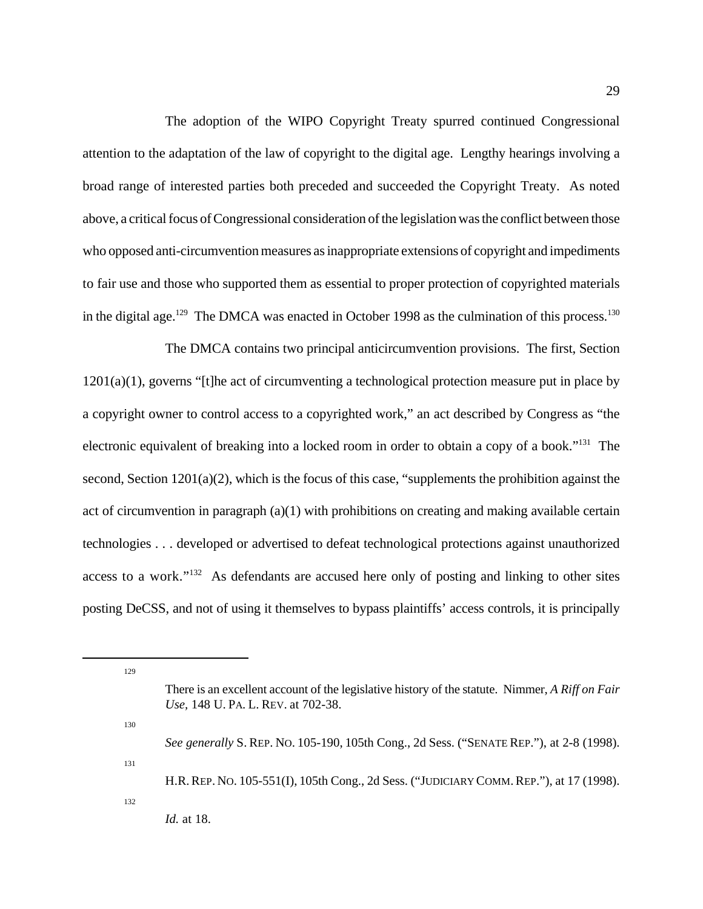The adoption of the WIPO Copyright Treaty spurred continued Congressional attention to the adaptation of the law of copyright to the digital age. Lengthy hearings involving a broad range of interested parties both preceded and succeeded the Copyright Treaty. As noted above, a critical focus of Congressional consideration of the legislation was the conflict between those who opposed anti-circumvention measures as inappropriate extensions of copyright and impediments to fair use and those who supported them as essential to proper protection of copyrighted materials in the digital age.[129] The DMCA was enacted in October 1998 as the culmination of this process.[130]

The DMCA contains two principal anticircumvention provisions. The first, Section 1201(a)(1), governs "[t]he act of circumventing a technological protection measure put in place by a copyright owner to control access to a copyrighted work," an act described by Congress as "the electronic equivalent of breaking into a locked room in order to obtain a copy of a book."[131] The second, Section 1201(a)(2), which is the focus of this case, "supplements the prohibition against the act of circumvention in paragraph (a)(1) with prohibitions on creating and making available certain technologies . . . developed or advertised to defeat technological protections against unauthorized access to a work."[132] As defendants are accused here only of posting and linking to other sites posting DeCSS, and not of using it themselves to bypass plaintiffs' access controls, it is principally

---

[129] There is an excellent account of the legislative history of the statute. Nimmer, *A Riff on Fair Use*, 148 U. PA. L. REV. at 702-38.

[130] *See generally* S. REP. NO. 105-190, 105th Cong., 2d Sess. ("SENATE REP."), at 2-8 (1998).

[131] H.R. REP. NO. 105-551(I), 105th Cong., 2d Sess. ("JUDICIARY COMM. REP."), at 17 (1998).

[132] *Id.* at 18.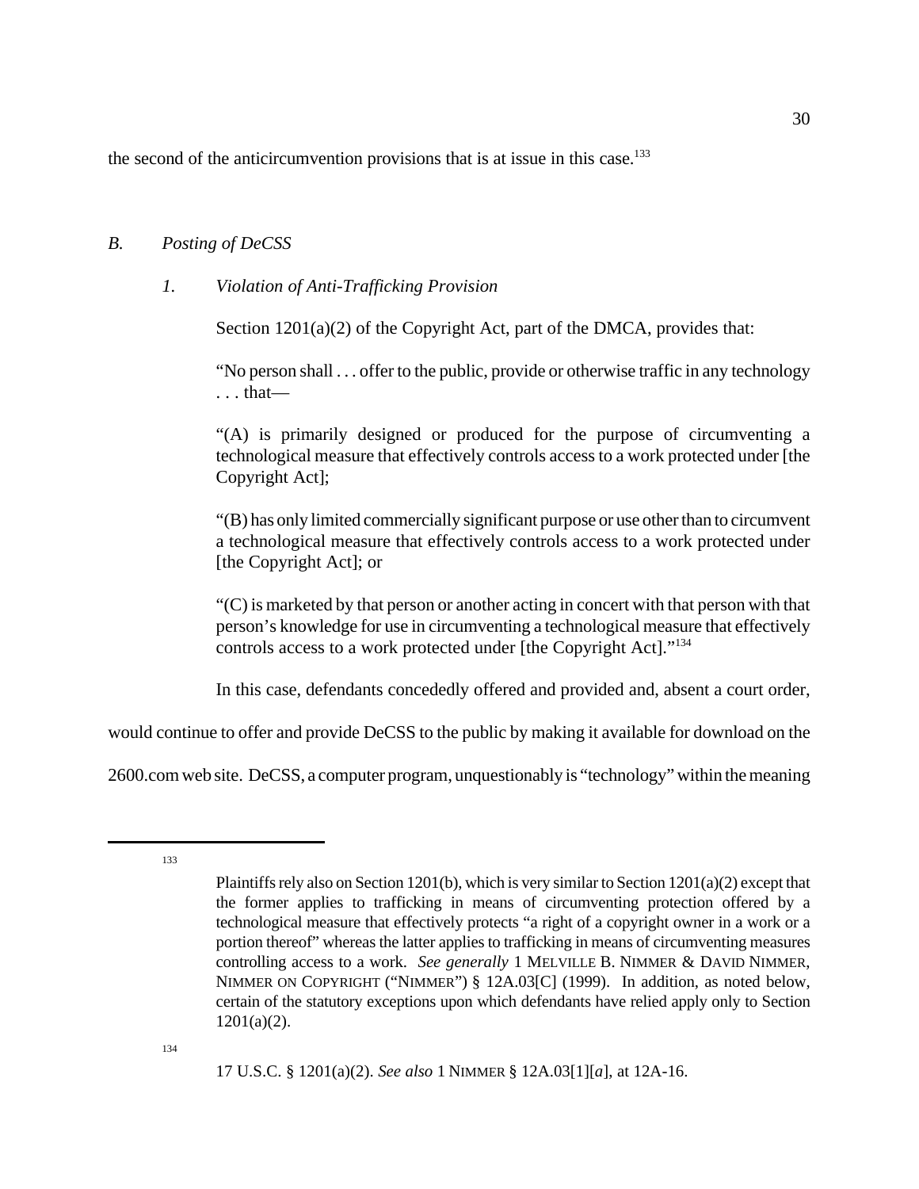the second of the anticircumvention provisions that is at issue in this case.[133]

### *B. Posting of DeCSS*

#### *1. Violation of Anti-Trafficking Provision*

Section 1201(a)(2) of the Copyright Act, part of the DMCA, provides that:

> "No person shall . . . offer to the public, provide or otherwise traffic in any technology . . . that—
>
> "(A) is primarily designed or produced for the purpose of circumventing a technological measure that effectively controls access to a work protected under [the Copyright Act];
>
> "(B) has only limited commercially significant purpose or use other than to circumvent a technological measure that effectively controls access to a work protected under [the Copyright Act]; or
>
> "(C) is marketed by that person or another acting in concert with that person with that person's knowledge for use in circumventing a technological measure that effectively controls access to a work protected under [the Copyright Act]."[134]

In this case, defendants concededly offered and provided and, absent a court order, would continue to offer and provide DeCSS to the public by making it available for download on the 2600.com web site. DeCSS, a computer program, unquestionably is "technology" within the meaning

---

[133] Plaintiffs rely also on Section 1201(b), which is very similar to Section 1201(a)(2) except that the former applies to trafficking in means of circumventing protection offered by a technological measure that effectively protects "a right of a copyright owner in a work or a portion thereof" whereas the latter applies to trafficking in means of circumventing measures controlling access to a work. *See generally* 1 MELVILLE B. NIMMER & DAVID NIMMER, NIMMER ON COPYRIGHT ("NIMMER") § 12A.03[C] (1999). In addition, as noted below, certain of the statutory exceptions upon which defendants have relied apply only to Section 1201(a)(2).

[134] 17 U.S.C. § 1201(a)(2). *See also* 1 NIMMER § 12A.03[1][*a*], at 12A-16.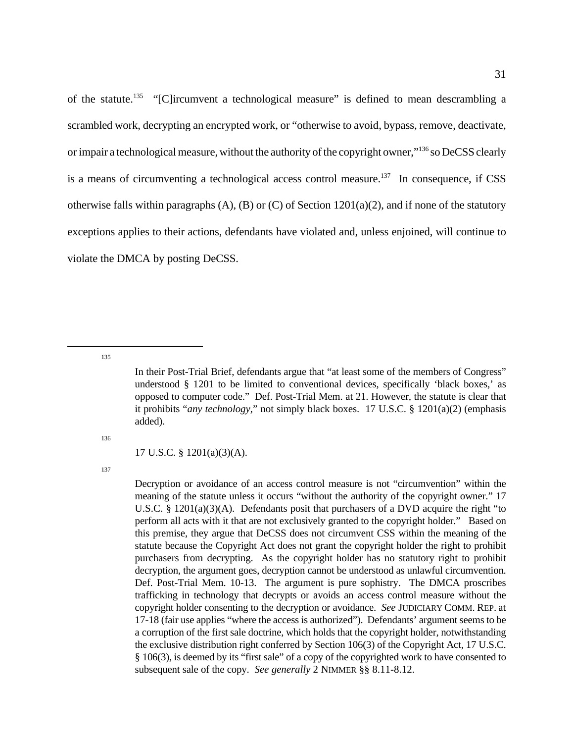of the statute.[135] "[C]ircumvent a technological measure" is defined to mean descrambling a scrambled work, decrypting an encrypted work, or "otherwise to avoid, bypass, remove, deactivate, or impair a technological measure, without the authority of the copyright owner,"[136] so DeCSS clearly is a means of circumventing a technological access control measure.[137] In consequence, if CSS otherwise falls within paragraphs (A), (B) or (C) of Section 1201(a)(2), and if none of the statutory exceptions applies to their actions, defendants have violated and, unless enjoined, will continue to violate the DMCA by posting DeCSS.

---

[135] In their Post-Trial Brief, defendants argue that "at least some of the members of Congress" understood § 1201 to be limited to conventional devices, specifically 'black boxes,' as opposed to computer code." Def. Post-Trial Mem. at 21. However, the statute is clear that it prohibits "*any technology*," not simply black boxes. 17 U.S.C. § 1201(a)(2) (emphasis added).

[136] 17 U.S.C. § 1201(a)(3)(A).

[137] Decryption or avoidance of an access control measure is not "circumvention" within the meaning of the statute unless it occurs "without the authority of the copyright owner." 17 U.S.C. § 1201(a)(3)(A). Defendants posit that purchasers of a DVD acquire the right "to perform all acts with it that are not exclusively granted to the copyright holder." Based on this premise, they argue that DeCSS does not circumvent CSS within the meaning of the statute because the Copyright Act does not grant the copyright holder the right to prohibit purchasers from decrypting. As the copyright holder has no statutory right to prohibit decryption, the argument goes, decryption cannot be understood as unlawful circumvention. Def. Post-Trial Mem. 10-13. The argument is pure sophistry. The DMCA proscribes trafficking in technology that decrypts or avoids an access control measure without the copyright holder consenting to the decryption or avoidance. *See* JUDICIARY COMM. REP. at 17-18 (fair use applies "where the access is authorized"). Defendants' argument seems to be a corruption of the first sale doctrine, which holds that the copyright holder, notwithstanding the exclusive distribution right conferred by Section 106(3) of the Copyright Act, 17 U.S.C. § 106(3), is deemed by its "first sale" of a copy of the copyrighted work to have consented to subsequent sale of the copy. *See generally* 2 NIMMER §§ 8.11-8.12.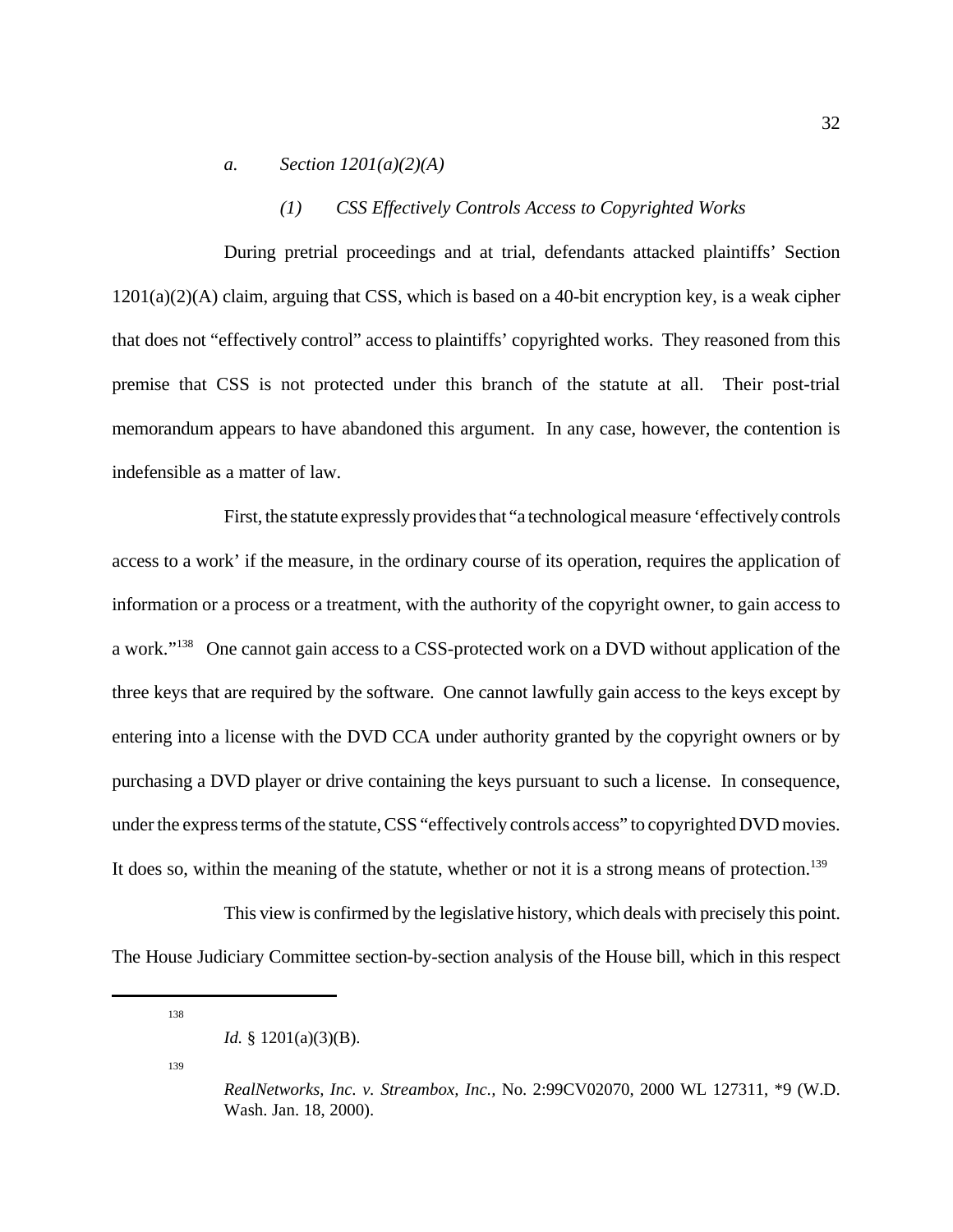*a. Section 1201(a)(2)(A)*

*(1) CSS Effectively Controls Access to Copyrighted Works*

During pretrial proceedings and at trial, defendants attacked plaintiffs' Section 1201(a)(2)(A) claim, arguing that CSS, which is based on a 40-bit encryption key, is a weak cipher that does not "effectively control" access to plaintiffs' copyrighted works. They reasoned from this premise that CSS is not protected under this branch of the statute at all. Their post-trial memorandum appears to have abandoned this argument. In any case, however, the contention is indefensible as a matter of law.

First, the statute expressly provides that "a technological measure 'effectively controls access to a work' if the measure, in the ordinary course of its operation, requires the application of information or a process or a treatment, with the authority of the copyright owner, to gain access to a work."[138] One cannot gain access to a CSS-protected work on a DVD without application of the three keys that are required by the software. One cannot lawfully gain access to the keys except by entering into a license with the DVD CCA under authority granted by the copyright owners or by purchasing a DVD player or drive containing the keys pursuant to such a license. In consequence, under the express terms of the statute, CSS "effectively controls access" to copyrighted DVD movies. It does so, within the meaning of the statute, whether or not it is a strong means of protection.[139]

This view is confirmed by the legislative history, which deals with precisely this point. The House Judiciary Committee section-by-section analysis of the House bill, which in this respect

---

[138] *Id.* § 1201(a)(3)(B).

[139] *RealNetworks, Inc. v. Streambox, Inc.*, No. 2:99CV02070, 2000 WL 127311, *9 (W.D. Wash. Jan. 18, 2000).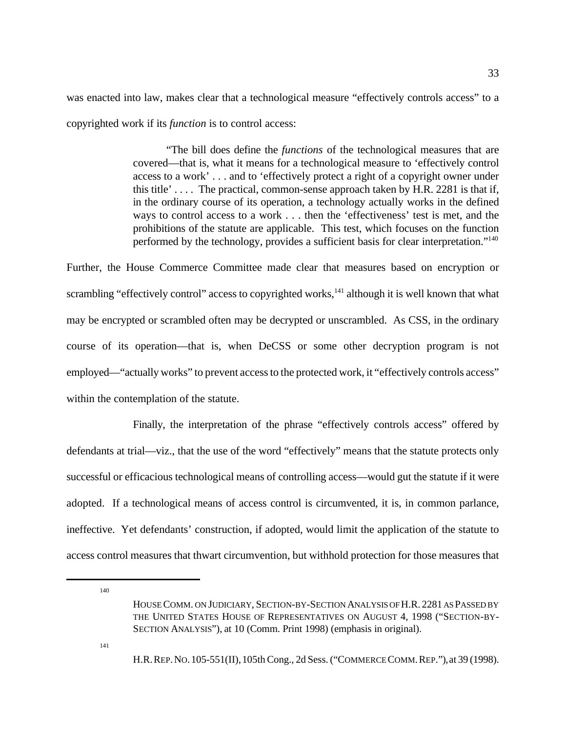was enacted into law, makes clear that a technological measure "effectively controls access" to a copyrighted work if its *function* is to control access:

> "The bill does define the *functions* of the technological measures that are covered—that is, what it means for a technological measure to 'effectively control access to a work' . . . and to 'effectively protect a right of a copyright owner under this title' . . . . The practical, common-sense approach taken by H.R. 2281 is that if, in the ordinary course of its operation, a technology actually works in the defined ways to control access to a work . . . then the 'effectiveness' test is met, and the prohibitions of the statute are applicable. This test, which focuses on the function performed by the technology, provides a sufficient basis for clear interpretation."[140]

Further, the House Commerce Committee made clear that measures based on encryption or scrambling "effectively control" access to copyrighted works,[141] although it is well known that what may be encrypted or scrambled often may be decrypted or unscrambled. As CSS, in the ordinary course of its operation—that is, when DeCSS or some other decryption program is not employed—"actually works" to prevent access to the protected work, it "effectively controls access" within the contemplation of the statute.

Finally, the interpretation of the phrase "effectively controls access" offered by defendants at trial—viz., that the use of the word "effectively" means that the statute protects only successful or efficacious technological means of controlling access—would gut the statute if it were adopted. If a technological means of access control is circumvented, it is, in common parlance, ineffective. Yet defendants' construction, if adopted, would limit the application of the statute to access control measures that thwart circumvention, but withhold protection for those measures that

---

[140] HOUSE COMM. ON JUDICIARY, SECTION-BY-SECTION ANALYSIS OF H.R. 2281 AS PASSED BY THE UNITED STATES HOUSE OF REPRESENTATIVES ON AUGUST 4, 1998 ("SECTION-BY-SECTION ANALYSIS"), at 10 (Comm. Print 1998) (emphasis in original).

[141] H.R. REP. NO. 105-551(II), 105th Cong., 2d Sess. ("COMMERCE COMM. REP."), at 39 (1998).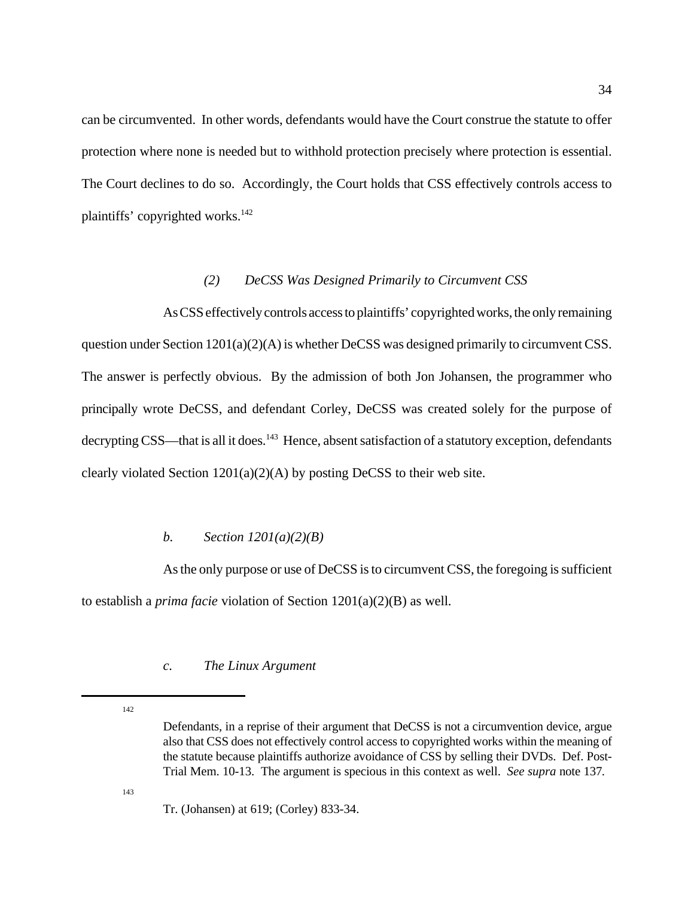can be circumvented. In other words, defendants would have the Court construe the statute to offer protection where none is needed but to withhold protection precisely where protection is essential. The Court declines to do so. Accordingly, the Court holds that CSS effectively controls access to plaintiffs' copyrighted works.[142]

*(2) DeCSS Was Designed Primarily to Circumvent CSS*

As CSS effectively controls access to plaintiffs' copyrighted works, the only remaining question under Section 1201(a)(2)(A) is whether DeCSS was designed primarily to circumvent CSS. The answer is perfectly obvious. By the admission of both Jon Johansen, the programmer who principally wrote DeCSS, and defendant Corley, DeCSS was created solely for the purpose of decrypting CSS—that is all it does.[143] Hence, absent satisfaction of a statutory exception, defendants clearly violated Section 1201(a)(2)(A) by posting DeCSS to their web site.

*b. Section 1201(a)(2)(B)*

As the only purpose or use of DeCSS is to circumvent CSS, the foregoing is sufficient to establish a *prima facie* violation of Section 1201(a)(2)(B) as well.

*c. The Linux Argument*

---

[142] Defendants, in a reprise of their argument that DeCSS is not a circumvention device, argue also that CSS does not effectively control access to copyrighted works within the meaning of the statute because plaintiffs authorize avoidance of CSS by selling their DVDs. Def. Post-Trial Mem. 10-13. The argument is specious in this context as well. *See supra* note 137.

[143] Tr. (Johansen) at 619; (Corley) 833-34.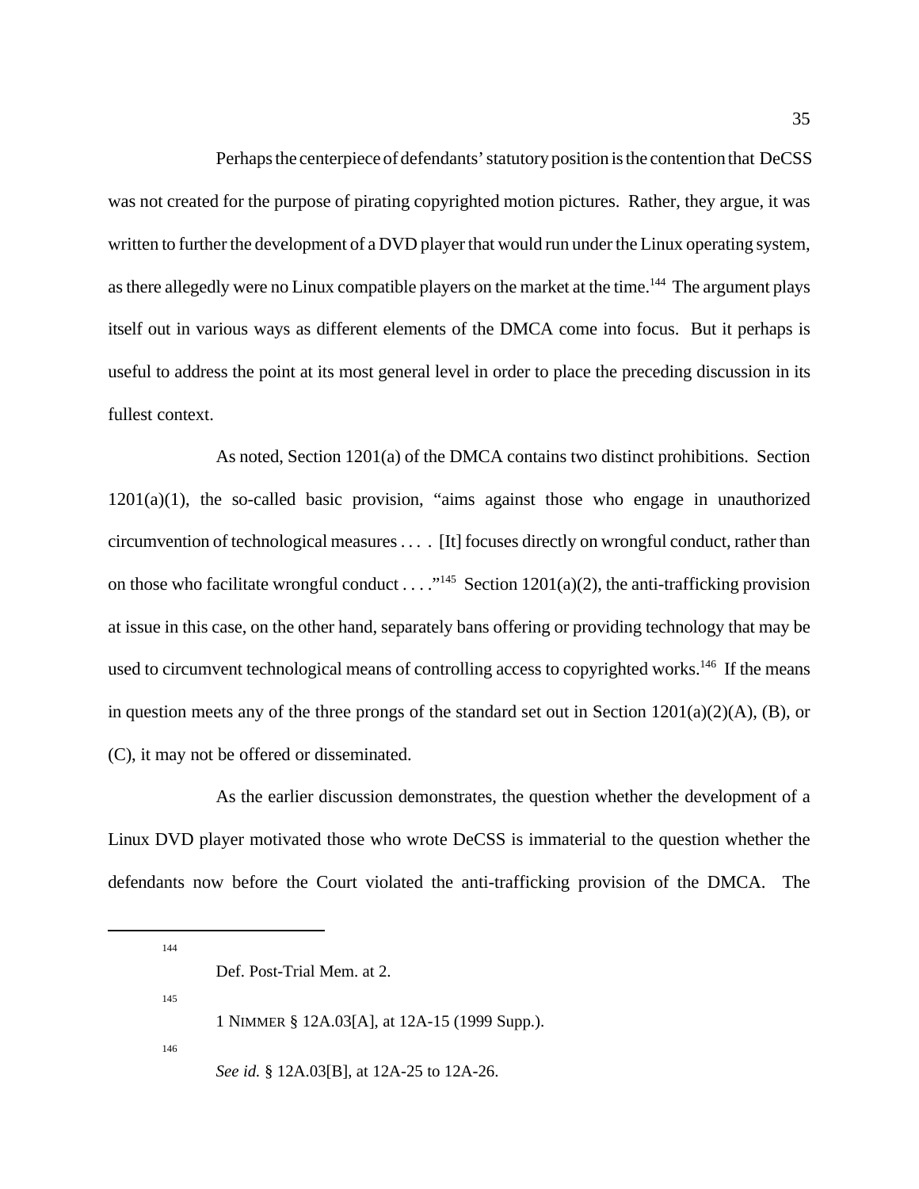Perhaps the centerpiece of defendants' statutory position is the contention that DeCSS was not created for the purpose of pirating copyrighted motion pictures. Rather, they argue, it was written to further the development of a DVD player that would run under the Linux operating system, as there allegedly were no Linux compatible players on the market at the time.[144] The argument plays itself out in various ways as different elements of the DMCA come into focus. But it perhaps is useful to address the point at its most general level in order to place the preceding discussion in its fullest context.

As noted, Section 1201(a) of the DMCA contains two distinct prohibitions. Section 1201(a)(1), the so-called basic provision, "aims against those who engage in unauthorized circumvention of technological measures . . . . [It] focuses directly on wrongful conduct, rather than on those who facilitate wrongful conduct . . . ."[145] Section 1201(a)(2), the anti-trafficking provision at issue in this case, on the other hand, separately bans offering or providing technology that may be used to circumvent technological means of controlling access to copyrighted works.[146] If the means in question meets any of the three prongs of the standard set out in Section 1201(a)(2)(A), (B), or (C), it may not be offered or disseminated.

As the earlier discussion demonstrates, the question whether the development of a Linux DVD player motivated those who wrote DeCSS is immaterial to the question whether the defendants now before the Court violated the anti-trafficking provision of the DMCA. The

---

[144] Def. Post-Trial Mem. at 2.

[145] 1 NIMMER § 12A.03[A], at 12A-15 (1999 Supp.).

[146] *See id.* § 12A.03[B], at 12A-25 to 12A-26.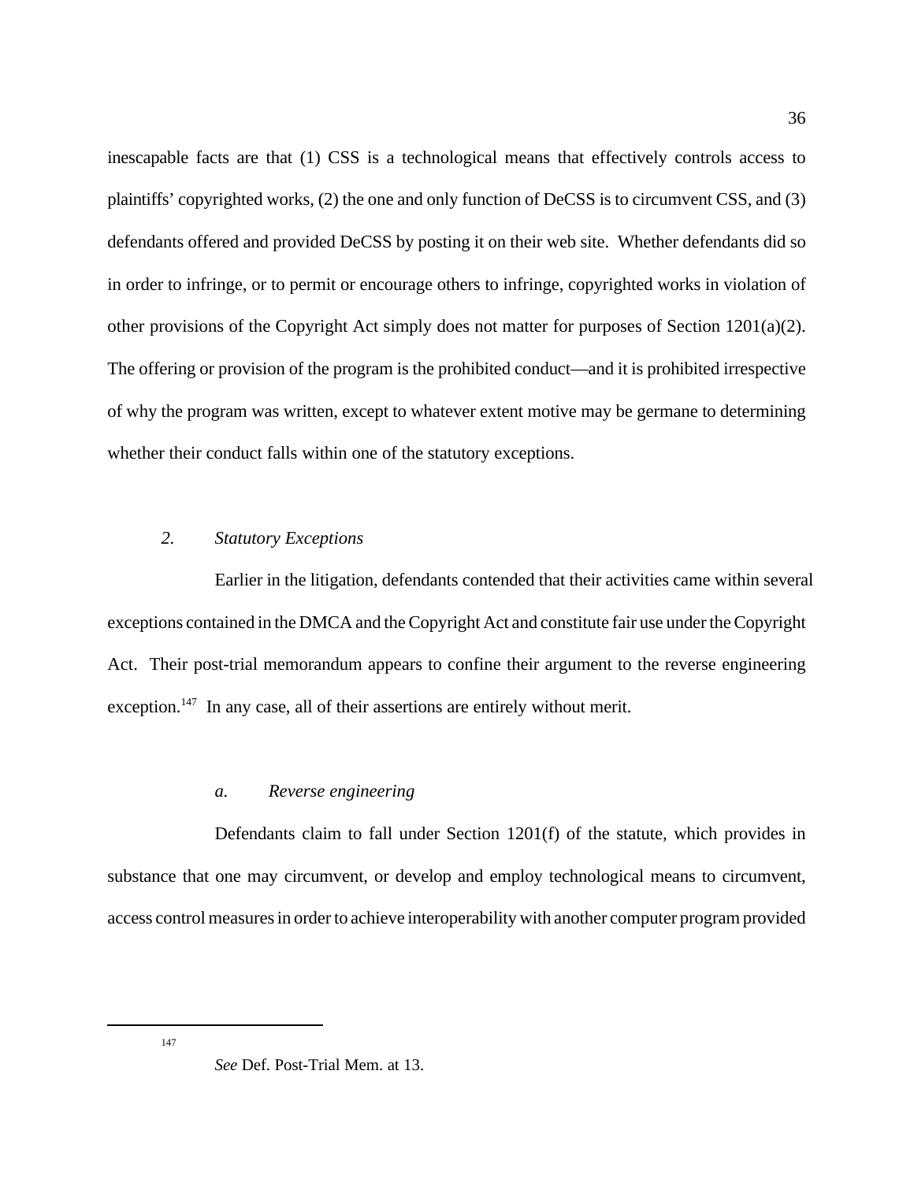inescapable facts are that (1) CSS is a technological means that effectively controls access to plaintiffs' copyrighted works, (2) the one and only function of DeCSS is to circumvent CSS, and (3) defendants offered and provided DeCSS by posting it on their web site. Whether defendants did so in order to infringe, or to permit or encourage others to infringe, copyrighted works in violation of other provisions of the Copyright Act simply does not matter for purposes of Section 1201(a)(2). The offering or provision of the program is the prohibited conduct—and it is prohibited irrespective of why the program was written, except to whatever extent motive may be germane to determining whether their conduct falls within one of the statutory exceptions.

### *2. Statutory Exceptions*

Earlier in the litigation, defendants contended that their activities came within several exceptions contained in the DMCA and the Copyright Act and constitute fair use under the Copyright Act. Their post-trial memorandum appears to confine their argument to the reverse engineering exception.[147] In any case, all of their assertions are entirely without merit.

#### *a. Reverse engineering*

Defendants claim to fall under Section 1201(f) of the statute, which provides in substance that one may circumvent, or develop and employ technological means to circumvent, access control measures in order to achieve interoperability with another computer program provided

---

[147] *See* Def. Post-Trial Mem. at 13.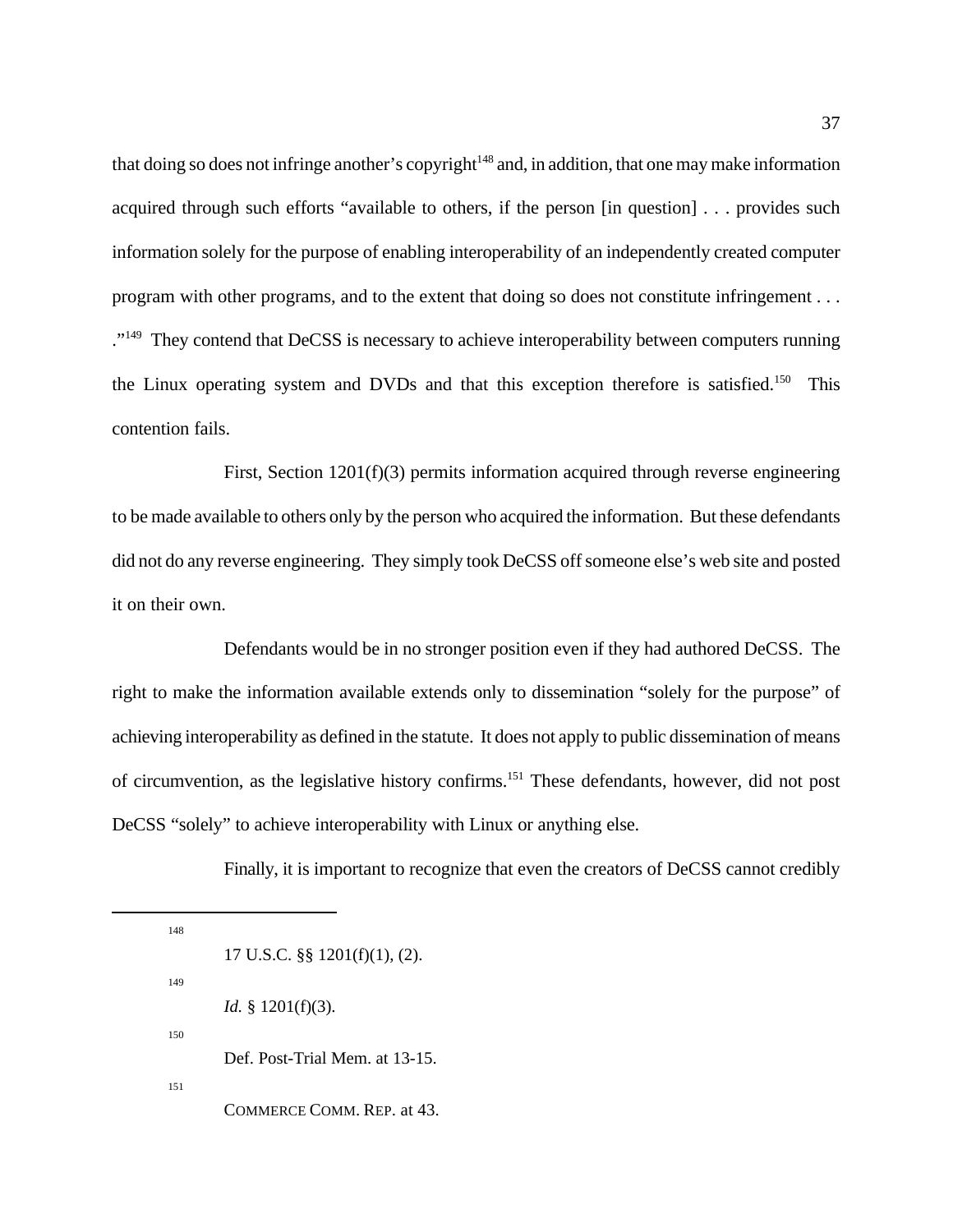that doing so does not infringe another's copyright[148] and, in addition, that one may make information acquired through such efforts "available to others, if the person [in question] . . . provides such information solely for the purpose of enabling interoperability of an independently created computer program with other programs, and to the extent that doing so does not constitute infringement . . . ."[149] They contend that DeCSS is necessary to achieve interoperability between computers running the Linux operating system and DVDs and that this exception therefore is satisfied.[150] This contention fails.

First, Section 1201(f)(3) permits information acquired through reverse engineering to be made available to others only by the person who acquired the information. But these defendants did not do any reverse engineering. They simply took DeCSS off someone else's web site and posted it on their own.

Defendants would be in no stronger position even if they had authored DeCSS. The right to make the information available extends only to dissemination "solely for the purpose" of achieving interoperability as defined in the statute. It does not apply to public dissemination of means of circumvention, as the legislative history confirms.[151] These defendants, however, did not post DeCSS "solely" to achieve interoperability with Linux or anything else.

Finally, it is important to recognize that even the creators of DeCSS cannot credibly

---

[148] 17 U.S.C. §§ 1201(f)(1), (2).

[149] *Id.* § 1201(f)(3).

[150] Def. Post-Trial Mem. at 13-15.

[151] COMMERCE COMM. REP. at 43.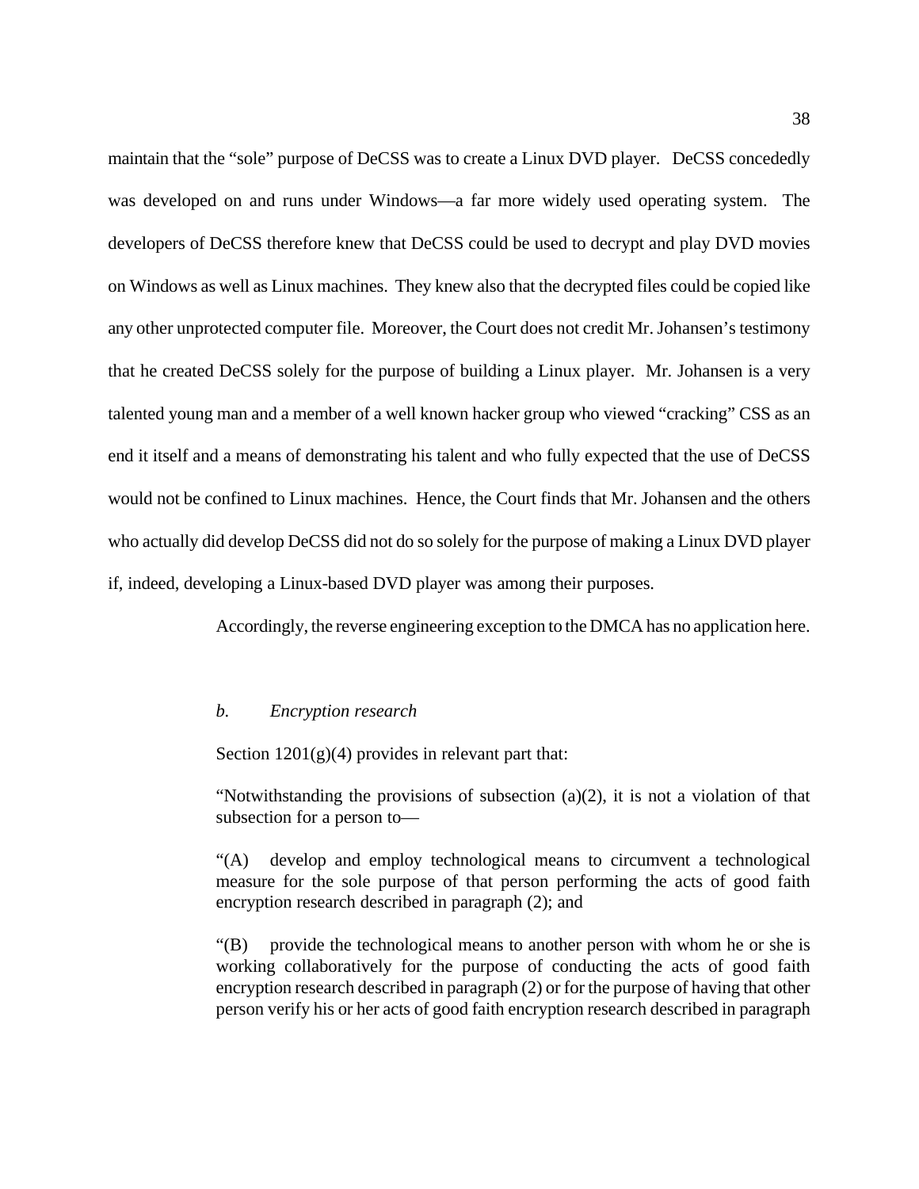maintain that the "sole" purpose of DeCSS was to create a Linux DVD player. DeCSS concededly was developed on and runs under Windows—a far more widely used operating system. The developers of DeCSS therefore knew that DeCSS could be used to decrypt and play DVD movies on Windows as well as Linux machines. They knew also that the decrypted files could be copied like any other unprotected computer file. Moreover, the Court does not credit Mr. Johansen's testimony that he created DeCSS solely for the purpose of building a Linux player. Mr. Johansen is a very talented young man and a member of a well known hacker group who viewed "cracking" CSS as an end it itself and a means of demonstrating his talent and who fully expected that the use of DeCSS would not be confined to Linux machines. Hence, the Court finds that Mr. Johansen and the others who actually did develop DeCSS did not do so solely for the purpose of making a Linux DVD player if, indeed, developing a Linux-based DVD player was among their purposes.

Accordingly, the reverse engineering exception to the DMCA has no application here.

*b. Encryption research*

Section 1201(g)(4) provides in relevant part that:

> "Notwithstanding the provisions of subsection (a)(2), it is not a violation of that subsection for a person to—
>
> "(A) develop and employ technological means to circumvent a technological measure for the sole purpose of that person performing the acts of good faith encryption research described in paragraph (2); and
>
> "(B) provide the technological means to another person with whom he or she is working collaboratively for the purpose of conducting the acts of good faith encryption research described in paragraph (2) or for the purpose of having that other person verify his or her acts of good faith encryption research described in paragraph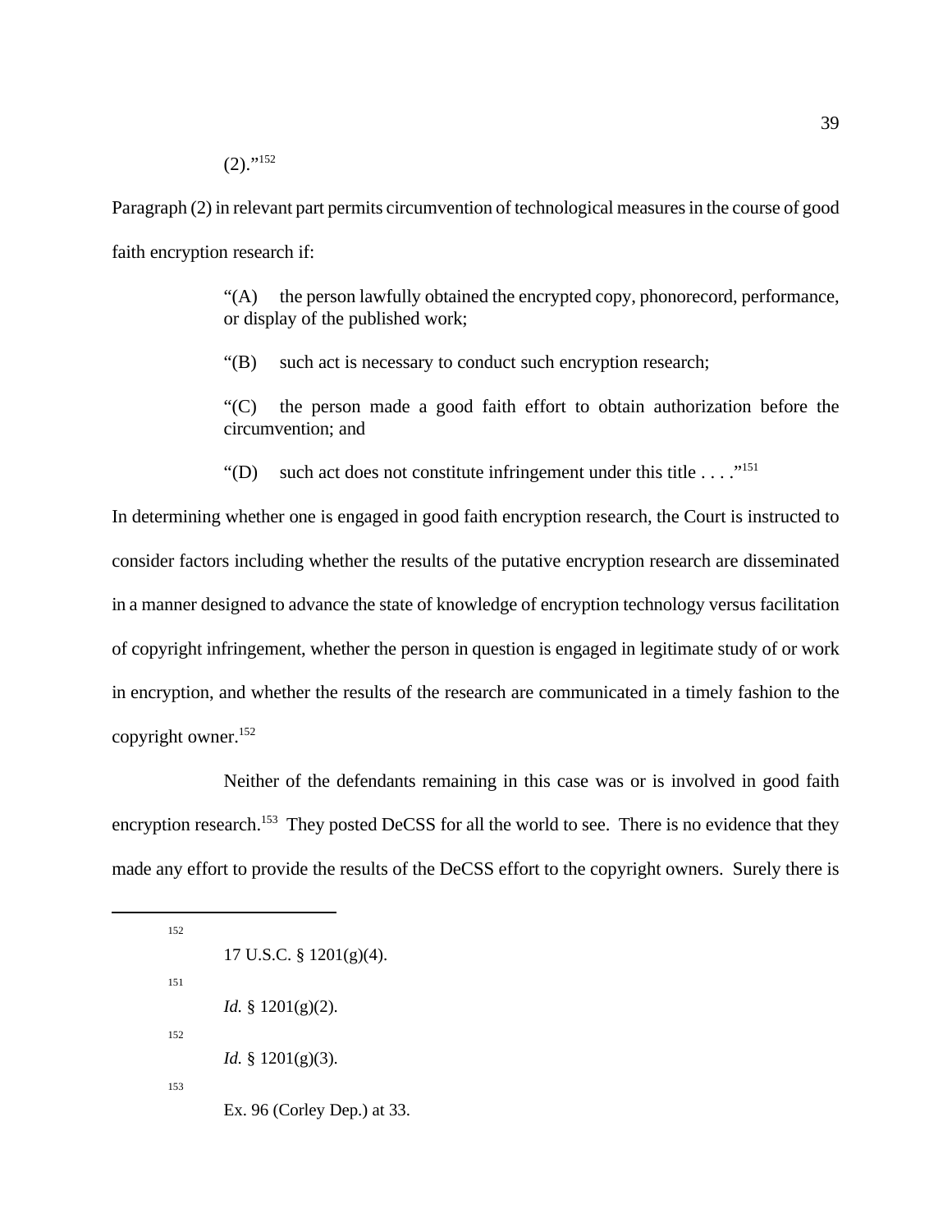(2)."[152]

Paragraph (2) in relevant part permits circumvention of technological measures in the course of good faith encryption research if:

> "(A) the person lawfully obtained the encrypted copy, phonorecord, performance, or display of the published work;
>
> "(B) such act is necessary to conduct such encryption research;
>
> "(C) the person made a good faith effort to obtain authorization before the circumvention; and
>
> "(D) such act does not constitute infringement under this title . . . ."[151]

In determining whether one is engaged in good faith encryption research, the Court is instructed to consider factors including whether the results of the putative encryption research are disseminated in a manner designed to advance the state of knowledge of encryption technology versus facilitation of copyright infringement, whether the person in question is engaged in legitimate study of or work in encryption, and whether the results of the research are communicated in a timely fashion to the copyright owner.[152]

Neither of the defendants remaining in this case was or is involved in good faith encryption research.[153] They posted DeCSS for all the world to see. There is no evidence that they made any effort to provide the results of the DeCSS effort to the copyright owners. Surely there is

---

[152] 17 U.S.C. § 1201(g)(4).

[151] *Id.* § 1201(g)(2).

[152] *Id.* § 1201(g)(3).

[153] Ex. 96 (Corley Dep.) at 33.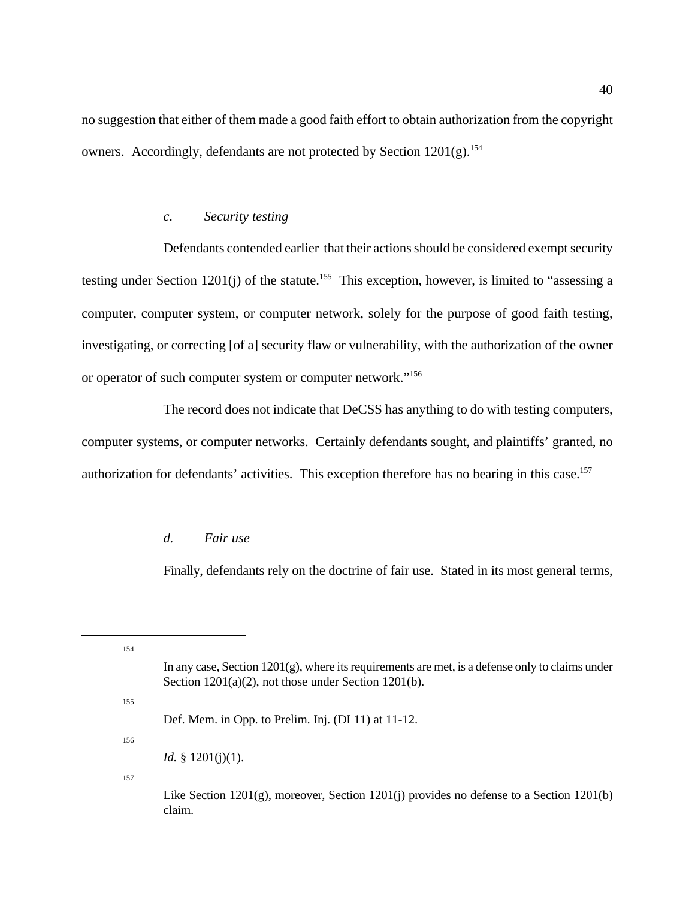no suggestion that either of them made a good faith effort to obtain authorization from the copyright owners. Accordingly, defendants are not protected by Section 1201(g).[154]

*c. Security testing*

Defendants contended earlier that their actions should be considered exempt security testing under Section 1201(j) of the statute.[155] This exception, however, is limited to "assessing a computer, computer system, or computer network, solely for the purpose of good faith testing, investigating, or correcting [of a] security flaw or vulnerability, with the authorization of the owner or operator of such computer system or computer network."[156]

The record does not indicate that DeCSS has anything to do with testing computers, computer systems, or computer networks. Certainly defendants sought, and plaintiffs' granted, no authorization for defendants' activities. This exception therefore has no bearing in this case.[157]

*d. Fair use*

Finally, defendants rely on the doctrine of fair use. Stated in its most general terms,

---

[154] In any case, Section 1201(g), where its requirements are met, is a defense only to claims under Section 1201(a)(2), not those under Section 1201(b).

[155] Def. Mem. in Opp. to Prelim. Inj. (DI 11) at 11-12.

[156] *Id.* § 1201(j)(1).

[157] Like Section 1201(g), moreover, Section 1201(j) provides no defense to a Section 1201(b) claim.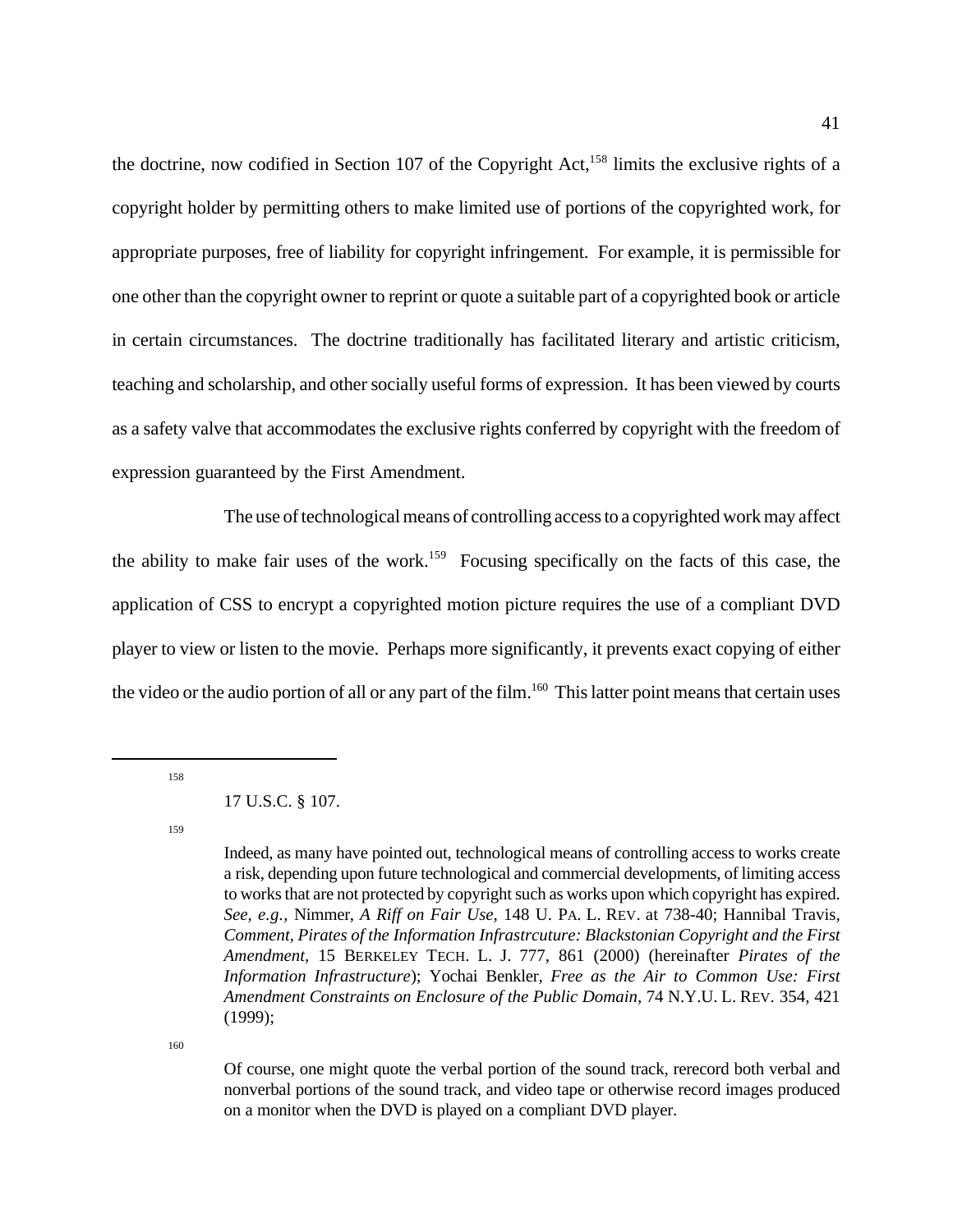the doctrine, now codified in Section 107 of the Copyright Act,[158] limits the exclusive rights of a copyright holder by permitting others to make limited use of portions of the copyrighted work, for appropriate purposes, free of liability for copyright infringement. For example, it is permissible for one other than the copyright owner to reprint or quote a suitable part of a copyrighted book or article in certain circumstances. The doctrine traditionally has facilitated literary and artistic criticism, teaching and scholarship, and other socially useful forms of expression. It has been viewed by courts as a safety valve that accommodates the exclusive rights conferred by copyright with the freedom of expression guaranteed by the First Amendment.

The use of technological means of controlling access to a copyrighted work may affect the ability to make fair uses of the work.[159] Focusing specifically on the facts of this case, the application of CSS to encrypt a copyrighted motion picture requires the use of a compliant DVD player to view or listen to the movie. Perhaps more significantly, it prevents exact copying of either the video or the audio portion of all or any part of the film.[160] This latter point means that certain uses

---

[158] 17 U.S.C. § 107.

[159] Indeed, as many have pointed out, technological means of controlling access to works create a risk, depending upon future technological and commercial developments, of limiting access to works that are not protected by copyright such as works upon which copyright has expired. *See, e.g.*, Nimmer, *A Riff on Fair Use*, 148 U. PA. L. REV. at 738-40; Hannibal Travis, *Comment*, *Pirates of the Information Infrastrcuture: Blackstonian Copyright and the First Amendment*, 15 BERKELEY TECH. L. J. 777, 861 (2000) (hereinafter *Pirates of the Information Infrastructure*); Yochai Benkler, *Free as the Air to Common Use: First Amendment Constraints on Enclosure of the Public Domain*, 74 N.Y.U. L. REV. 354, 421 (1999);

[160] Of course, one might quote the verbal portion of the sound track, rerecord both verbal and nonverbal portions of the sound track, and video tape or otherwise record images produced on a monitor when the DVD is played on a compliant DVD player.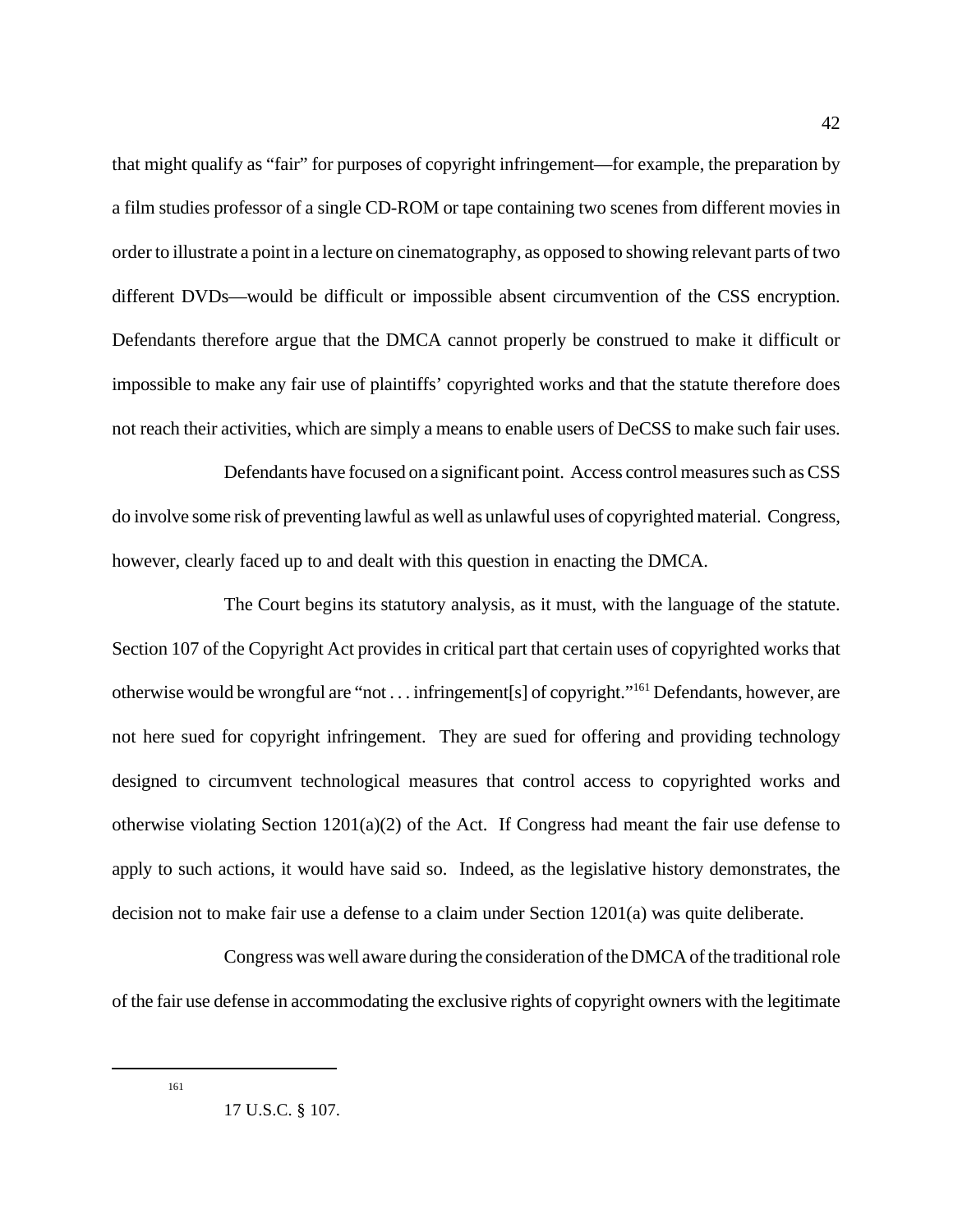that might qualify as "fair" for purposes of copyright infringement—for example, the preparation by a film studies professor of a single CD-ROM or tape containing two scenes from different movies in order to illustrate a point in a lecture on cinematography, as opposed to showing relevant parts of two different DVDs—would be difficult or impossible absent circumvention of the CSS encryption. Defendants therefore argue that the DMCA cannot properly be construed to make it difficult or impossible to make any fair use of plaintiffs' copyrighted works and that the statute therefore does not reach their activities, which are simply a means to enable users of DeCSS to make such fair uses.

Defendants have focused on a significant point. Access control measures such as CSS do involve some risk of preventing lawful as well as unlawful uses of copyrighted material. Congress, however, clearly faced up to and dealt with this question in enacting the DMCA.

The Court begins its statutory analysis, as it must, with the language of the statute. Section 107 of the Copyright Act provides in critical part that certain uses of copyrighted works that otherwise would be wrongful are "not . . . infringement[s] of copyright."[161] Defendants, however, are not here sued for copyright infringement. They are sued for offering and providing technology designed to circumvent technological measures that control access to copyrighted works and otherwise violating Section 1201(a)(2) of the Act. If Congress had meant the fair use defense to apply to such actions, it would have said so. Indeed, as the legislative history demonstrates, the decision not to make fair use a defense to a claim under Section 1201(a) was quite deliberate.

Congress was well aware during the consideration of the DMCA of the traditional role of the fair use defense in accommodating the exclusive rights of copyright owners with the legitimate

---

[161] 17 U.S.C. § 107.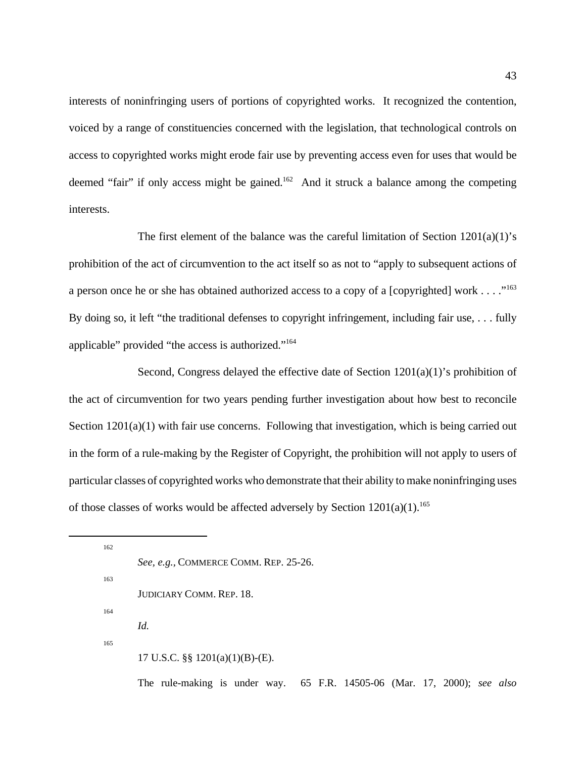interests of noninfringing users of portions of copyrighted works. It recognized the contention, voiced by a range of constituencies concerned with the legislation, that technological controls on access to copyrighted works might erode fair use by preventing access even for uses that would be deemed "fair" if only access might be gained.[162] And it struck a balance among the competing interests.

The first element of the balance was the careful limitation of Section 1201(a)(1)'s prohibition of the act of circumvention to the act itself so as not to "apply to subsequent actions of a person once he or she has obtained authorized access to a copy of a [copyrighted] work . . . ."[163] By doing so, it left "the traditional defenses to copyright infringement, including fair use, . . . fully applicable" provided "the access is authorized."[164]

Second, Congress delayed the effective date of Section 1201(a)(1)'s prohibition of the act of circumvention for two years pending further investigation about how best to reconcile Section 1201(a)(1) with fair use concerns. Following that investigation, which is being carried out in the form of a rule-making by the Register of Copyright, the prohibition will not apply to users of particular classes of copyrighted works who demonstrate that their ability to make noninfringing uses of those classes of works would be affected adversely by Section 1201(a)(1).[165]

---

[162] *See, e.g.*, COMMERCE COMM. REP. 25-26.

[163] JUDICIARY COMM. REP. 18.

[164] *Id.*

[165] 17 U.S.C. §§ 1201(a)(1)(B)-(E).

The rule-making is under way. 65 F.R. 14505-06 (Mar. 17, 2000); *see also*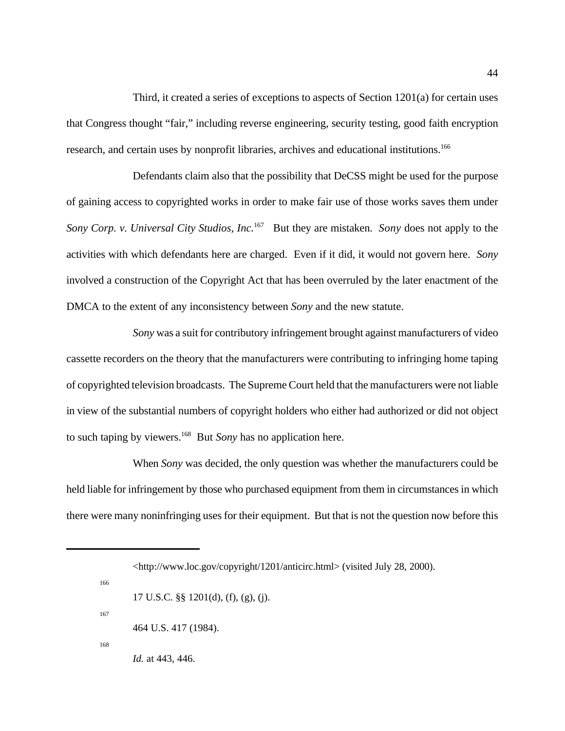Third, it created a series of exceptions to aspects of Section 1201(a) for certain uses that Congress thought "fair," including reverse engineering, security testing, good faith encryption research, and certain uses by nonprofit libraries, archives and educational institutions.[166]

Defendants claim also that the possibility that DeCSS might be used for the purpose of gaining access to copyrighted works in order to make fair use of those works saves them under *Sony Corp. v. Universal City Studios, Inc.*[167] But they are mistaken. *Sony* does not apply to the activities with which defendants here are charged. Even if it did, it would not govern here. *Sony* involved a construction of the Copyright Act that has been overruled by the later enactment of the DMCA to the extent of any inconsistency between *Sony* and the new statute.

*Sony* was a suit for contributory infringement brought against manufacturers of video cassette recorders on the theory that the manufacturers were contributing to infringing home taping of copyrighted television broadcasts. The Supreme Court held that the manufacturers were not liable in view of the substantial numbers of copyright holders who either had authorized or did not object to such taping by viewers.[168] But *Sony* has no application here.

When *Sony* was decided, the only question was whether the manufacturers could be held liable for infringement by those who purchased equipment from them in circumstances in which there were many noninfringing uses for their equipment. But that is not the question now before this

---

<http://www.loc.gov/copyright/1201/anticirc.html> (visited July 28, 2000).

[166] 17 U.S.C. §§ 1201(d), (f), (g), (j).

[167] 464 U.S. 417 (1984).

[168] *Id.* at 443, 446.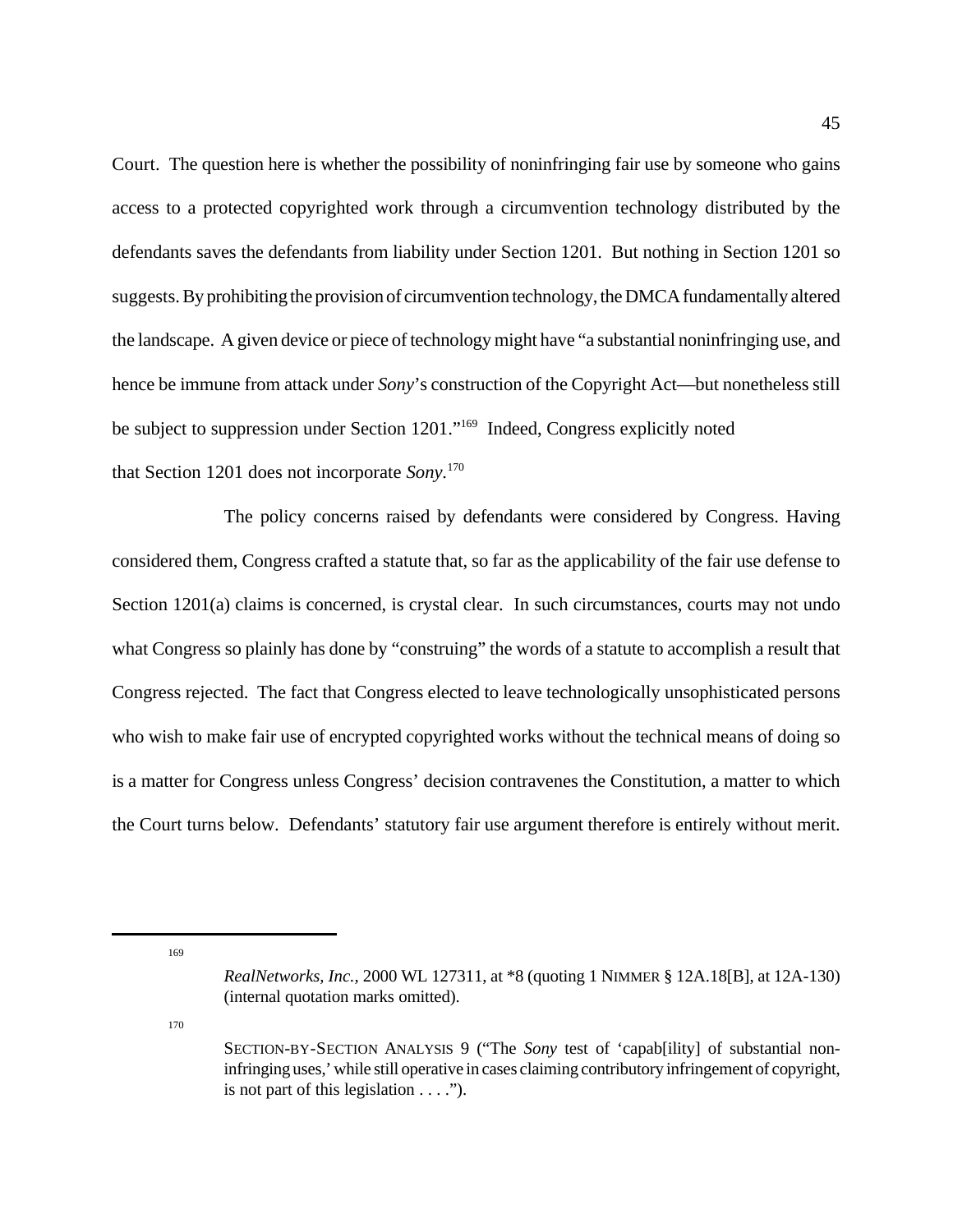Court. The question here is whether the possibility of noninfringing fair use by someone who gains access to a protected copyrighted work through a circumvention technology distributed by the defendants saves the defendants from liability under Section 1201. But nothing in Section 1201 so suggests. By prohibiting the provision of circumvention technology, the DMCA fundamentally altered the landscape. A given device or piece of technology might have "a substantial noninfringing use, and hence be immune from attack under *Sony*'s construction of the Copyright Act—but nonetheless still be subject to suppression under Section 1201."[169] Indeed, Congress explicitly noted that Section 1201 does not incorporate *Sony*.[170]

The policy concerns raised by defendants were considered by Congress. Having considered them, Congress crafted a statute that, so far as the applicability of the fair use defense to Section 1201(a) claims is concerned, is crystal clear. In such circumstances, courts may not undo what Congress so plainly has done by "construing" the words of a statute to accomplish a result that Congress rejected. The fact that Congress elected to leave technologically unsophisticated persons who wish to make fair use of encrypted copyrighted works without the technical means of doing so is a matter for Congress unless Congress' decision contravenes the Constitution, a matter to which the Court turns below. Defendants' statutory fair use argument therefore is entirely without merit.

---

[169] *RealNetworks, Inc.*, 2000 WL 127311, at *8 (quoting 1 NIMMER § 12A.18[B], at 12A-130) (internal quotation marks omitted).

[170] SECTION-BY-SECTION ANALYSIS 9 ("The *Sony* test of 'capab[ility] of substantial non-infringing uses,' while still operative in cases claiming contributory infringement of copyright, is not part of this legislation . . . .").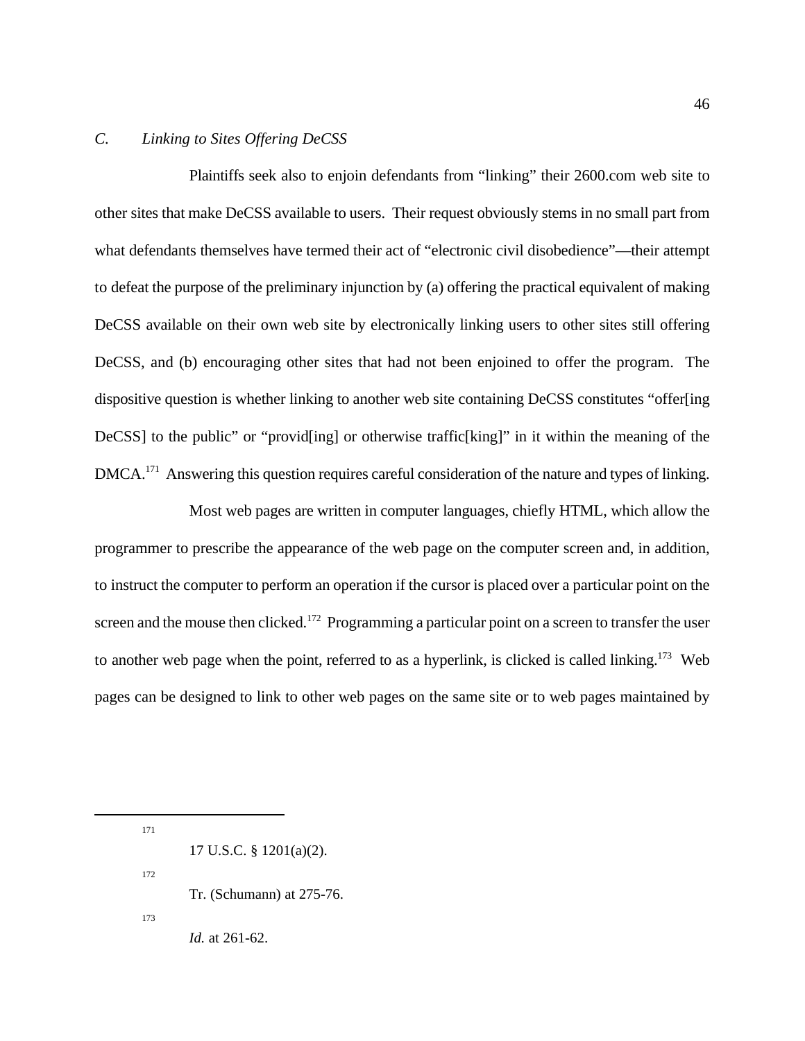### *C. Linking to Sites Offering DeCSS*

Plaintiffs seek also to enjoin defendants from "linking" their 2600.com web site to other sites that make DeCSS available to users. Their request obviously stems in no small part from what defendants themselves have termed their act of "electronic civil disobedience"—their attempt to defeat the purpose of the preliminary injunction by (a) offering the practical equivalent of making DeCSS available on their own web site by electronically linking users to other sites still offering DeCSS, and (b) encouraging other sites that had not been enjoined to offer the program. The dispositive question is whether linking to another web site containing DeCSS constitutes "offer[ing DeCSS] to the public" or "provid[ing] or otherwise traffic[king]" in it within the meaning of the DMCA.[171] Answering this question requires careful consideration of the nature and types of linking.

Most web pages are written in computer languages, chiefly HTML, which allow the programmer to prescribe the appearance of the web page on the computer screen and, in addition, to instruct the computer to perform an operation if the cursor is placed over a particular point on the screen and the mouse then clicked.[172] Programming a particular point on a screen to transfer the user to another web page when the point, referred to as a hyperlink, is clicked is called linking.[173] Web pages can be designed to link to other web pages on the same site or to web pages maintained by

---

[171] 17 U.S.C. § 1201(a)(2).

[172] Tr. (Schumann) at 275-76.

[173] *Id.* at 261-62.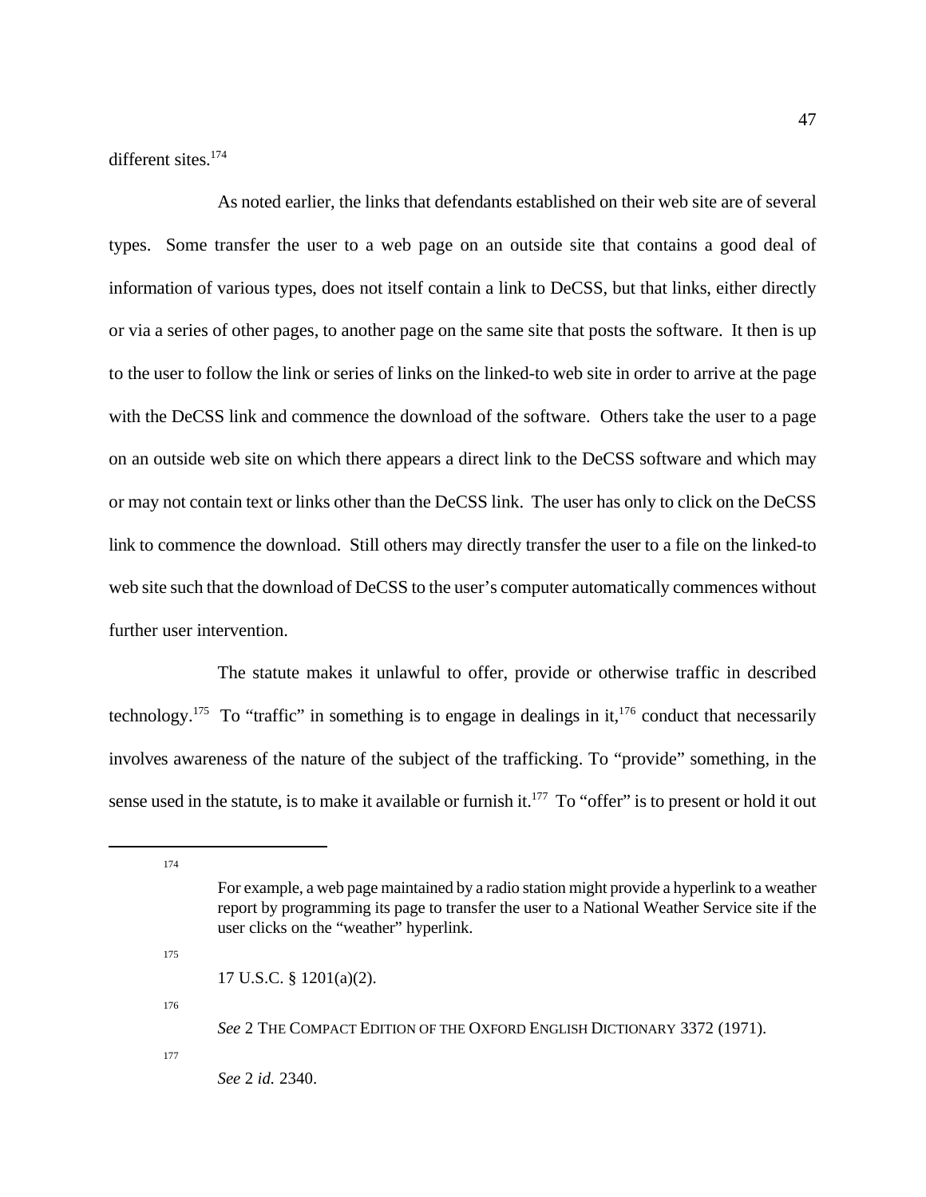different sites.[174]

As noted earlier, the links that defendants established on their web site are of several types. Some transfer the user to a web page on an outside site that contains a good deal of information of various types, does not itself contain a link to DeCSS, but that links, either directly or via a series of other pages, to another page on the same site that posts the software. It then is up to the user to follow the link or series of links on the linked-to web site in order to arrive at the page with the DeCSS link and commence the download of the software. Others take the user to a page on an outside web site on which there appears a direct link to the DeCSS software and which may or may not contain text or links other than the DeCSS link. The user has only to click on the DeCSS link to commence the download. Still others may directly transfer the user to a file on the linked-to web site such that the download of DeCSS to the user's computer automatically commences without further user intervention.

The statute makes it unlawful to offer, provide or otherwise traffic in described technology.[175] To "traffic" in something is to engage in dealings in it,[176] conduct that necessarily involves awareness of the nature of the subject of the trafficking. To "provide" something, in the sense used in the statute, is to make it available or furnish it.[177] To "offer" is to present or hold it out

---

[174] For example, a web page maintained by a radio station might provide a hyperlink to a weather report by programming its page to transfer the user to a National Weather Service site if the user clicks on the "weather" hyperlink.

[175] 17 U.S.C. § 1201(a)(2).

[176] *See* 2 The Compact Edition of the Oxford English Dictionary 3372 (1971).

[177] *See* 2 *id.* 2340.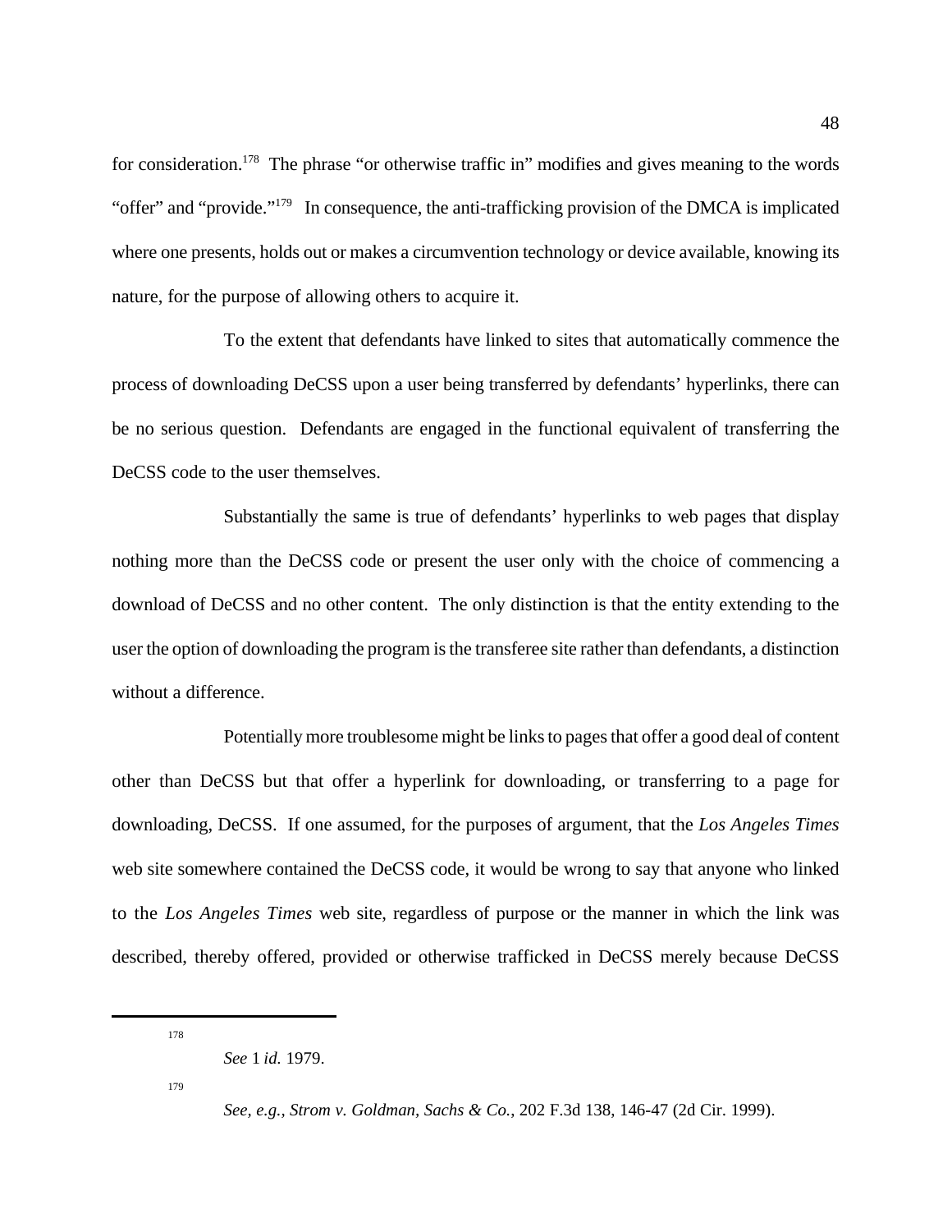for consideration.[178] The phrase "or otherwise traffic in" modifies and gives meaning to the words "offer" and "provide."[179] In consequence, the anti-trafficking provision of the DMCA is implicated where one presents, holds out or makes a circumvention technology or device available, knowing its nature, for the purpose of allowing others to acquire it.

To the extent that defendants have linked to sites that automatically commence the process of downloading DeCSS upon a user being transferred by defendants' hyperlinks, there can be no serious question. Defendants are engaged in the functional equivalent of transferring the DeCSS code to the user themselves.

Substantially the same is true of defendants' hyperlinks to web pages that display nothing more than the DeCSS code or present the user only with the choice of commencing a download of DeCSS and no other content. The only distinction is that the entity extending to the user the option of downloading the program is the transferee site rather than defendants, a distinction without a difference.

Potentially more troublesome might be links to pages that offer a good deal of content other than DeCSS but that offer a hyperlink for downloading, or transferring to a page for downloading, DeCSS. If one assumed, for the purposes of argument, that the *Los Angeles Times* web site somewhere contained the DeCSS code, it would be wrong to say that anyone who linked to the *Los Angeles Times* web site, regardless of purpose or the manner in which the link was described, thereby offered, provided or otherwise trafficked in DeCSS merely because DeCSS

---

[178] *See* 1 *id.* 1979.

[179] *See, e.g., Strom v. Goldman, Sachs & Co.,* 202 F.3d 138, 146-47 (2d Cir. 1999).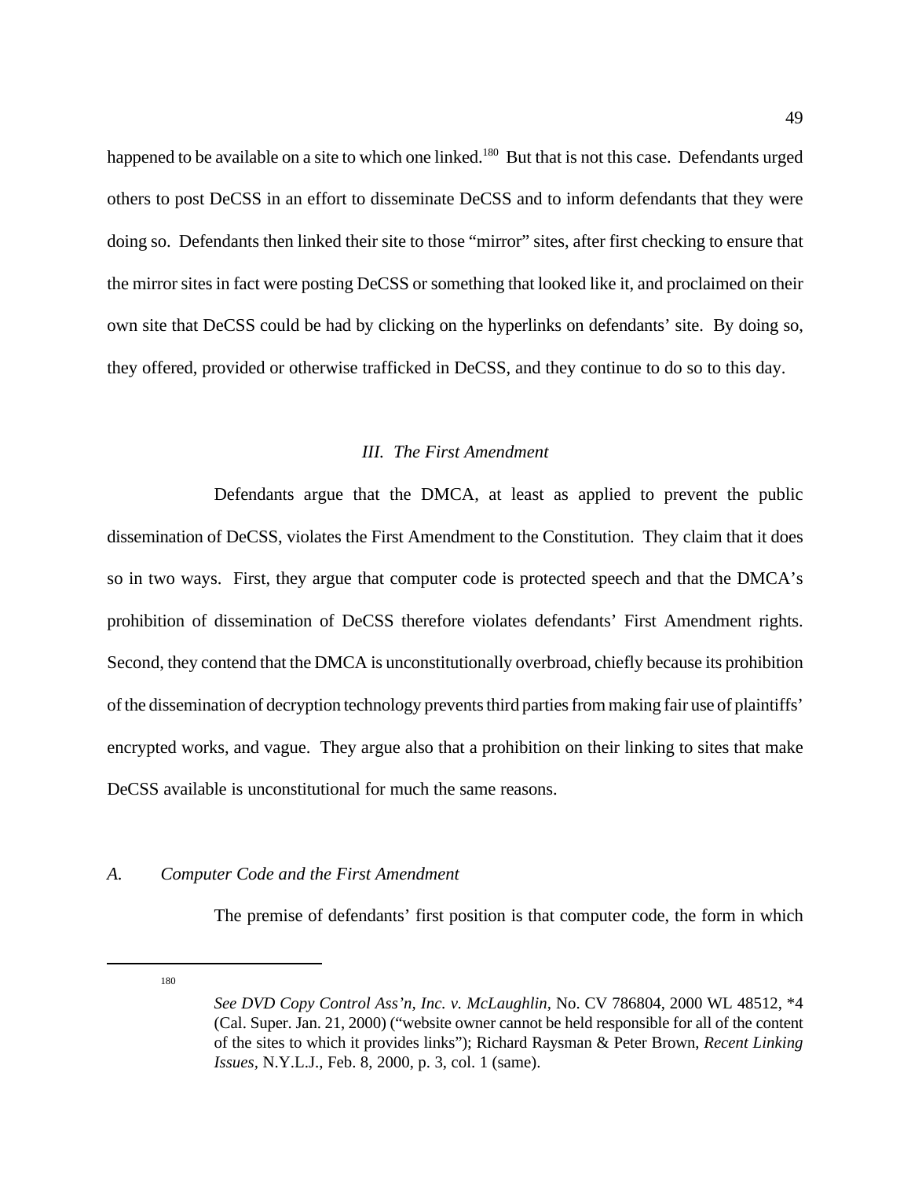happened to be available on a site to which one linked.[180] But that is not this case. Defendants urged others to post DeCSS in an effort to disseminate DeCSS and to inform defendants that they were doing so. Defendants then linked their site to those "mirror" sites, after first checking to ensure that the mirror sites in fact were posting DeCSS or something that looked like it, and proclaimed on their own site that DeCSS could be had by clicking on the hyperlinks on defendants' site. By doing so, they offered, provided or otherwise trafficked in DeCSS, and they continue to do so to this day.

### *III. The First Amendment*

Defendants argue that the DMCA, at least as applied to prevent the public dissemination of DeCSS, violates the First Amendment to the Constitution. They claim that it does so in two ways. First, they argue that computer code is protected speech and that the DMCA's prohibition of dissemination of DeCSS therefore violates defendants' First Amendment rights. Second, they contend that the DMCA is unconstitutionally overbroad, chiefly because its prohibition of the dissemination of decryption technology prevents third parties from making fair use of plaintiffs' encrypted works, and vague. They argue also that a prohibition on their linking to sites that make DeCSS available is unconstitutional for much the same reasons.

#### *A. Computer Code and the First Amendment*

The premise of defendants' first position is that computer code, the form in which

---

[180] *See DVD Copy Control Ass'n, Inc. v. McLaughlin*, No. CV 786804, 2000 WL 48512, *4 (Cal. Super. Jan. 21, 2000) ("website owner cannot be held responsible for all of the content of the sites to which it provides links"); Richard Raysman & Peter Brown, *Recent Linking Issues*, N.Y.L.J., Feb. 8, 2000, p. 3, col. 1 (same).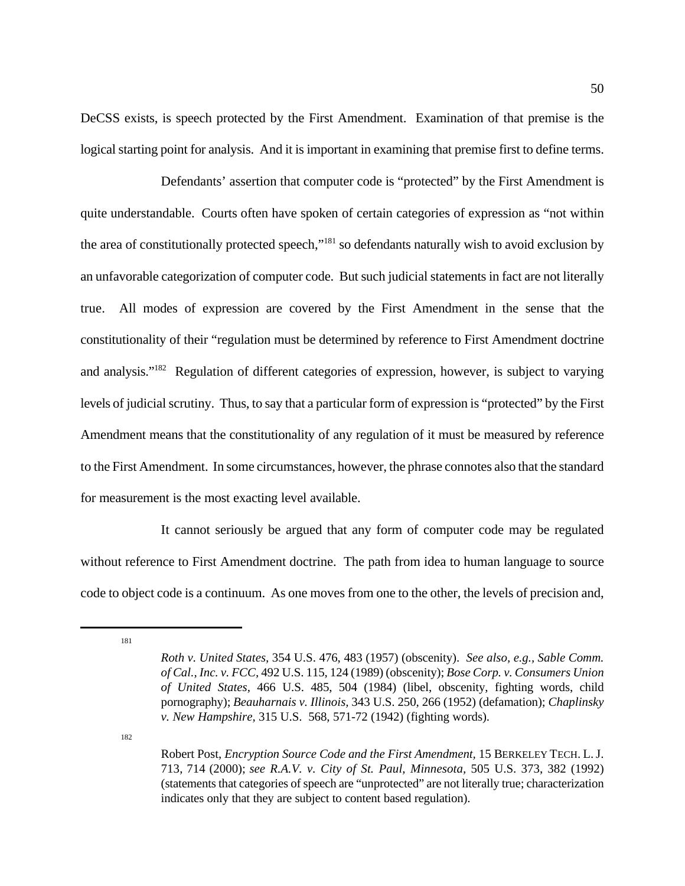DeCSS exists, is speech protected by the First Amendment. Examination of that premise is the logical starting point for analysis. And it is important in examining that premise first to define terms.

Defendants' assertion that computer code is "protected" by the First Amendment is quite understandable. Courts often have spoken of certain categories of expression as "not within the area of constitutionally protected speech,"[181] so defendants naturally wish to avoid exclusion by an unfavorable categorization of computer code. But such judicial statements in fact are not literally true. All modes of expression are covered by the First Amendment in the sense that the constitutionality of their "regulation must be determined by reference to First Amendment doctrine and analysis."[182] Regulation of different categories of expression, however, is subject to varying levels of judicial scrutiny. Thus, to say that a particular form of expression is "protected" by the First Amendment means that the constitutionality of any regulation of it must be measured by reference to the First Amendment. In some circumstances, however, the phrase connotes also that the standard for measurement is the most exacting level available.

It cannot seriously be argued that any form of computer code may be regulated without reference to First Amendment doctrine. The path from idea to human language to source code to object code is a continuum. As one moves from one to the other, the levels of precision and,

---

[181] *Roth v. United States*, 354 U.S. 476, 483 (1957) (obscenity). *See also, e.g., Sable Comm. of Cal., Inc. v. FCC*, 492 U.S. 115, 124 (1989) (obscenity); *Bose Corp. v. Consumers Union of United States*, 466 U.S. 485, 504 (1984) (libel, obscenity, fighting words, child pornography); *Beauharnais v. Illinois*, 343 U.S. 250, 266 (1952) (defamation); *Chaplinsky v. New Hampshire*, 315 U.S. 568, 571-72 (1942) (fighting words).

[182] Robert Post, *Encryption Source Code and the First Amendment*, 15 BERKELEY TECH. L. J. 713, 714 (2000); *see R.A.V. v. City of St. Paul, Minnesota*, 505 U.S. 373, 382 (1992) (statements that categories of speech are "unprotected" are not literally true; characterization indicates only that they are subject to content based regulation).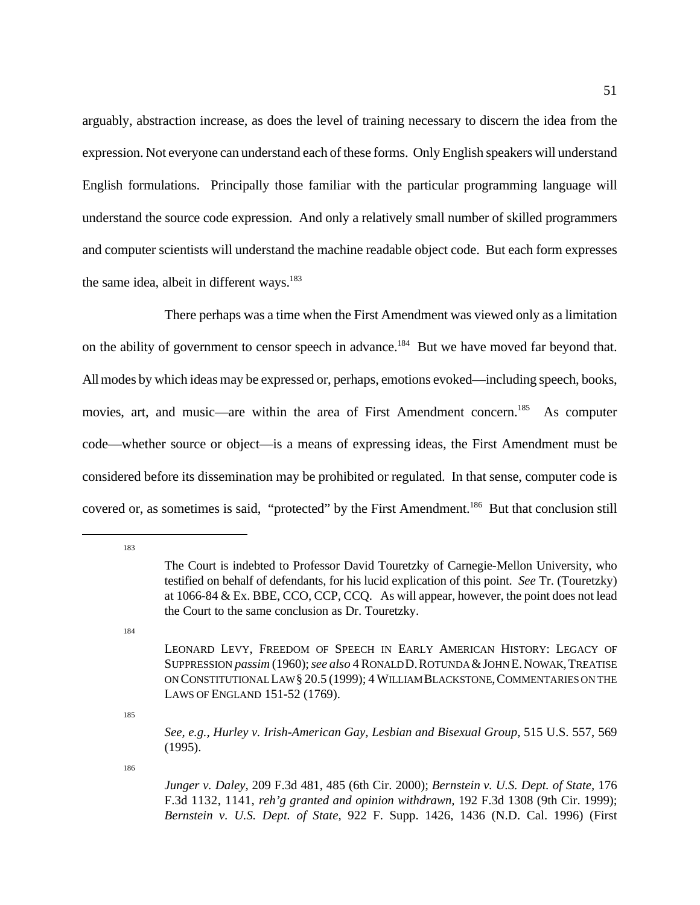arguably, abstraction increase, as does the level of training necessary to discern the idea from the expression. Not everyone can understand each of these forms. Only English speakers will understand English formulations. Principally those familiar with the particular programming language will understand the source code expression. And only a relatively small number of skilled programmers and computer scientists will understand the machine readable object code. But each form expresses the same idea, albeit in different ways.[183]

There perhaps was a time when the First Amendment was viewed only as a limitation on the ability of government to censor speech in advance.[184] But we have moved far beyond that. All modes by which ideas may be expressed or, perhaps, emotions evoked—including speech, books, movies, art, and music—are within the area of First Amendment concern.[185] As computer code—whether source or object—is a means of expressing ideas, the First Amendment must be considered before its dissemination may be prohibited or regulated. In that sense, computer code is covered or, as sometimes is said, "protected" by the First Amendment.[186] But that conclusion still

---

[183] The Court is indebted to Professor David Touretzky of Carnegie-Mellon University, who testified on behalf of defendants, for his lucid explication of this point. *See* Tr. (Touretzky) at 1066-84 & Ex. BBE, CCO, CCP, CCQ. As will appear, however, the point does not lead the Court to the same conclusion as Dr. Touretzky.

[184] LEONARD LEVY, FREEDOM OF SPEECH IN EARLY AMERICAN HISTORY: LEGACY OF SUPPRESSION *passim* (1960); *see also* 4 RONALD D. ROTUNDA & JOHN E. NOWAK, TREATISE ON CONSTITUTIONAL LAW § 20.5 (1999); 4 WILLIAM BLACKSTONE, COMMENTARIES ON THE LAWS OF ENGLAND 151-52 (1769).

[185] *See, e.g., Hurley v. Irish-American Gay, Lesbian and Bisexual Group*, 515 U.S. 557, 569 (1995).

[186] *Junger v. Daley*, 209 F.3d 481, 485 (6th Cir. 2000); *Bernstein v. U.S. Dept. of State*, 176 F.3d 1132, 1141, *reh'g granted and opinion withdrawn*, 192 F.3d 1308 (9th Cir. 1999); *Bernstein v. U.S. Dept. of State*, 922 F. Supp. 1426, 1436 (N.D. Cal. 1996) (First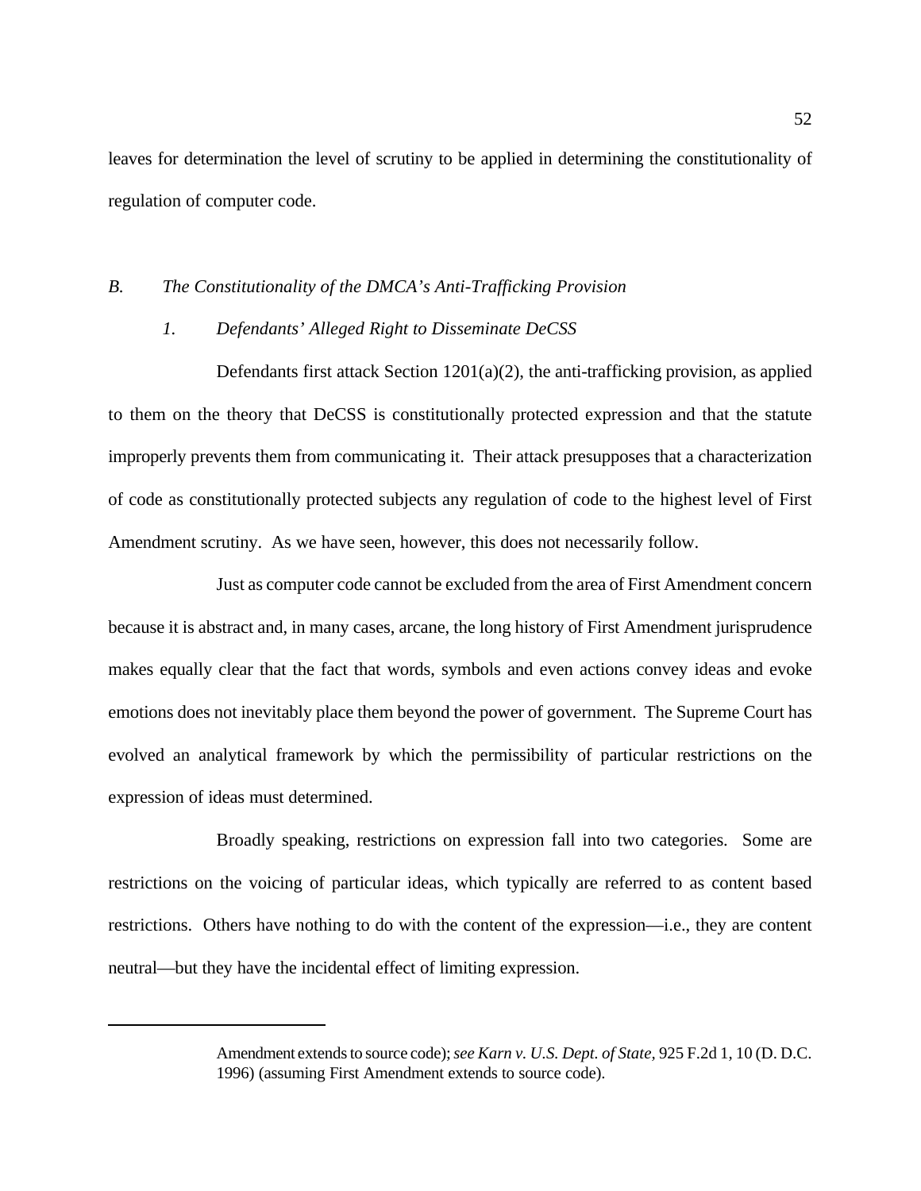leaves for determination the level of scrutiny to be applied in determining the constitutionality of regulation of computer code.

### *B. The Constitutionality of the DMCA's Anti-Trafficking Provision*

#### *1. Defendants' Alleged Right to Disseminate DeCSS*

Defendants first attack Section 1201(a)(2), the anti-trafficking provision, as applied to them on the theory that DeCSS is constitutionally protected expression and that the statute improperly prevents them from communicating it. Their attack presupposes that a characterization of code as constitutionally protected subjects any regulation of code to the highest level of First Amendment scrutiny. As we have seen, however, this does not necessarily follow.

Just as computer code cannot be excluded from the area of First Amendment concern because it is abstract and, in many cases, arcane, the long history of First Amendment jurisprudence makes equally clear that the fact that words, symbols and even actions convey ideas and evoke emotions does not inevitably place them beyond the power of government. The Supreme Court has evolved an analytical framework by which the permissibility of particular restrictions on the expression of ideas must determined.

Broadly speaking, restrictions on expression fall into two categories. Some are restrictions on the voicing of particular ideas, which typically are referred to as content based restrictions. Others have nothing to do with the content of the expression—i.e., they are content neutral—but they have the incidental effect of limiting expression.

---

Amendment extends to source code); *see Karn v. U.S. Dept. of State,* 925 F.2d 1, 10 (D. D.C. 1996) (assuming First Amendment extends to source code).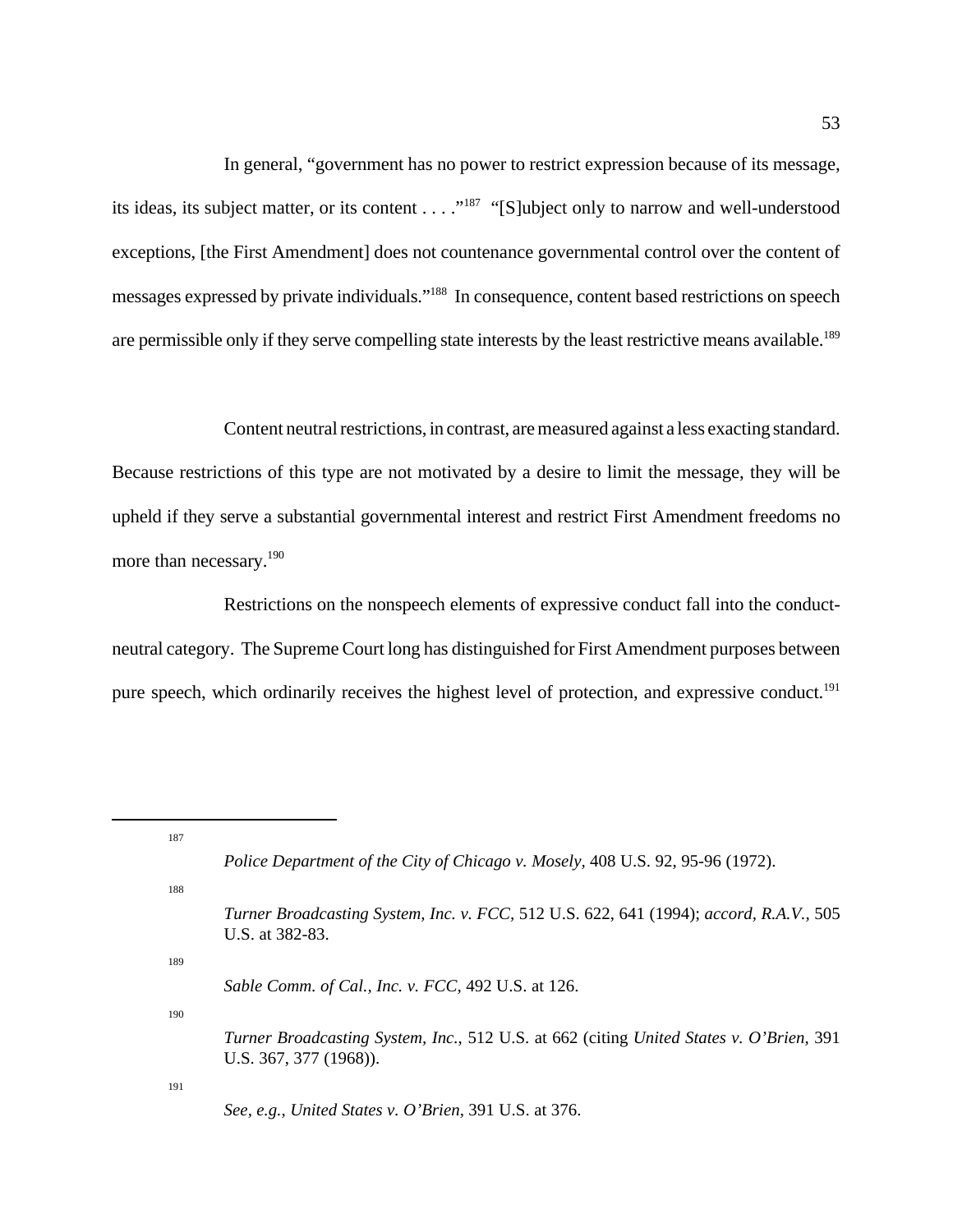In general, "government has no power to restrict expression because of its message, its ideas, its subject matter, or its content . . . ."[187] "[S]ubject only to narrow and well-understood exceptions, [the First Amendment] does not countenance governmental control over the content of messages expressed by private individuals."[188] In consequence, content based restrictions on speech are permissible only if they serve compelling state interests by the least restrictive means available.[189]

Content neutral restrictions, in contrast, are measured against a less exacting standard. Because restrictions of this type are not motivated by a desire to limit the message, they will be upheld if they serve a substantial governmental interest and restrict First Amendment freedoms no more than necessary.[190]

Restrictions on the nonspeech elements of expressive conduct fall into the conduct-neutral category. The Supreme Court long has distinguished for First Amendment purposes between pure speech, which ordinarily receives the highest level of protection, and expressive conduct.[191]

---

[187] *Police Department of the City of Chicago v. Mosely,* 408 U.S. 92, 95-96 (1972).

[188] *Turner Broadcasting System, Inc. v. FCC,* 512 U.S. 622, 641 (1994); *accord, R.A.V.,* 505 U.S. at 382-83.

[189] *Sable Comm. of Cal., Inc. v. FCC,* 492 U.S. at 126.

[190] *Turner Broadcasting System, Inc.,* 512 U.S. at 662 (citing *United States v. O'Brien*, 391 U.S. 367, 377 (1968)).

[191] *See, e.g., United States v. O'Brien,* 391 U.S. at 376.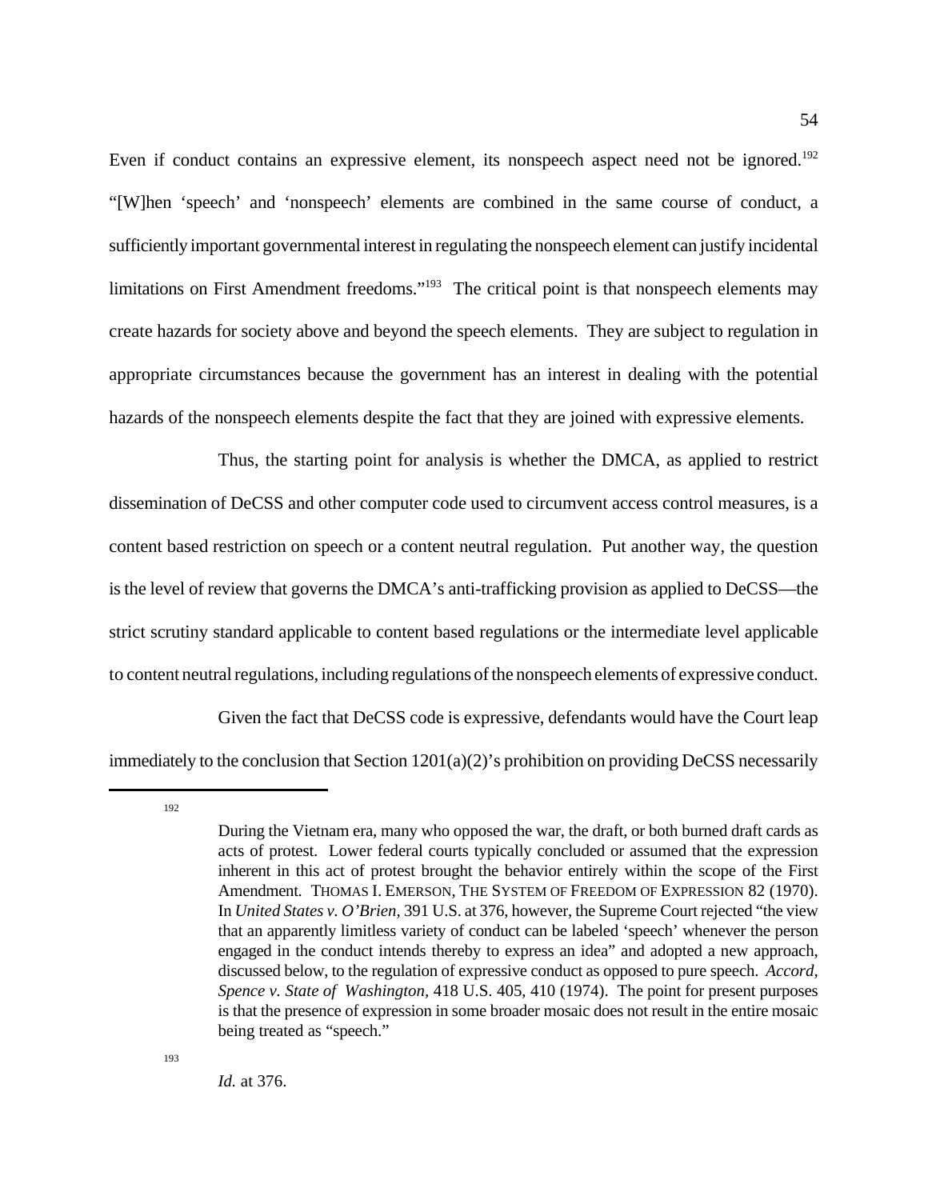Even if conduct contains an expressive element, its nonspeech aspect need not be ignored.[192] "[W]hen 'speech' and 'nonspeech' elements are combined in the same course of conduct, a sufficiently important governmental interest in regulating the nonspeech element can justify incidental limitations on First Amendment freedoms."[193] The critical point is that nonspeech elements may create hazards for society above and beyond the speech elements. They are subject to regulation in appropriate circumstances because the government has an interest in dealing with the potential hazards of the nonspeech elements despite the fact that they are joined with expressive elements.

Thus, the starting point for analysis is whether the DMCA, as applied to restrict dissemination of DeCSS and other computer code used to circumvent access control measures, is a content based restriction on speech or a content neutral regulation. Put another way, the question is the level of review that governs the DMCA's anti-trafficking provision as applied to DeCSS—the strict scrutiny standard applicable to content based regulations or the intermediate level applicable to content neutral regulations, including regulations of the nonspeech elements of expressive conduct.

Given the fact that DeCSS code is expressive, defendants would have the Court leap immediately to the conclusion that Section 1201(a)(2)'s prohibition on providing DeCSS necessarily

---

[192] During the Vietnam era, many who opposed the war, the draft, or both burned draft cards as acts of protest. Lower federal courts typically concluded or assumed that the expression inherent in this act of protest brought the behavior entirely within the scope of the First Amendment. THOMAS I. EMERSON, THE SYSTEM OF FREEDOM OF EXPRESSION 82 (1970). In *United States v. O'Brien*, 391 U.S. at 376, however, the Supreme Court rejected "the view that an apparently limitless variety of conduct can be labeled 'speech' whenever the person engaged in the conduct intends thereby to express an idea" and adopted a new approach, discussed below, to the regulation of expressive conduct as opposed to pure speech. *Accord*, *Spence v. State of Washington*, 418 U.S. 405, 410 (1974). The point for present purposes is that the presence of expression in some broader mosaic does not result in the entire mosaic being treated as "speech."

[193] *Id.* at 376.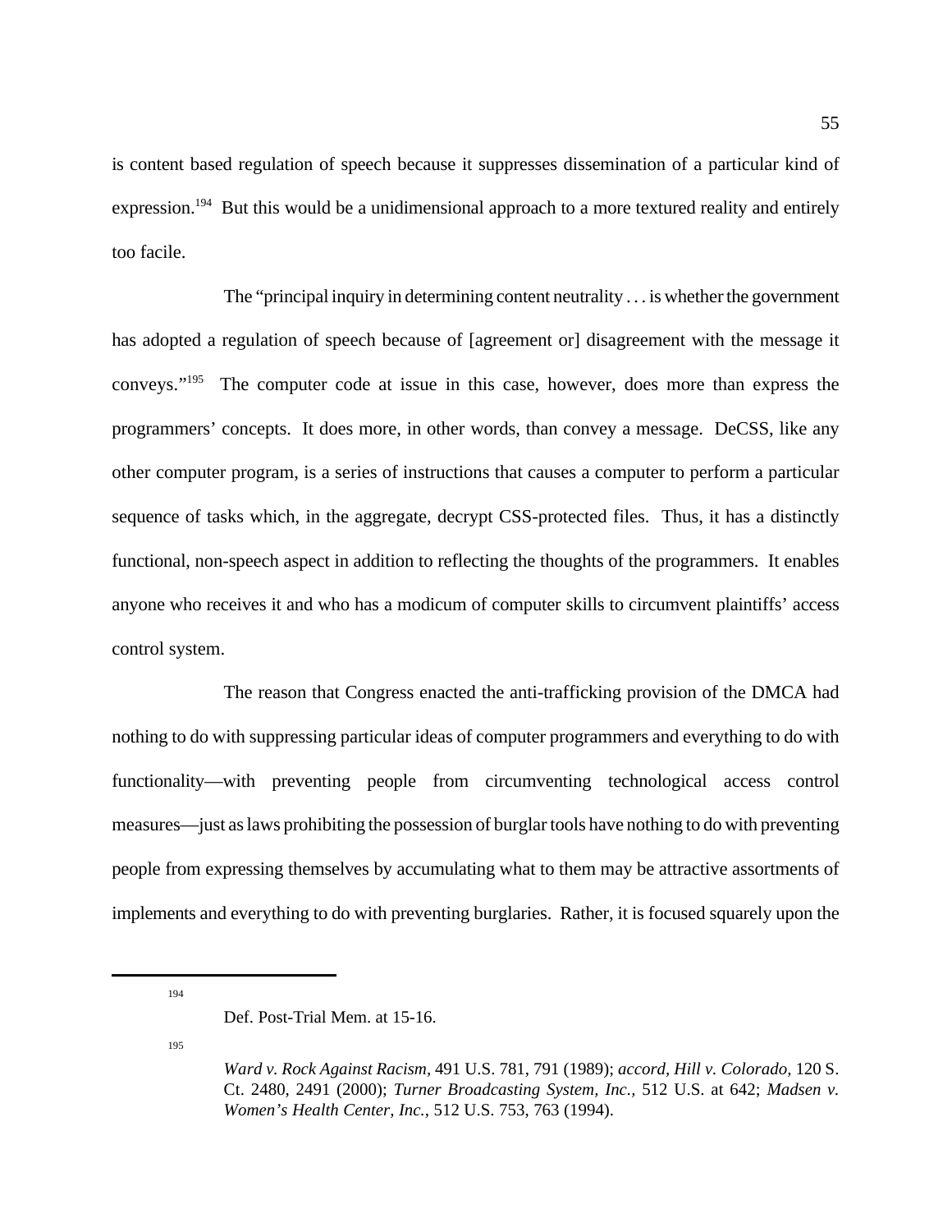is content based regulation of speech because it suppresses dissemination of a particular kind of expression.[194] But this would be a unidimensional approach to a more textured reality and entirely too facile.

The "principal inquiry in determining content neutrality . . . is whether the government has adopted a regulation of speech because of [agreement or] disagreement with the message it conveys."[195] The computer code at issue in this case, however, does more than express the programmers' concepts. It does more, in other words, than convey a message. DeCSS, like any other computer program, is a series of instructions that causes a computer to perform a particular sequence of tasks which, in the aggregate, decrypt CSS-protected files. Thus, it has a distinctly functional, non-speech aspect in addition to reflecting the thoughts of the programmers. It enables anyone who receives it and who has a modicum of computer skills to circumvent plaintiffs' access control system.

The reason that Congress enacted the anti-trafficking provision of the DMCA had nothing to do with suppressing particular ideas of computer programmers and everything to do with functionality—with preventing people from circumventing technological access control measures—just as laws prohibiting the possession of burglar tools have nothing to do with preventing people from expressing themselves by accumulating what to them may be attractive assortments of implements and everything to do with preventing burglaries. Rather, it is focused squarely upon the

---

[194] Def. Post-Trial Mem. at 15-16.

[195] *Ward v. Rock Against Racism,* 491 U.S. 781, 791 (1989); *accord, Hill v. Colorado,* 120 S. Ct. 2480, 2491 (2000); *Turner Broadcasting System, Inc.,* 512 U.S. at 642; *Madsen v. Women's Health Center, Inc.,* 512 U.S. 753, 763 (1994).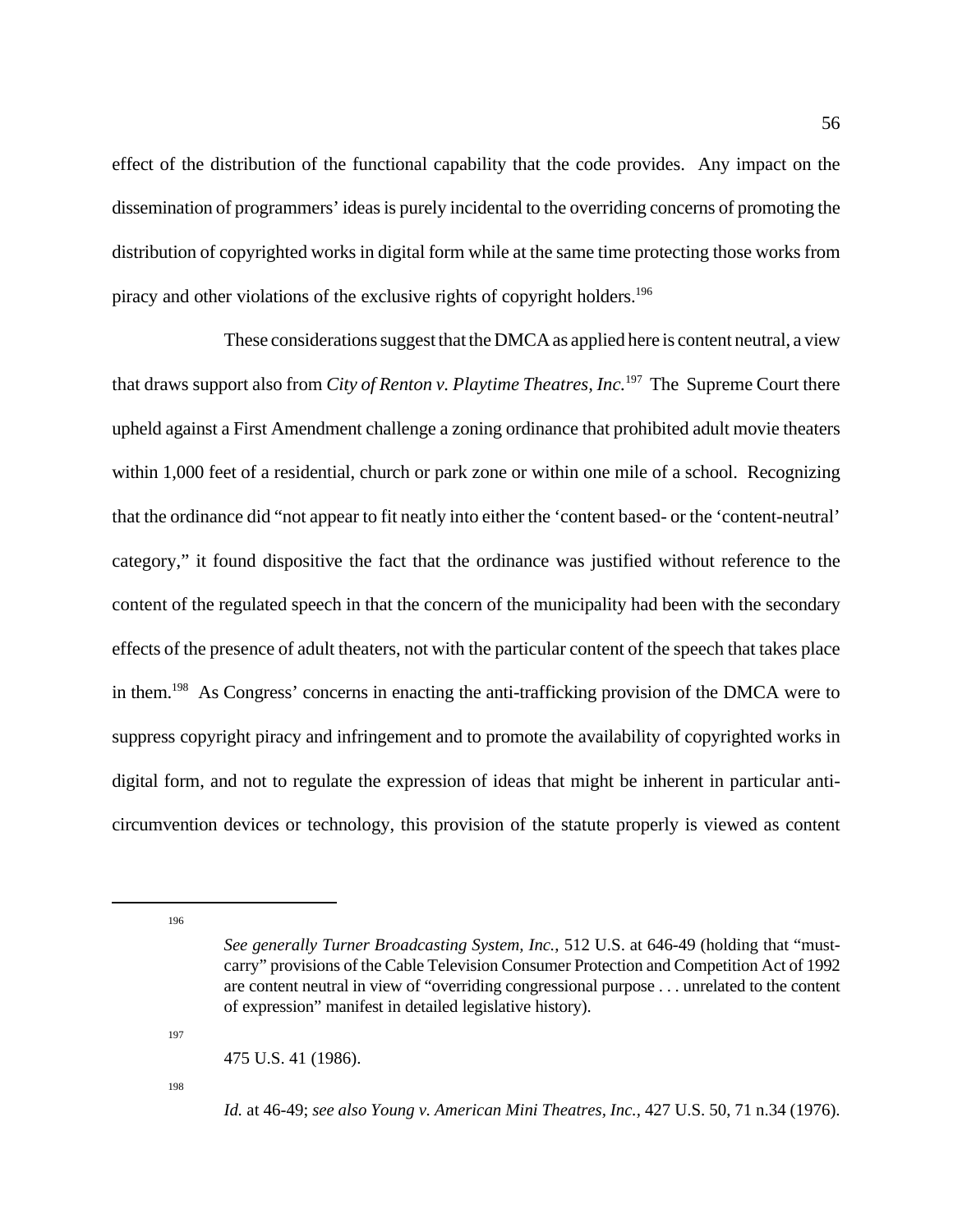effect of the distribution of the functional capability that the code provides. Any impact on the dissemination of programmers' ideas is purely incidental to the overriding concerns of promoting the distribution of copyrighted works in digital form while at the same time protecting those works from piracy and other violations of the exclusive rights of copyright holders.[196]

These considerations suggest that the DMCA as applied here is content neutral, a view that draws support also from *City of Renton v. Playtime Theatres, Inc.*[197] The Supreme Court there upheld against a First Amendment challenge a zoning ordinance that prohibited adult movie theaters within 1,000 feet of a residential, church or park zone or within one mile of a school. Recognizing that the ordinance did "not appear to fit neatly into either the 'content based- or the 'content-neutral' category," it found dispositive the fact that the ordinance was justified without reference to the content of the regulated speech in that the concern of the municipality had been with the secondary effects of the presence of adult theaters, not with the particular content of the speech that takes place in them.[198] As Congress' concerns in enacting the anti-trafficking provision of the DMCA were to suppress copyright piracy and infringement and to promote the availability of copyrighted works in digital form, and not to regulate the expression of ideas that might be inherent in particular anti-circumvention devices or technology, this provision of the statute properly is viewed as content

---

[196] *See generally Turner Broadcasting System, Inc.*, 512 U.S. at 646-49 (holding that "must-carry" provisions of the Cable Television Consumer Protection and Competition Act of 1992 are content neutral in view of "overriding congressional purpose . . . unrelated to the content of expression" manifest in detailed legislative history).

[197] 475 U.S. 41 (1986).

[198] *Id.* at 46-49; *see also Young v. American Mini Theatres, Inc.*, 427 U.S. 50, 71 n.34 (1976).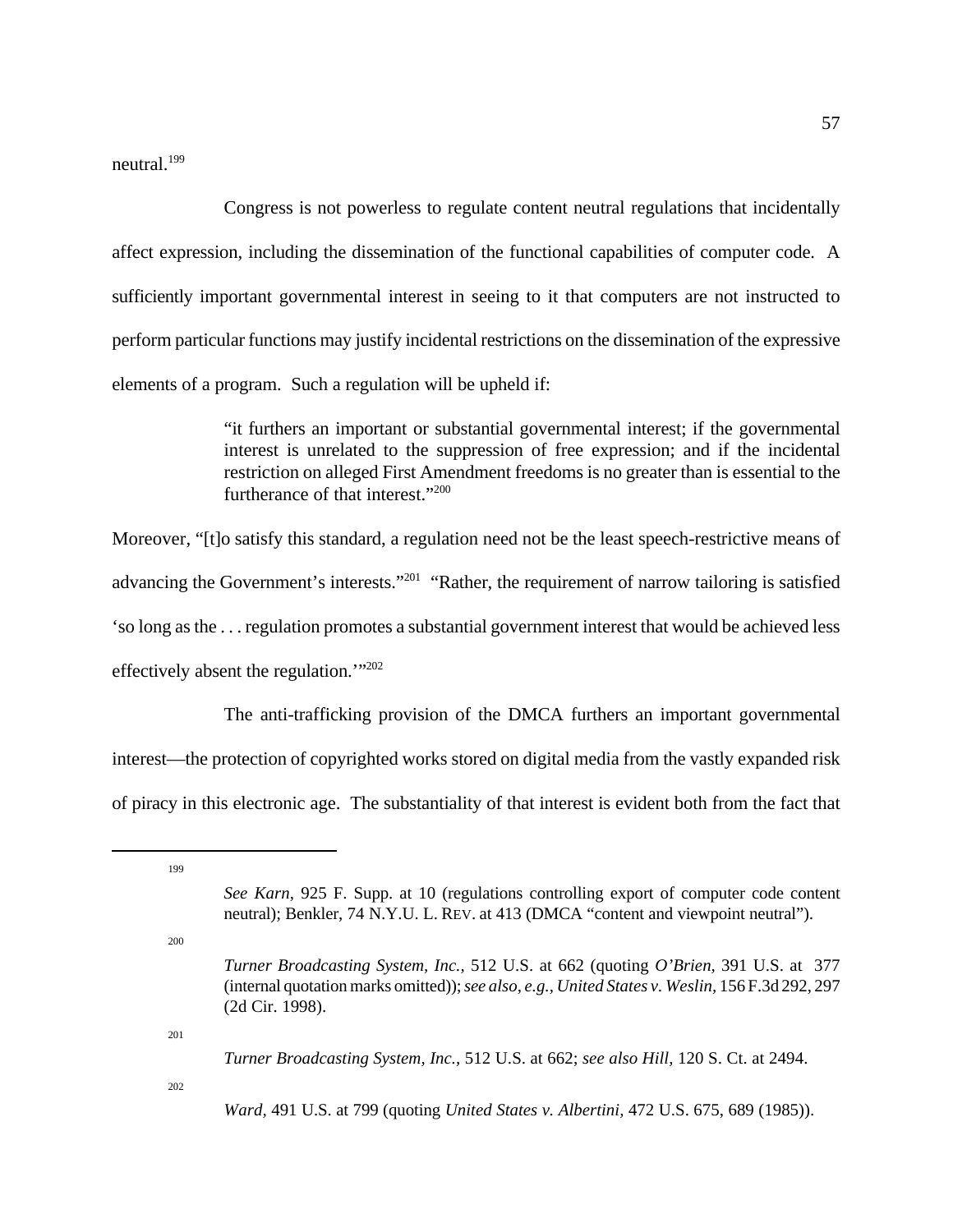neutral.[199]

Congress is not powerless to regulate content neutral regulations that incidentally affect expression, including the dissemination of the functional capabilities of computer code. A sufficiently important governmental interest in seeing to it that computers are not instructed to perform particular functions may justify incidental restrictions on the dissemination of the expressive elements of a program. Such a regulation will be upheld if:

> "it furthers an important or substantial governmental interest; if the governmental interest is unrelated to the suppression of free expression; and if the incidental restriction on alleged First Amendment freedoms is no greater than is essential to the furtherance of that interest."[200]

Moreover, "[t]o satisfy this standard, a regulation need not be the least speech-restrictive means of advancing the Government's interests."[201] "Rather, the requirement of narrow tailoring is satisfied 'so long as the . . . regulation promotes a substantial government interest that would be achieved less effectively absent the regulation.'"[202]

The anti-trafficking provision of the DMCA furthers an important governmental interest—the protection of copyrighted works stored on digital media from the vastly expanded risk of piracy in this electronic age. The substantiality of that interest is evident both from the fact that

---

[199] *See Karn*, 925 F. Supp. at 10 (regulations controlling export of computer code content neutral); Benkler, 74 N.Y.U. L. REV. at 413 (DMCA "content and viewpoint neutral").

[200] *Turner Broadcasting System, Inc.,* 512 U.S. at 662 (quoting *O'Brien*, 391 U.S. at 377 (internal quotation marks omitted)); *see also, e.g., United States v. Weslin*, 156 F.3d 292, 297 (2d Cir. 1998).

[201] *Turner Broadcasting System, Inc.,* 512 U.S. at 662; *see also Hill,* 120 S. Ct. at 2494.

[202] *Ward*, 491 U.S. at 799 (quoting *United States v. Albertini*, 472 U.S. 675, 689 (1985)).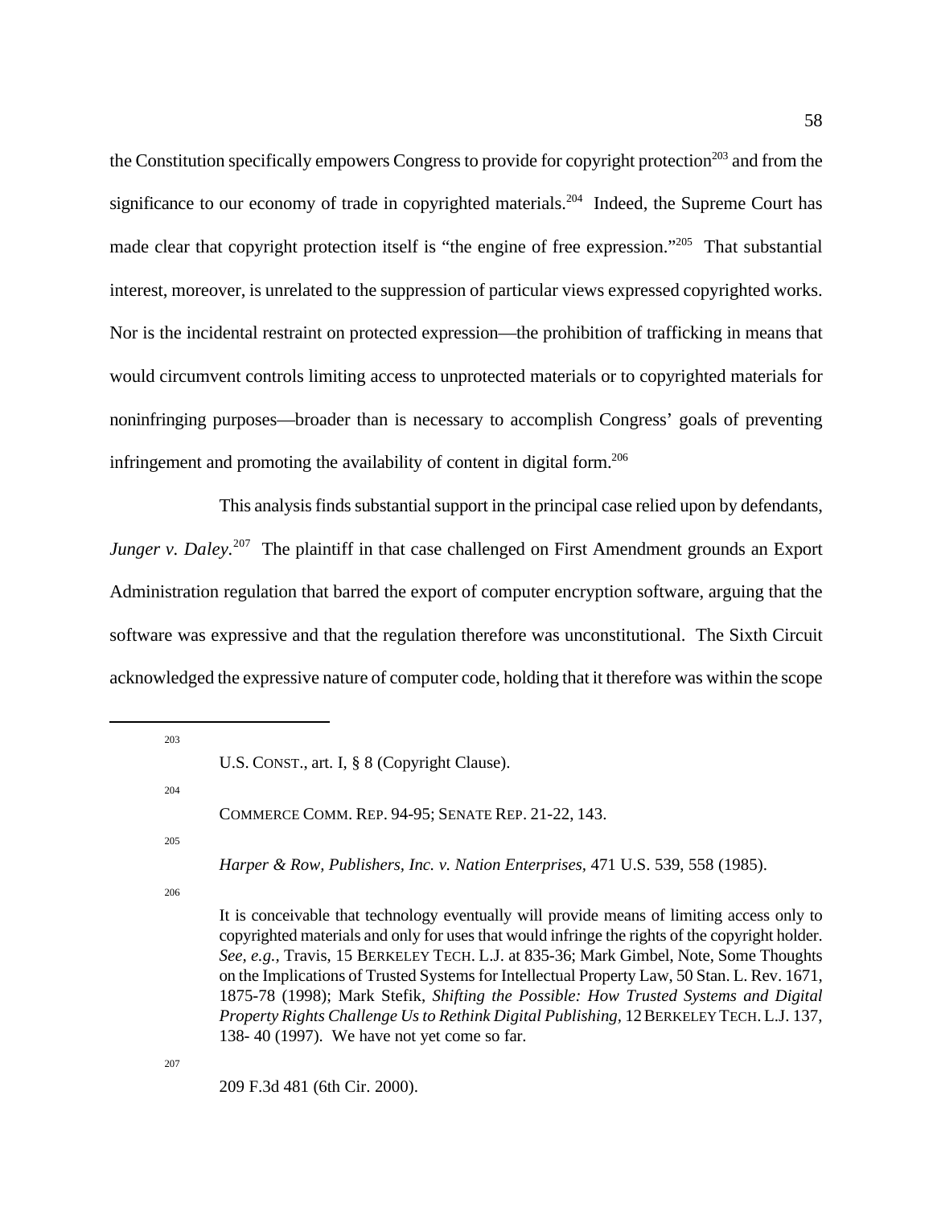the Constitution specifically empowers Congress to provide for copyright protection[203] and from the significance to our economy of trade in copyrighted materials.[204] Indeed, the Supreme Court has made clear that copyright protection itself is "the engine of free expression."[205] That substantial interest, moreover, is unrelated to the suppression of particular views expressed copyrighted works. Nor is the incidental restraint on protected expression—the prohibition of trafficking in means that would circumvent controls limiting access to unprotected materials or to copyrighted materials for noninfringing purposes—broader than is necessary to accomplish Congress' goals of preventing infringement and promoting the availability of content in digital form.[206]

This analysis finds substantial support in the principal case relied upon by defendants, *Junger v. Daley*.[207] The plaintiff in that case challenged on First Amendment grounds an Export Administration regulation that barred the export of computer encryption software, arguing that the software was expressive and that the regulation therefore was unconstitutional. The Sixth Circuit acknowledged the expressive nature of computer code, holding that it therefore was within the scope

---

[203] U.S. CONST., art. I, § 8 (Copyright Clause).

[204] COMMERCE COMM. REP. 94-95; SENATE REP. 21-22, 143.

[205] *Harper & Row, Publishers, Inc. v. Nation Enterprises*, 471 U.S. 539, 558 (1985).

[206] It is conceivable that technology eventually will provide means of limiting access only to copyrighted materials and only for uses that would infringe the rights of the copyright holder. *See, e.g.,* Travis, 15 BERKELEY TECH. L.J. at 835-36; Mark Gimbel, Note, Some Thoughts on the Implications of Trusted Systems for Intellectual Property Law, 50 Stan. L. Rev. 1671, 1875-78 (1998); Mark Stefik, *Shifting the Possible: How Trusted Systems and Digital Property Rights Challenge Us to Rethink Digital Publishing*, 12 BERKELEY TECH. L.J. 137, 138- 40 (1997). We have not yet come so far.

[207] 209 F.3d 481 (6th Cir. 2000).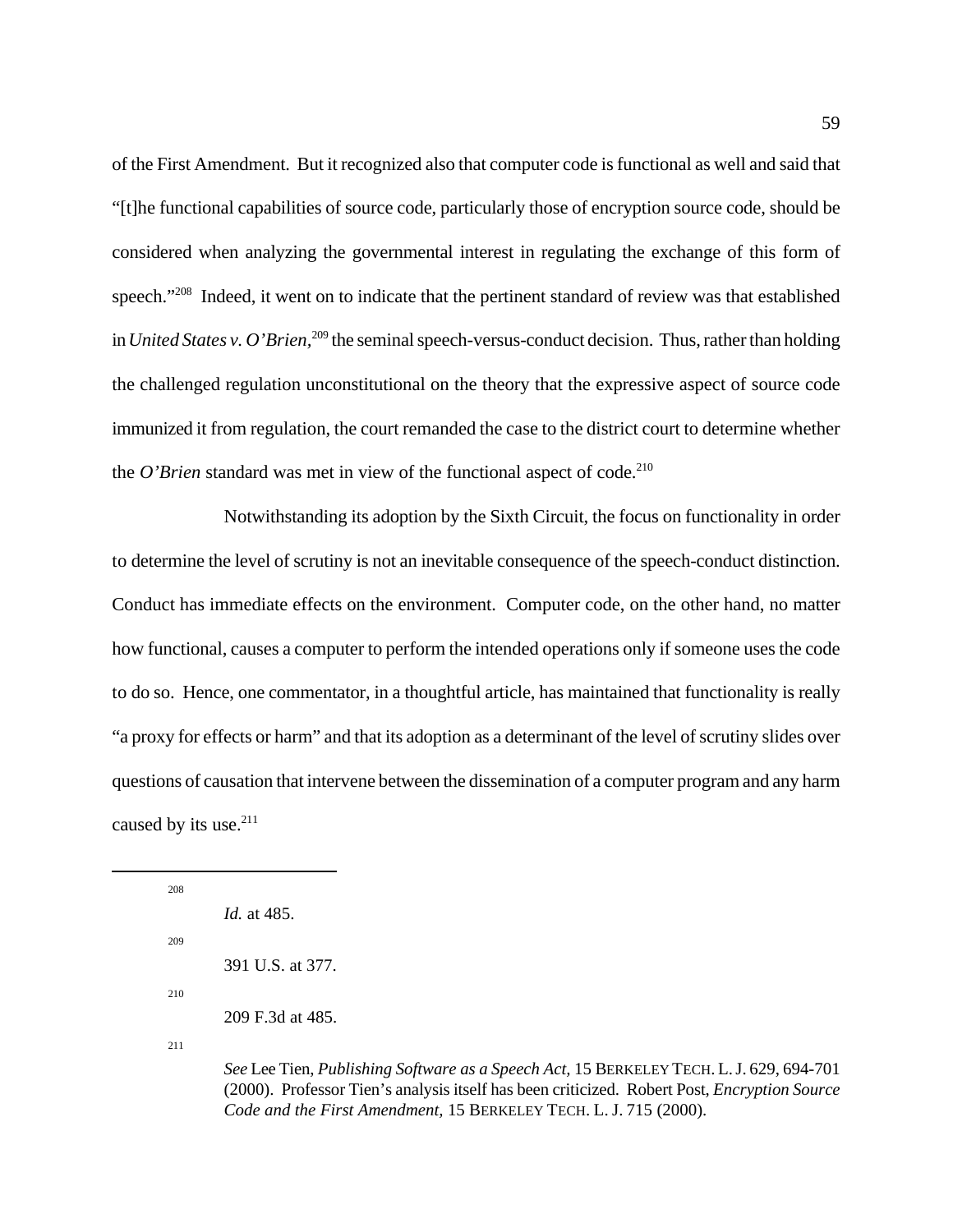of the First Amendment. But it recognized also that computer code is functional as well and said that "[t]he functional capabilities of source code, particularly those of encryption source code, should be considered when analyzing the governmental interest in regulating the exchange of this form of speech."[208] Indeed, it went on to indicate that the pertinent standard of review was that established in *United States v. O'Brien*,[209] the seminal speech-versus-conduct decision. Thus, rather than holding the challenged regulation unconstitutional on the theory that the expressive aspect of source code immunized it from regulation, the court remanded the case to the district court to determine whether the *O'Brien* standard was met in view of the functional aspect of code.[210]

Notwithstanding its adoption by the Sixth Circuit, the focus on functionality in order to determine the level of scrutiny is not an inevitable consequence of the speech-conduct distinction. Conduct has immediate effects on the environment. Computer code, on the other hand, no matter how functional, causes a computer to perform the intended operations only if someone uses the code to do so. Hence, one commentator, in a thoughtful article, has maintained that functionality is really "a proxy for effects or harm" and that its adoption as a determinant of the level of scrutiny slides over questions of causation that intervene between the dissemination of a computer program and any harm caused by its use.[211]

---

[208] *Id.* at 485.

[209] 391 U.S. at 377.

[210] 209 F.3d at 485.

[211] *See* Lee Tien, *Publishing Software as a Speech Act,* 15 BERKELEY TECH. L. J. 629, 694-701 (2000). Professor Tien's analysis itself has been criticized. Robert Post, *Encryption Source Code and the First Amendment,* 15 BERKELEY TECH. L. J. 715 (2000).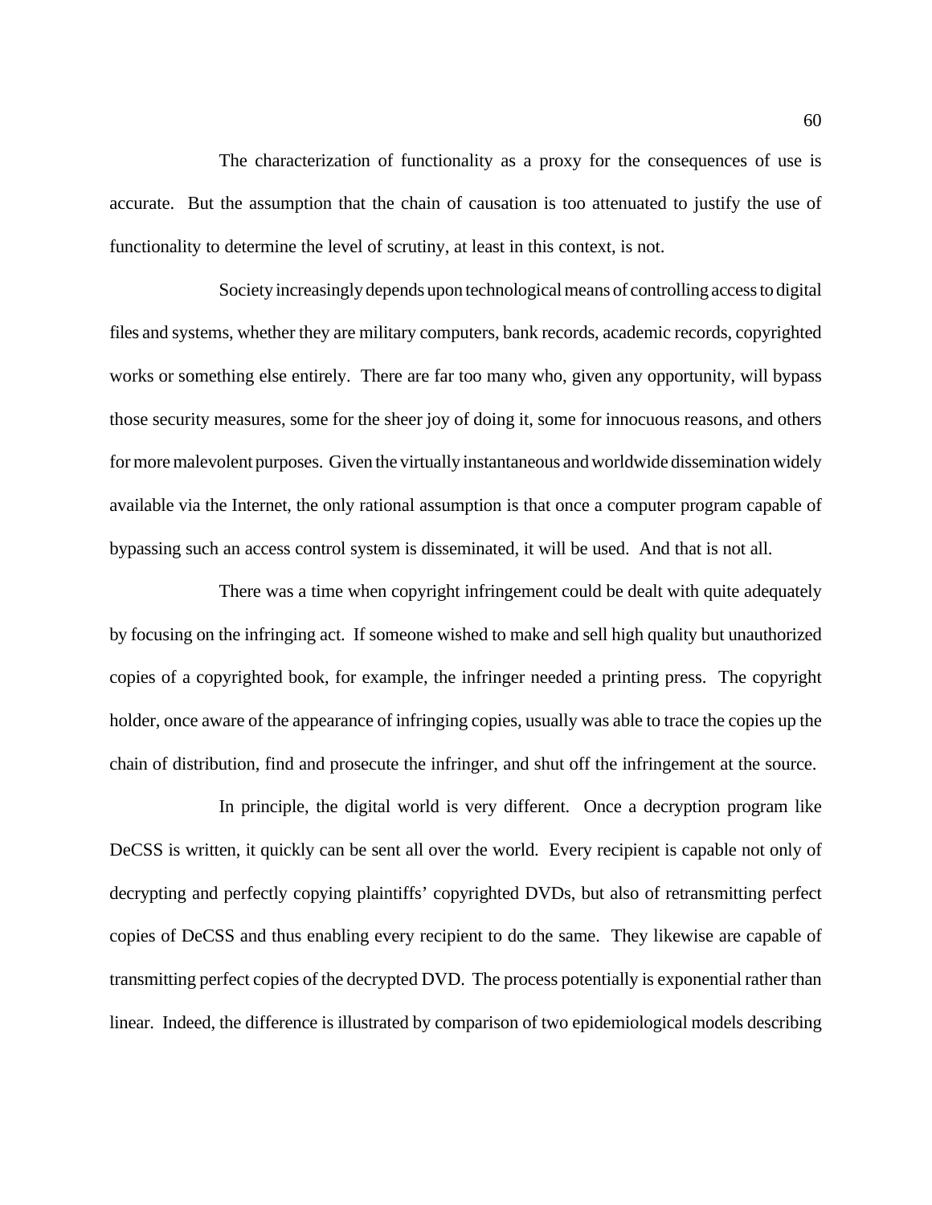The characterization of functionality as a proxy for the consequences of use is accurate. But the assumption that the chain of causation is too attenuated to justify the use of functionality to determine the level of scrutiny, at least in this context, is not.

Society increasingly depends upon technological means of controlling access to digital files and systems, whether they are military computers, bank records, academic records, copyrighted works or something else entirely. There are far too many who, given any opportunity, will bypass those security measures, some for the sheer joy of doing it, some for innocuous reasons, and others for more malevolent purposes. Given the virtually instantaneous and worldwide dissemination widely available via the Internet, the only rational assumption is that once a computer program capable of bypassing such an access control system is disseminated, it will be used. And that is not all.

There was a time when copyright infringement could be dealt with quite adequately by focusing on the infringing act. If someone wished to make and sell high quality but unauthorized copies of a copyrighted book, for example, the infringer needed a printing press. The copyright holder, once aware of the appearance of infringing copies, usually was able to trace the copies up the chain of distribution, find and prosecute the infringer, and shut off the infringement at the source.

In principle, the digital world is very different. Once a decryption program like DeCSS is written, it quickly can be sent all over the world. Every recipient is capable not only of decrypting and perfectly copying plaintiffs' copyrighted DVDs, but also of retransmitting perfect copies of DeCSS and thus enabling every recipient to do the same. They likewise are capable of transmitting perfect copies of the decrypted DVD. The process potentially is exponential rather than linear. Indeed, the difference is illustrated by comparison of two epidemiological models describing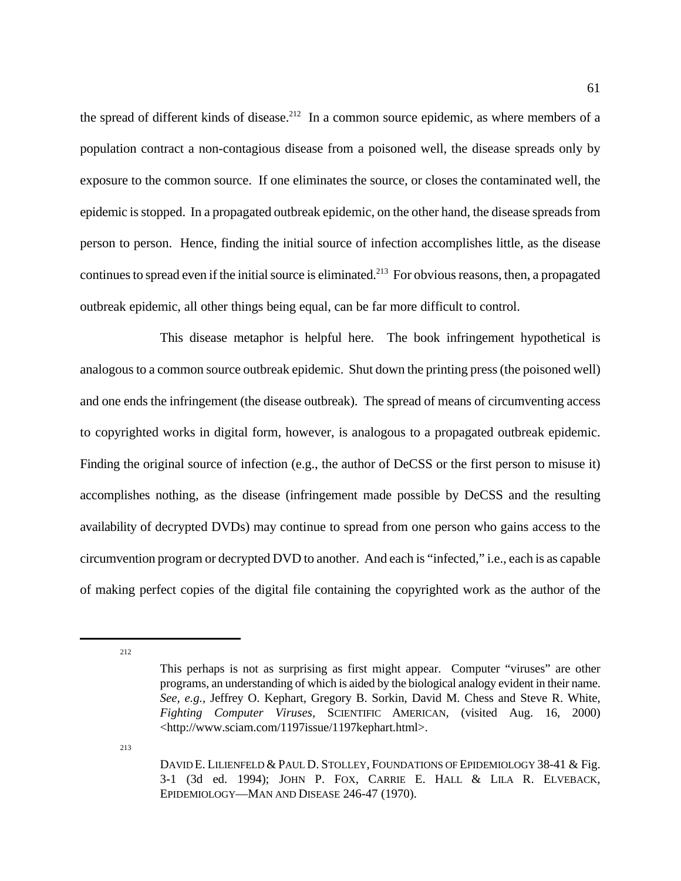the spread of different kinds of disease.[212] In a common source epidemic, as where members of a population contract a non-contagious disease from a poisoned well, the disease spreads only by exposure to the common source. If one eliminates the source, or closes the contaminated well, the epidemic is stopped. In a propagated outbreak epidemic, on the other hand, the disease spreads from person to person. Hence, finding the initial source of infection accomplishes little, as the disease continues to spread even if the initial source is eliminated.[213] For obvious reasons, then, a propagated outbreak epidemic, all other things being equal, can be far more difficult to control.

This disease metaphor is helpful here. The book infringement hypothetical is analogous to a common source outbreak epidemic. Shut down the printing press (the poisoned well) and one ends the infringement (the disease outbreak). The spread of means of circumventing access to copyrighted works in digital form, however, is analogous to a propagated outbreak epidemic. Finding the original source of infection (e.g., the author of DeCSS or the first person to misuse it) accomplishes nothing, as the disease (infringement made possible by DeCSS and the resulting availability of decrypted DVDs) may continue to spread from one person who gains access to the circumvention program or decrypted DVD to another. And each is "infected," i.e., each is as capable of making perfect copies of the digital file containing the copyrighted work as the author of the

---

[212] This perhaps is not as surprising as first might appear. Computer "viruses" are other programs, an understanding of which is aided by the biological analogy evident in their name. *See, e.g.*, Jeffrey O. Kephart, Gregory B. Sorkin, David M. Chess and Steve R. White, *Fighting Computer Viruses*, SCIENTIFIC AMERICAN, (visited Aug. 16, 2000) <http://www.sciam.com/1197issue/1197kephart.html>.

[213] DAVID E. LILIENFELD & PAUL D. STOLLEY, FOUNDATIONS OF EPIDEMIOLOGY 38-41 & Fig. 3-1 (3d ed. 1994); JOHN P. FOX, CARRIE E. HALL & LILA R. ELVEBACK, EPIDEMIOLOGY—MAN AND DISEASE 246-47 (1970).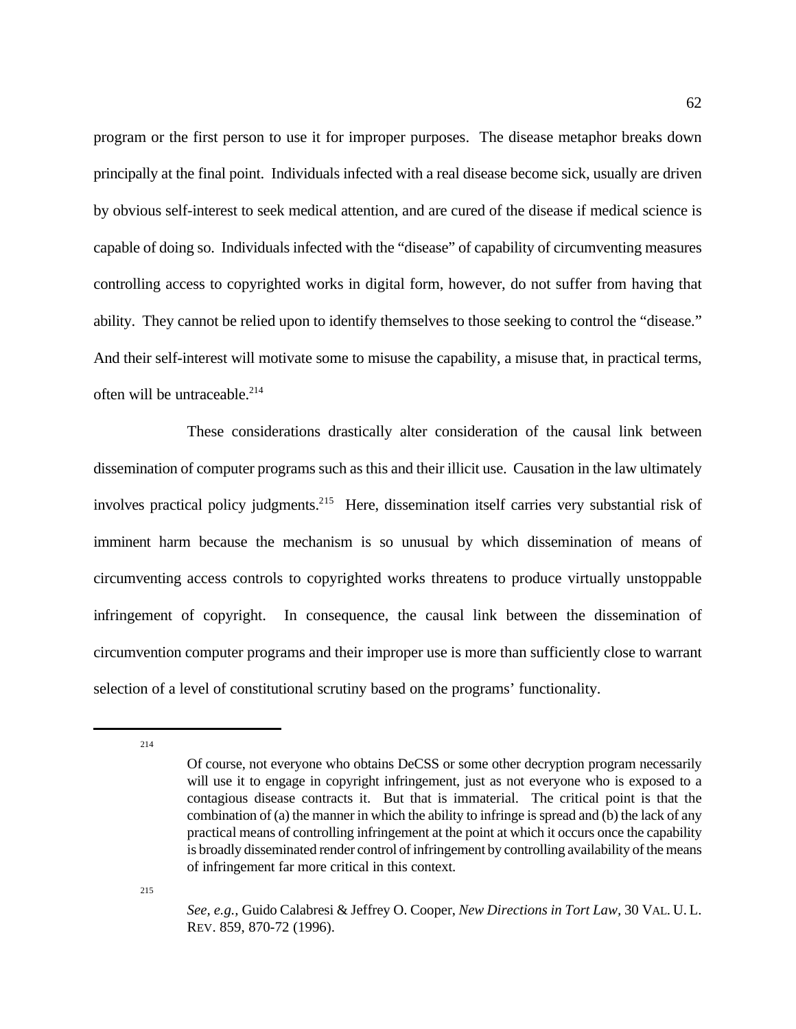program or the first person to use it for improper purposes. The disease metaphor breaks down principally at the final point. Individuals infected with a real disease become sick, usually are driven by obvious self-interest to seek medical attention, and are cured of the disease if medical science is capable of doing so. Individuals infected with the "disease" of capability of circumventing measures controlling access to copyrighted works in digital form, however, do not suffer from having that ability. They cannot be relied upon to identify themselves to those seeking to control the "disease." And their self-interest will motivate some to misuse the capability, a misuse that, in practical terms, often will be untraceable.[214]

These considerations drastically alter consideration of the causal link between dissemination of computer programs such as this and their illicit use. Causation in the law ultimately involves practical policy judgments.[215] Here, dissemination itself carries very substantial risk of imminent harm because the mechanism is so unusual by which dissemination of means of circumventing access controls to copyrighted works threatens to produce virtually unstoppable infringement of copyright. In consequence, the causal link between the dissemination of circumvention computer programs and their improper use is more than sufficiently close to warrant selection of a level of constitutional scrutiny based on the programs' functionality.

---

[214] Of course, not everyone who obtains DeCSS or some other decryption program necessarily will use it to engage in copyright infringement, just as not everyone who is exposed to a contagious disease contracts it. But that is immaterial. The critical point is that the combination of (a) the manner in which the ability to infringe is spread and (b) the lack of any practical means of controlling infringement at the point at which it occurs once the capability is broadly disseminated render control of infringement by controlling availability of the means of infringement far more critical in this context.

[215] *See, e.g.,* Guido Calabresi & Jeffrey O. Cooper, *New Directions in Tort Law*, 30 VAL. U. L. REV. 859, 870-72 (1996).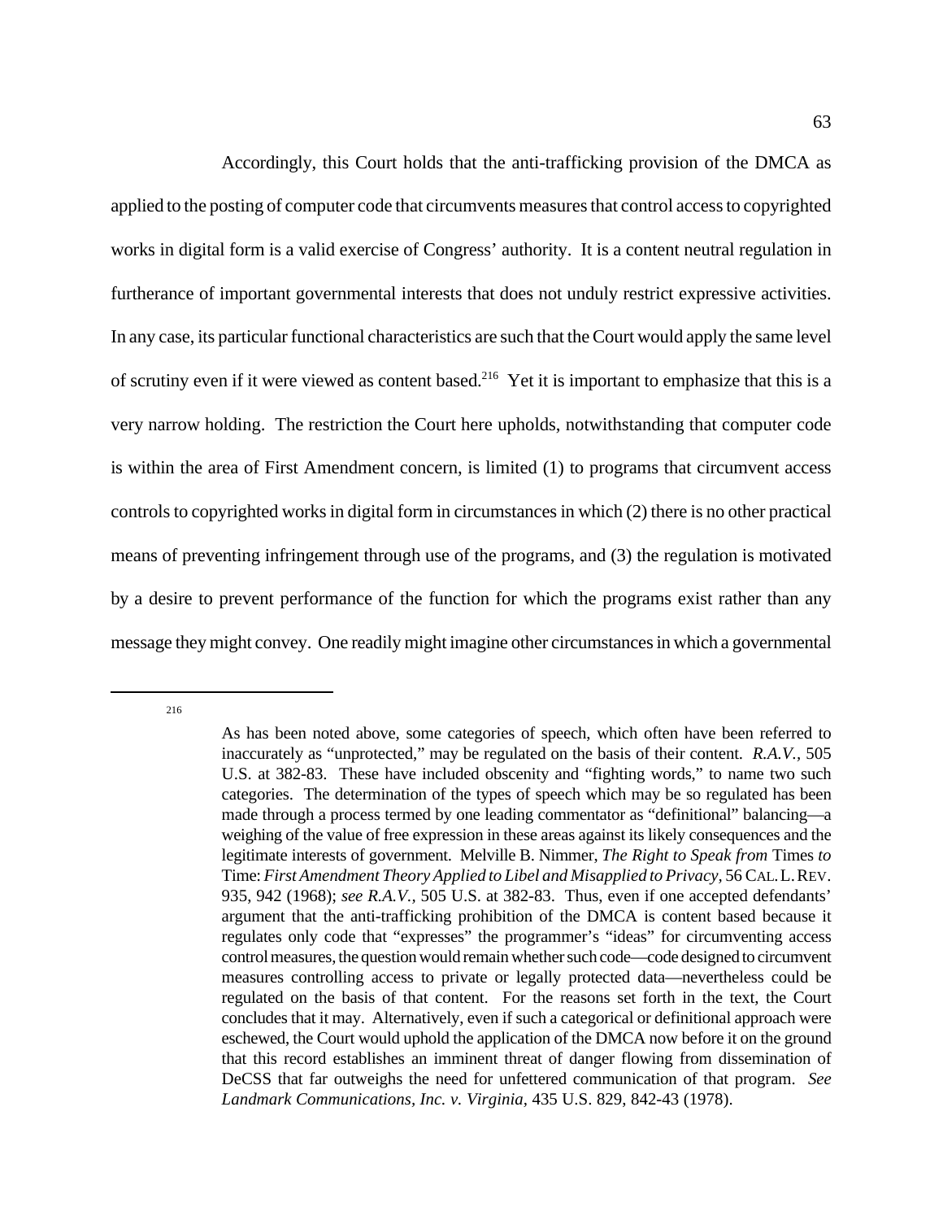Accordingly, this Court holds that the anti-trafficking provision of the DMCA as applied to the posting of computer code that circumvents measures that control access to copyrighted works in digital form is a valid exercise of Congress' authority. It is a content neutral regulation in furtherance of important governmental interests that does not unduly restrict expressive activities. In any case, its particular functional characteristics are such that the Court would apply the same level of scrutiny even if it were viewed as content based.[216] Yet it is important to emphasize that this is a very narrow holding. The restriction the Court here upholds, notwithstanding that computer code is within the area of First Amendment concern, is limited (1) to programs that circumvent access controls to copyrighted works in digital form in circumstances in which (2) there is no other practical means of preventing infringement through use of the programs, and (3) the regulation is motivated by a desire to prevent performance of the function for which the programs exist rather than any message they might convey. One readily might imagine other circumstances in which a governmental

---

[216] As has been noted above, some categories of speech, which often have been referred to inaccurately as "unprotected," may be regulated on the basis of their content. *R.A.V.*, 505 U.S. at 382-83. These have included obscenity and "fighting words," to name two such categories. The determination of the types of speech which may be so regulated has been made through a process termed by one leading commentator as "definitional" balancing—a weighing of the value of free expression in these areas against its likely consequences and the legitimate interests of government. Melville B. Nimmer, *The Right to Speak from* Times *to* Time: *First Amendment Theory Applied to Libel and Misapplied to Privacy*, 56 CAL. L. REV. 935, 942 (1968); *see R.A.V.*, 505 U.S. at 382-83. Thus, even if one accepted defendants' argument that the anti-trafficking prohibition of the DMCA is content based because it regulates only code that "expresses" the programmer's "ideas" for circumventing access control measures, the question would remain whether such code—code designed to circumvent measures controlling access to private or legally protected data—nevertheless could be regulated on the basis of that content. For the reasons set forth in the text, the Court concludes that it may. Alternatively, even if such a categorical or definitional approach were eschewed, the Court would uphold the application of the DMCA now before it on the ground that this record establishes an imminent threat of danger flowing from dissemination of DeCSS that far outweighs the need for unfettered communication of that program. *See Landmark Communications, Inc. v. Virginia*, 435 U.S. 829, 842-43 (1978).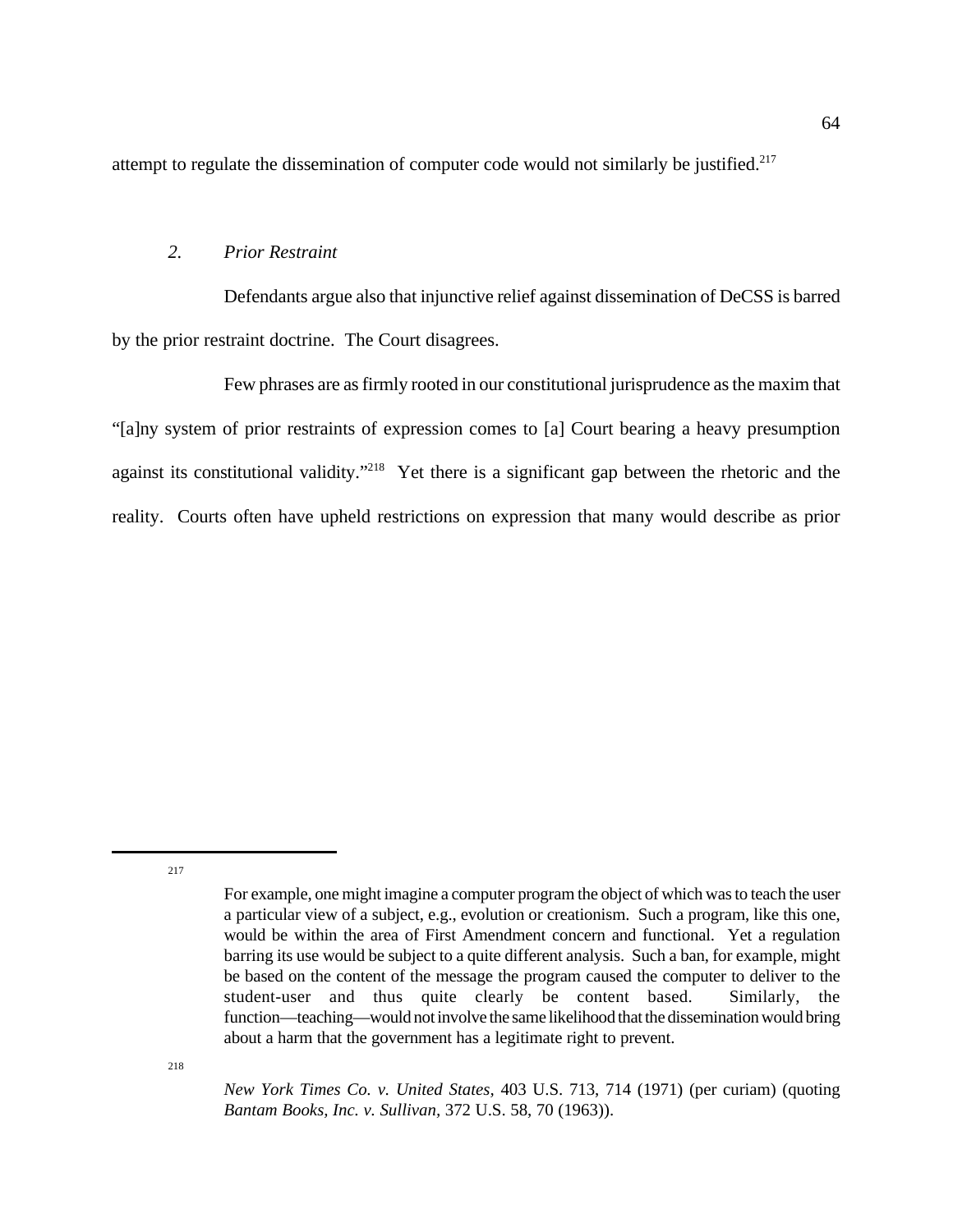attempt to regulate the dissemination of computer code would not similarly be justified.[217]

### *2. Prior Restraint*

Defendants argue also that injunctive relief against dissemination of DeCSS is barred by the prior restraint doctrine. The Court disagrees.

Few phrases are as firmly rooted in our constitutional jurisprudence as the maxim that "[a]ny system of prior restraints of expression comes to [a] Court bearing a heavy presumption against its constitutional validity."[218] Yet there is a significant gap between the rhetoric and the reality. Courts often have upheld restrictions on expression that many would describe as prior

---

[217] For example, one might imagine a computer program the object of which was to teach the user a particular view of a subject, e.g., evolution or creationism. Such a program, like this one, would be within the area of First Amendment concern and functional. Yet a regulation barring its use would be subject to a quite different analysis. Such a ban, for example, might be based on the content of the message the program caused the computer to deliver to the student-user and thus quite clearly be content based. Similarly, the function—teaching—would not involve the same likelihood that the dissemination would bring about a harm that the government has a legitimate right to prevent.

[218] *New York Times Co. v. United States*, 403 U.S. 713, 714 (1971) (per curiam) (quoting *Bantam Books, Inc. v. Sullivan*, 372 U.S. 58, 70 (1963)).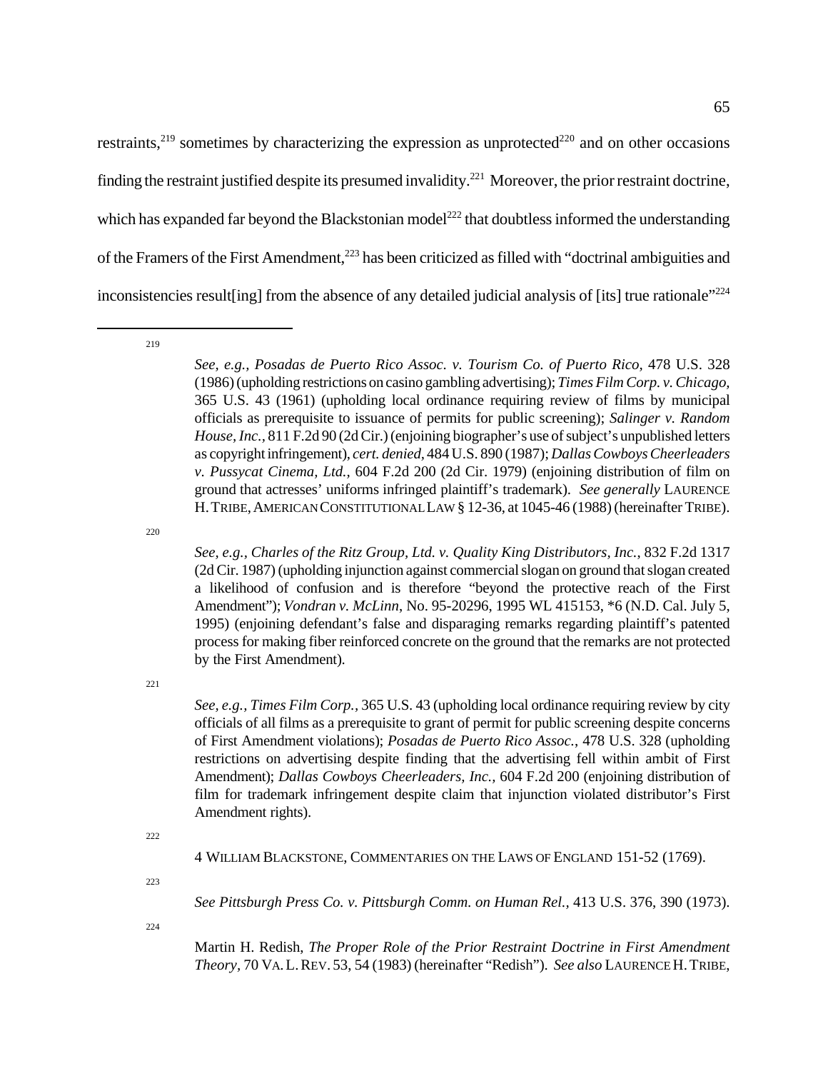restraints,[219] sometimes by characterizing the expression as unprotected[220] and on other occasions finding the restraint justified despite its presumed invalidity.[221] Moreover, the prior restraint doctrine, which has expanded far beyond the Blackstonian model[222] that doubtless informed the understanding of the Framers of the First Amendment,[223] has been criticized as filled with "doctrinal ambiguities and inconsistencies result[ing] from the absence of any detailed judicial analysis of [its] true rationale"[224]

---

[219] *See, e.g.*, *Posadas de Puerto Rico Assoc. v. Tourism Co. of Puerto Rico*, 478 U.S. 328 (1986) (upholding restrictions on casino gambling advertising); *Times Film Corp. v. Chicago*, 365 U.S. 43 (1961) (upholding local ordinance requiring review of films by municipal officials as prerequisite to issuance of permits for public screening); *Salinger v. Random House, Inc.*, 811 F.2d 90 (2d Cir.) (enjoining biographer's use of subject's unpublished letters as copyright infringement), *cert. denied*, 484 U.S. 890 (1987); *Dallas Cowboys Cheerleaders v. Pussycat Cinema, Ltd.*, 604 F.2d 200 (2d Cir. 1979) (enjoining distribution of film on ground that actresses' uniforms infringed plaintiff's trademark). *See generally* LAURENCE H. TRIBE, AMERICAN CONSTITUTIONAL LAW § 12-36, at 1045-46 (1988) (hereinafter TRIBE).

[220] *See, e.g.*, *Charles of the Ritz Group, Ltd. v. Quality King Distributors, Inc.*, 832 F.2d 1317 (2d Cir. 1987) (upholding injunction against commercial slogan on ground that slogan created a likelihood of confusion and is therefore "beyond the protective reach of the First Amendment"); *Vondran v. McLinn*, No. 95-20296, 1995 WL 415153, *6 (N.D. Cal. July 5, 1995) (enjoining defendant's false and disparaging remarks regarding plaintiff's patented process for making fiber reinforced concrete on the ground that the remarks are not protected by the First Amendment).

[221] *See, e.g.*, *Times Film Corp.*, 365 U.S. 43 (upholding local ordinance requiring review by city officials of all films as a prerequisite to grant of permit for public screening despite concerns of First Amendment violations); *Posadas de Puerto Rico Assoc.*, 478 U.S. 328 (upholding restrictions on advertising despite finding that the advertising fell within ambit of First Amendment); *Dallas Cowboys Cheerleaders, Inc.*, 604 F.2d 200 (enjoining distribution of film for trademark infringement despite claim that injunction violated distributor's First Amendment rights).

[222] 4 WILLIAM BLACKSTONE, COMMENTARIES ON THE LAWS OF ENGLAND 151-52 (1769).

[223] *See Pittsburgh Press Co. v. Pittsburgh Comm. on Human Rel.*, 413 U.S. 376, 390 (1973).

[224] Martin H. Redish, *The Proper Role of the Prior Restraint Doctrine in First Amendment Theory*, 70 VA. L. REV. 53, 54 (1983) (hereinafter "Redish"). *See also* LAURENCE H. TRIBE,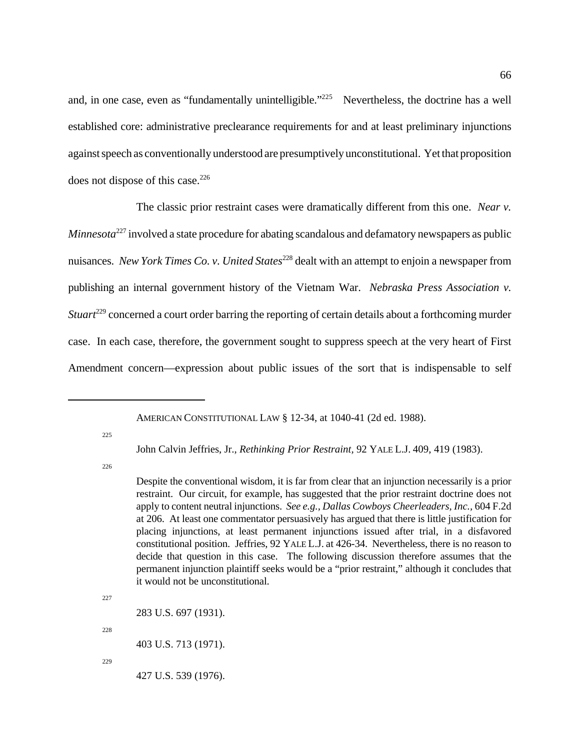and, in one case, even as "fundamentally unintelligible."[225] Nevertheless, the doctrine has a well established core: administrative preclearance requirements for and at least preliminary injunctions against speech as conventionally understood are presumptively unconstitutional. Yet that proposition does not dispose of this case.[226]

The classic prior restraint cases were dramatically different from this one. *Near v. Minnesota*[227] involved a state procedure for abating scandalous and defamatory newspapers as public nuisances. *New York Times Co. v. United States*[228] dealt with an attempt to enjoin a newspaper from publishing an internal government history of the Vietnam War. *Nebraska Press Association v. Stuart*[229] concerned a court order barring the reporting of certain details about a forthcoming murder case. In each case, therefore, the government sought to suppress speech at the very heart of First Amendment concern—expression about public issues of the sort that is indispensable to self

---

AMERICAN CONSTITUTIONAL LAW § 12-34, at 1040-41 (2d ed. 1988).

[225] John Calvin Jeffries, Jr., *Rethinking Prior Restraint*, 92 YALE L.J. 409, 419 (1983).

[226] Despite the conventional wisdom, it is far from clear that an injunction necessarily is a prior restraint. Our circuit, for example, has suggested that the prior restraint doctrine does not apply to content neutral injunctions. *See e.g.*, *Dallas Cowboys Cheerleaders, Inc.*, 604 F.2d at 206. At least one commentator persuasively has argued that there is little justification for placing injunctions, at least permanent injunctions issued after trial, in a disfavored constitutional position. Jeffries, 92 YALE L.J. at 426-34. Nevertheless, there is no reason to decide that question in this case. The following discussion therefore assumes that the permanent injunction plaintiff seeks would be a "prior restraint," although it concludes that it would not be unconstitutional.

[227] 283 U.S. 697 (1931).

[228] 403 U.S. 713 (1971).

[229] 427 U.S. 539 (1976).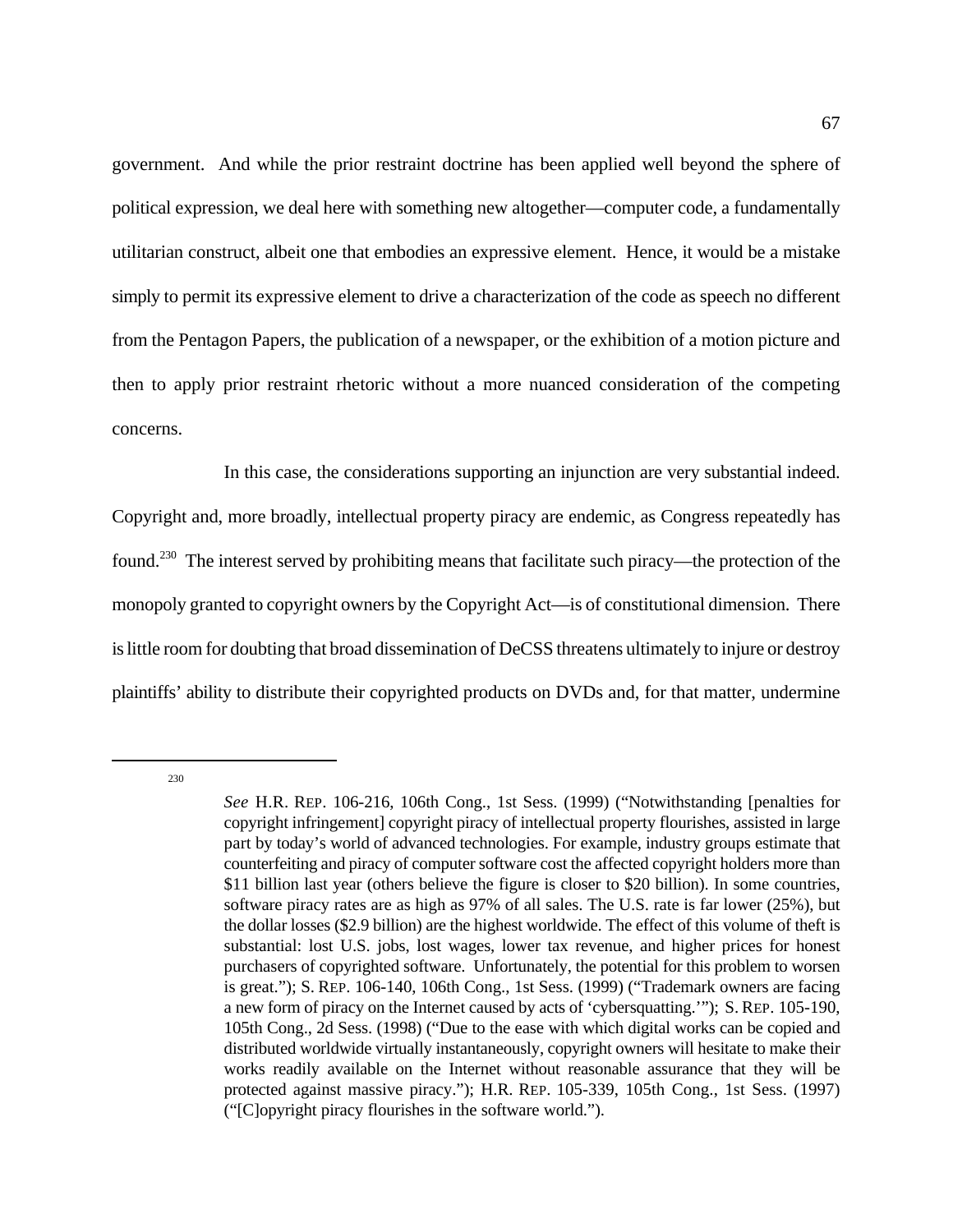government. And while the prior restraint doctrine has been applied well beyond the sphere of political expression, we deal here with something new altogether—computer code, a fundamentally utilitarian construct, albeit one that embodies an expressive element. Hence, it would be a mistake simply to permit its expressive element to drive a characterization of the code as speech no different from the Pentagon Papers, the publication of a newspaper, or the exhibition of a motion picture and then to apply prior restraint rhetoric without a more nuanced consideration of the competing concerns.

In this case, the considerations supporting an injunction are very substantial indeed. Copyright and, more broadly, intellectual property piracy are endemic, as Congress repeatedly has found.[230] The interest served by prohibiting means that facilitate such piracy—the protection of the monopoly granted to copyright owners by the Copyright Act—is of constitutional dimension. There is little room for doubting that broad dissemination of DeCSS threatens ultimately to injure or destroy plaintiffs' ability to distribute their copyrighted products on DVDs and, for that matter, undermine

---

[230] *See* H.R. REP. 106-216, 106th Cong., 1st Sess. (1999) ("Notwithstanding [penalties for copyright infringement] copyright piracy of intellectual property flourishes, assisted in large part by today's world of advanced technologies. For example, industry groups estimate that counterfeiting and piracy of computer software cost the affected copyright holders more than $11 billion last year (others believe the figure is closer to $20 billion). In some countries, software piracy rates are as high as 97% of all sales. The U.S. rate is far lower (25%), but the dollar losses ($2.9 billion) are the highest worldwide. The effect of this volume of theft is substantial: lost U.S. jobs, lost wages, lower tax revenue, and higher prices for honest purchasers of copyrighted software. Unfortunately, the potential for this problem to worsen is great."); S. REP. 106-140, 106th Cong., 1st Sess. (1999) ("Trademark owners are facing a new form of piracy on the Internet caused by acts of 'cybersquatting.'"); S. REP. 105-190, 105th Cong., 2d Sess. (1998) ("Due to the ease with which digital works can be copied and distributed worldwide virtually instantaneously, copyright owners will hesitate to make their works readily available on the Internet without reasonable assurance that they will be protected against massive piracy."); H.R. REP. 105-339, 105th Cong., 1st Sess. (1997) ("[C]opyright piracy flourishes in the software world.").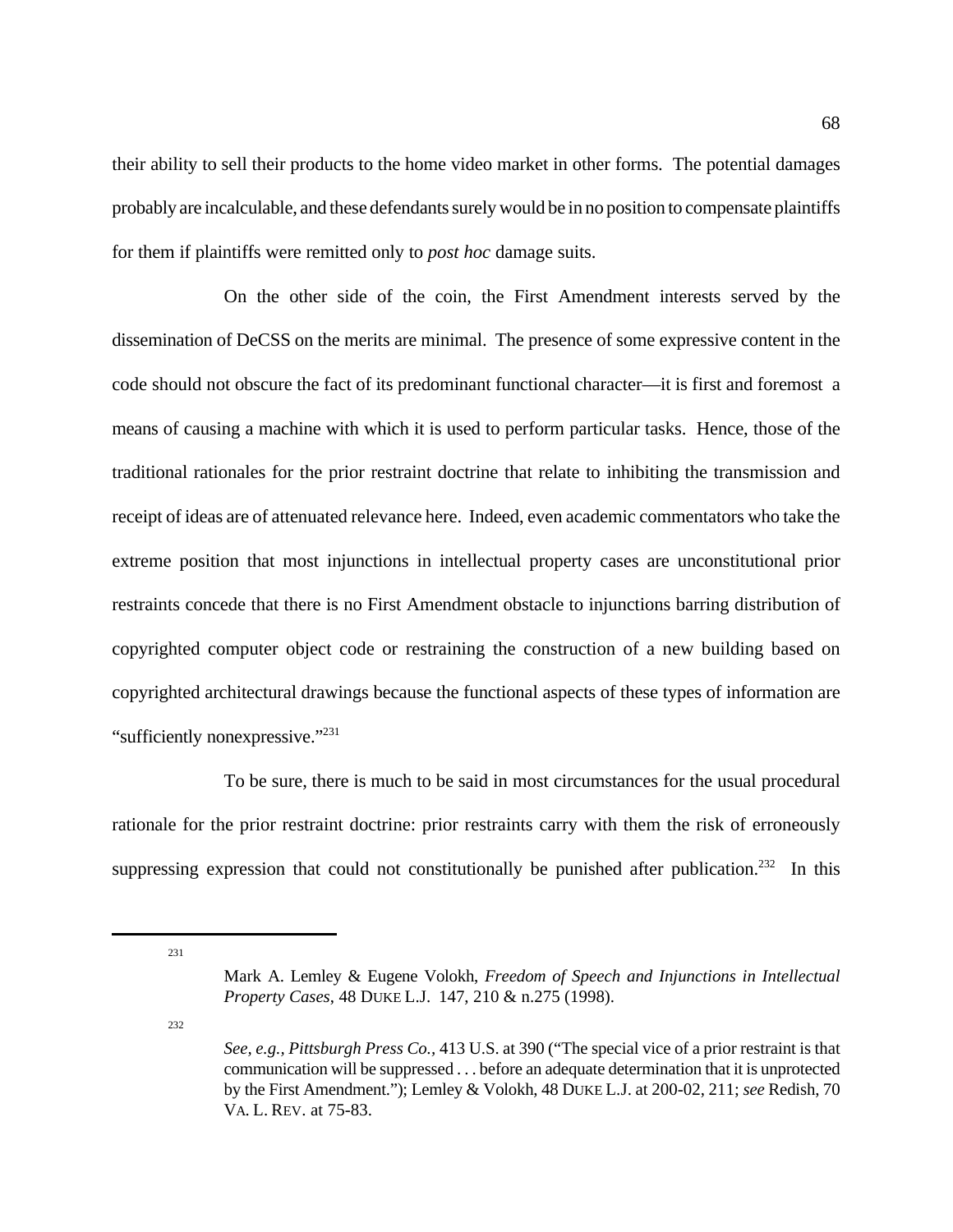their ability to sell their products to the home video market in other forms. The potential damages probably are incalculable, and these defendants surely would be in no position to compensate plaintiffs for them if plaintiffs were remitted only to *post hoc* damage suits.

On the other side of the coin, the First Amendment interests served by the dissemination of DeCSS on the merits are minimal. The presence of some expressive content in the code should not obscure the fact of its predominant functional character—it is first and foremost a means of causing a machine with which it is used to perform particular tasks. Hence, those of the traditional rationales for the prior restraint doctrine that relate to inhibiting the transmission and receipt of ideas are of attenuated relevance here. Indeed, even academic commentators who take the extreme position that most injunctions in intellectual property cases are unconstitutional prior restraints concede that there is no First Amendment obstacle to injunctions barring distribution of copyrighted computer object code or restraining the construction of a new building based on copyrighted architectural drawings because the functional aspects of these types of information are "sufficiently nonexpressive."[231]

To be sure, there is much to be said in most circumstances for the usual procedural rationale for the prior restraint doctrine: prior restraints carry with them the risk of erroneously suppressing expression that could not constitutionally be punished after publication.[232] In this

---

[231] Mark A. Lemley & Eugene Volokh, *Freedom of Speech and Injunctions in Intellectual Property Cases*, 48 DUKE L.J. 147, 210 & n.275 (1998).

[232] *See, e.g., Pittsburgh Press Co.*, 413 U.S. at 390 ("The special vice of a prior restraint is that communication will be suppressed . . . before an adequate determination that it is unprotected by the First Amendment."); Lemley & Volokh, 48 DUKE L.J. at 200-02, 211; *see* Redish, 70 VA. L. REV. at 75-83.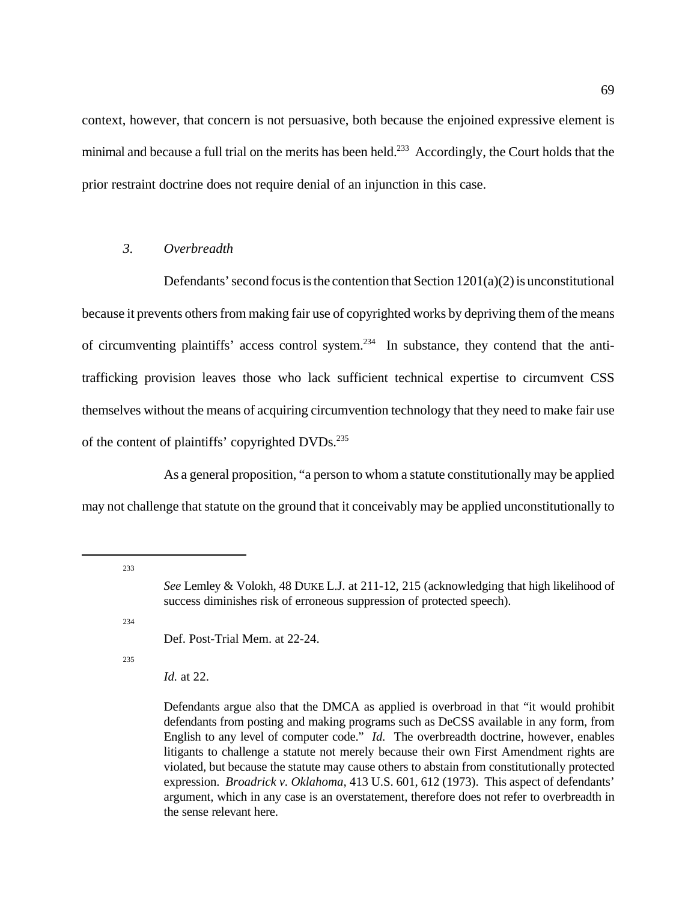context, however, that concern is not persuasive, both because the enjoined expressive element is minimal and because a full trial on the merits has been held.[233] Accordingly, the Court holds that the prior restraint doctrine does not require denial of an injunction in this case.

### *3. Overbreadth*

Defendants' second focus is the contention that Section 1201(a)(2) is unconstitutional because it prevents others from making fair use of copyrighted works by depriving them of the means of circumventing plaintiffs' access control system.[234] In substance, they contend that the anti-trafficking provision leaves those who lack sufficient technical expertise to circumvent CSS themselves without the means of acquiring circumvention technology that they need to make fair use of the content of plaintiffs' copyrighted DVDs.[235]

As a general proposition, "a person to whom a statute constitutionally may be applied may not challenge that statute on the ground that it conceivably may be applied unconstitutionally to

---

[233] *See* Lemley & Volokh, 48 DUKE L.J. at 211-12, 215 (acknowledging that high likelihood of success diminishes risk of erroneous suppression of protected speech).

[234] Def. Post-Trial Mem. at 22-24.

[235] *Id.* at 22.

Defendants argue also that the DMCA as applied is overbroad in that "it would prohibit defendants from posting and making programs such as DeCSS available in any form, from English to any level of computer code." *Id.* The overbreadth doctrine, however, enables litigants to challenge a statute not merely because their own First Amendment rights are violated, but because the statute may cause others to abstain from constitutionally protected expression. *Broadrick v. Oklahoma*, 413 U.S. 601, 612 (1973). This aspect of defendants' argument, which in any case is an overstatement, therefore does not refer to overbreadth in the sense relevant here.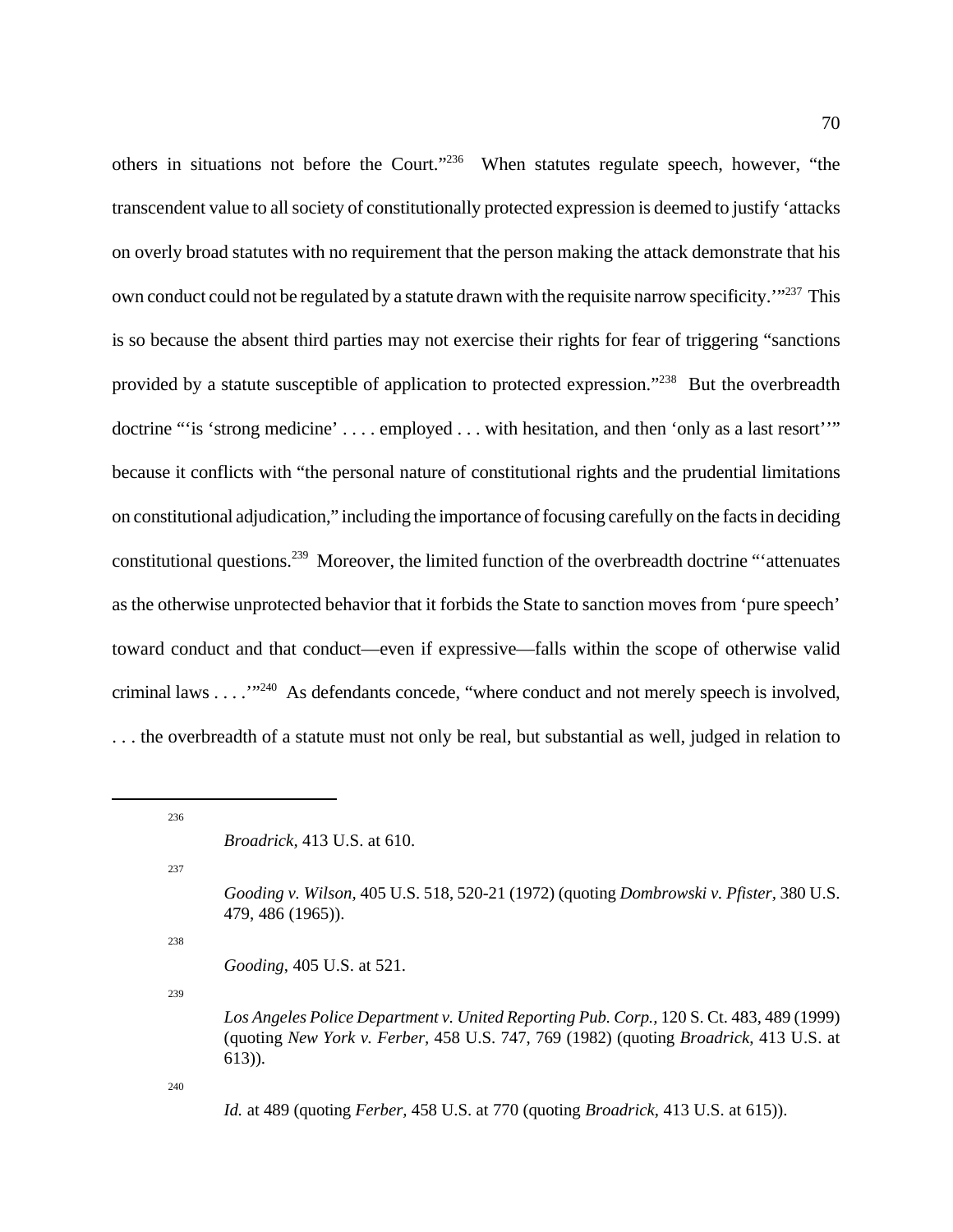others in situations not before the Court."[236] When statutes regulate speech, however, "the transcendent value to all society of constitutionally protected expression is deemed to justify 'attacks on overly broad statutes with no requirement that the person making the attack demonstrate that his own conduct could not be regulated by a statute drawn with the requisite narrow specificity.'"[237] This is so because the absent third parties may not exercise their rights for fear of triggering "sanctions provided by a statute susceptible of application to protected expression."[238] But the overbreadth doctrine "'is 'strong medicine' . . . . employed . . . with hesitation, and then 'only as a last resort''" because it conflicts with "the personal nature of constitutional rights and the prudential limitations on constitutional adjudication," including the importance of focusing carefully on the facts in deciding constitutional questions.[239] Moreover, the limited function of the overbreadth doctrine "'attenuates as the otherwise unprotected behavior that it forbids the State to sanction moves from 'pure speech' toward conduct and that conduct—even if expressive—falls within the scope of otherwise valid criminal laws . . . .'"[240] As defendants concede, "where conduct and not merely speech is involved, . . . the overbreadth of a statute must not only be real, but substantial as well, judged in relation to

---

[236] *Broadrick*, 413 U.S. at 610.

[237] *Gooding v. Wilson*, 405 U.S. 518, 520-21 (1972) (quoting *Dombrowski v. Pfister*, 380 U.S. 479, 486 (1965)).

[238] *Gooding*, 405 U.S. at 521.

[239] *Los Angeles Police Department v. United Reporting Pub. Corp.*, 120 S. Ct. 483, 489 (1999) (quoting *New York v. Ferber*, 458 U.S. 747, 769 (1982) (quoting *Broadrick*, 413 U.S. at 613)).

[240] *Id.* at 489 (quoting *Ferber*, 458 U.S. at 770 (quoting *Broadrick*, 413 U.S. at 615)).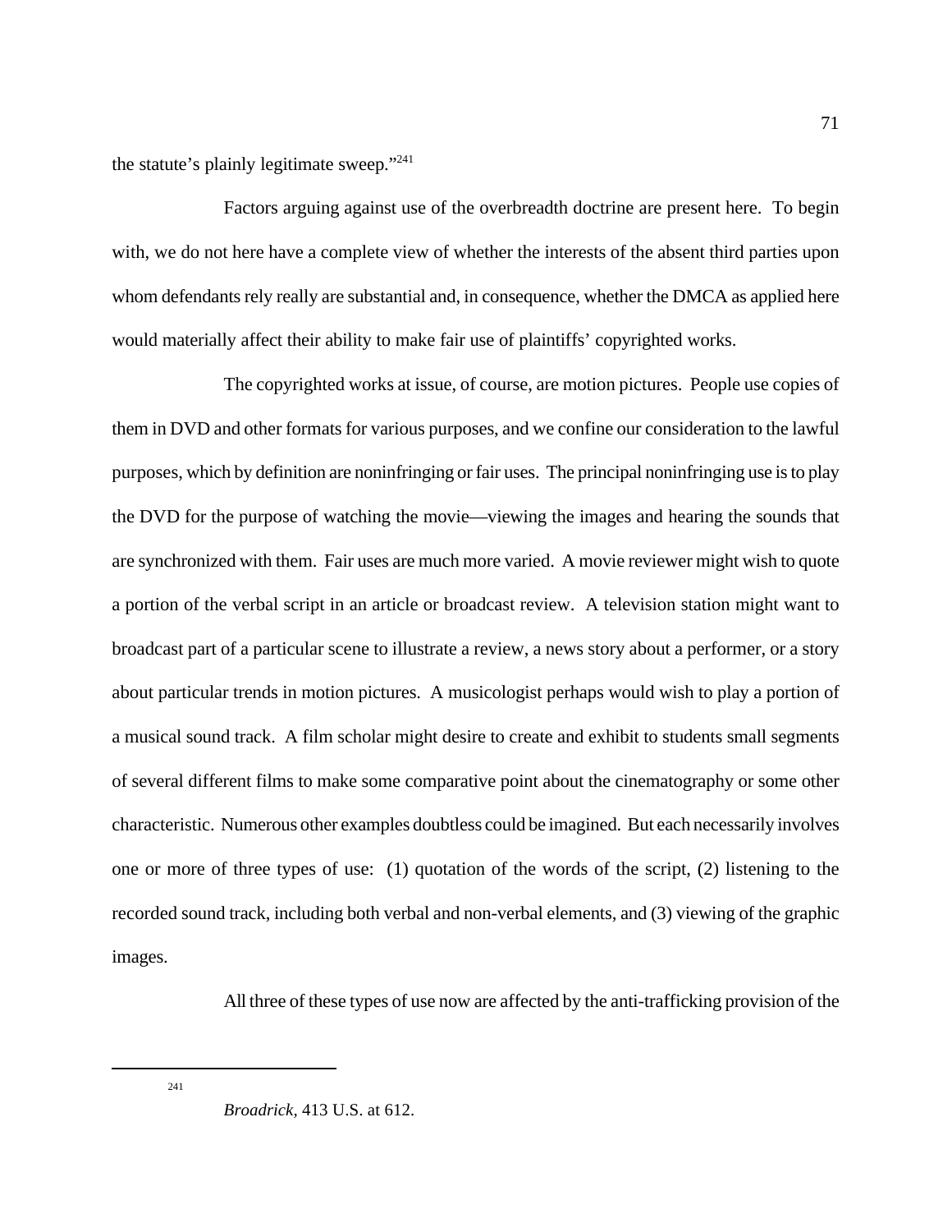the statute's plainly legitimate sweep."[241]

Factors arguing against use of the overbreadth doctrine are present here. To begin with, we do not here have a complete view of whether the interests of the absent third parties upon whom defendants rely really are substantial and, in consequence, whether the DMCA as applied here would materially affect their ability to make fair use of plaintiffs' copyrighted works.

The copyrighted works at issue, of course, are motion pictures. People use copies of them in DVD and other formats for various purposes, and we confine our consideration to the lawful purposes, which by definition are noninfringing or fair uses. The principal noninfringing use is to play the DVD for the purpose of watching the movie—viewing the images and hearing the sounds that are synchronized with them. Fair uses are much more varied. A movie reviewer might wish to quote a portion of the verbal script in an article or broadcast review. A television station might want to broadcast part of a particular scene to illustrate a review, a news story about a performer, or a story about particular trends in motion pictures. A musicologist perhaps would wish to play a portion of a musical sound track. A film scholar might desire to create and exhibit to students small segments of several different films to make some comparative point about the cinematography or some other characteristic. Numerous other examples doubtless could be imagined. But each necessarily involves one or more of three types of use: (1) quotation of the words of the script, (2) listening to the recorded sound track, including both verbal and non-verbal elements, and (3) viewing of the graphic images.

All three of these types of use now are affected by the anti-trafficking provision of the

---

[241] *Broadrick,* 413 U.S. at 612.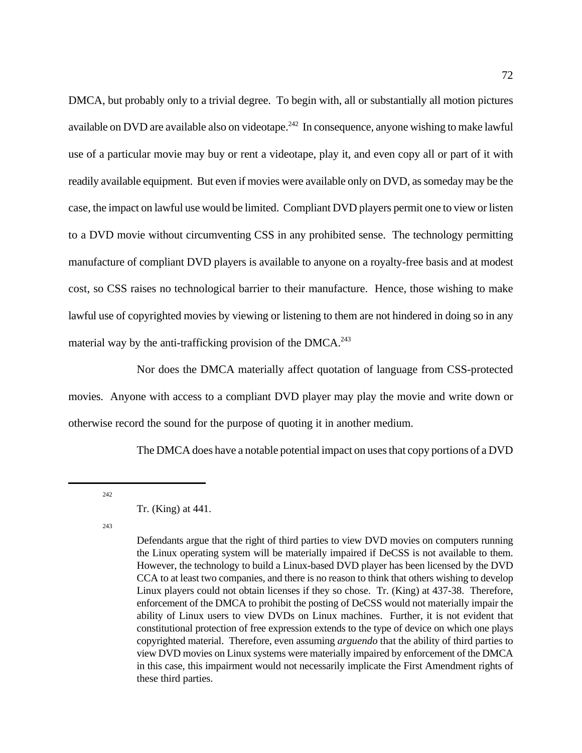DMCA, but probably only to a trivial degree. To begin with, all or substantially all motion pictures available on DVD are available also on videotape.[242] In consequence, anyone wishing to make lawful use of a particular movie may buy or rent a videotape, play it, and even copy all or part of it with readily available equipment. But even if movies were available only on DVD, as someday may be the case, the impact on lawful use would be limited. Compliant DVD players permit one to view or listen to a DVD movie without circumventing CSS in any prohibited sense. The technology permitting manufacture of compliant DVD players is available to anyone on a royalty-free basis and at modest cost, so CSS raises no technological barrier to their manufacture. Hence, those wishing to make lawful use of copyrighted movies by viewing or listening to them are not hindered in doing so in any material way by the anti-trafficking provision of the DMCA.[243]

Nor does the DMCA materially affect quotation of language from CSS-protected movies. Anyone with access to a compliant DVD player may play the movie and write down or otherwise record the sound for the purpose of quoting it in another medium.

The DMCA does have a notable potential impact on uses that copy portions of a DVD

---

242 Tr. (King) at 441.

243 Defendants argue that the right of third parties to view DVD movies on computers running the Linux operating system will be materially impaired if DeCSS is not available to them. However, the technology to build a Linux-based DVD player has been licensed by the DVD CCA to at least two companies, and there is no reason to think that others wishing to develop Linux players could not obtain licenses if they so chose. Tr. (King) at 437-38. Therefore, enforcement of the DMCA to prohibit the posting of DeCSS would not materially impair the ability of Linux users to view DVDs on Linux machines. Further, it is not evident that constitutional protection of free expression extends to the type of device on which one plays copyrighted material. Therefore, even assuming *arguendo* that the ability of third parties to view DVD movies on Linux systems were materially impaired by enforcement of the DMCA in this case, this impairment would not necessarily implicate the First Amendment rights of these third parties.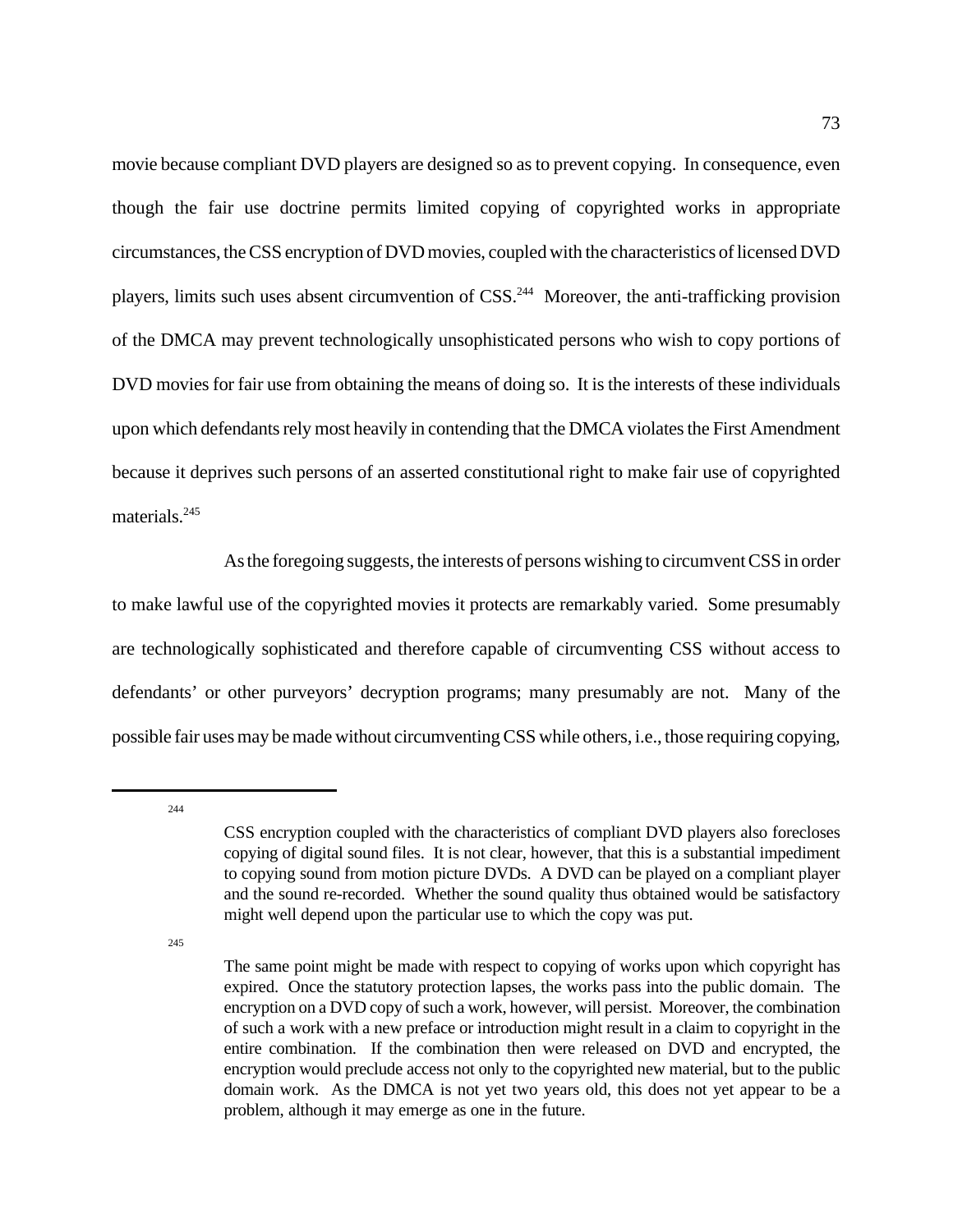movie because compliant DVD players are designed so as to prevent copying. In consequence, even though the fair use doctrine permits limited copying of copyrighted works in appropriate circumstances, the CSS encryption of DVD movies, coupled with the characteristics of licensed DVD players, limits such uses absent circumvention of CSS.[244] Moreover, the anti-trafficking provision of the DMCA may prevent technologically unsophisticated persons who wish to copy portions of DVD movies for fair use from obtaining the means of doing so. It is the interests of these individuals upon which defendants rely most heavily in contending that the DMCA violates the First Amendment because it deprives such persons of an asserted constitutional right to make fair use of copyrighted materials.[245]

As the foregoing suggests, the interests of persons wishing to circumvent CSS in order to make lawful use of the copyrighted movies it protects are remarkably varied. Some presumably are technologically sophisticated and therefore capable of circumventing CSS without access to defendants' or other purveyors' decryption programs; many presumably are not. Many of the possible fair uses may be made without circumventing CSS while others, i.e., those requiring copying,

---

[244] CSS encryption coupled with the characteristics of compliant DVD players also forecloses copying of digital sound files. It is not clear, however, that this is a substantial impediment to copying sound from motion picture DVDs. A DVD can be played on a compliant player and the sound re-recorded. Whether the sound quality thus obtained would be satisfactory might well depend upon the particular use to which the copy was put.

[245] The same point might be made with respect to copying of works upon which copyright has expired. Once the statutory protection lapses, the works pass into the public domain. The encryption on a DVD copy of such a work, however, will persist. Moreover, the combination of such a work with a new preface or introduction might result in a claim to copyright in the entire combination. If the combination then were released on DVD and encrypted, the encryption would preclude access not only to the copyrighted new material, but to the public domain work. As the DMCA is not yet two years old, this does not yet appear to be a problem, although it may emerge as one in the future.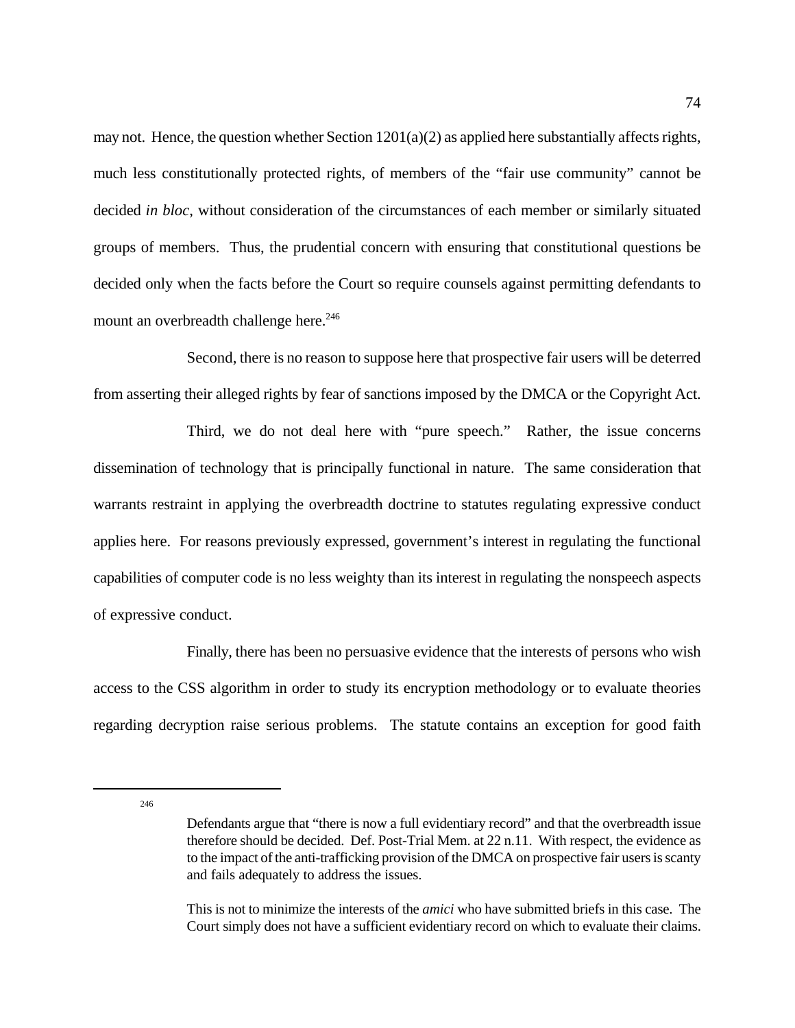may not. Hence, the question whether Section 1201(a)(2) as applied here substantially affects rights, much less constitutionally protected rights, of members of the "fair use community" cannot be decided *in bloc*, without consideration of the circumstances of each member or similarly situated groups of members. Thus, the prudential concern with ensuring that constitutional questions be decided only when the facts before the Court so require counsels against permitting defendants to mount an overbreadth challenge here.[246]

Second, there is no reason to suppose here that prospective fair users will be deterred from asserting their alleged rights by fear of sanctions imposed by the DMCA or the Copyright Act.

Third, we do not deal here with "pure speech." Rather, the issue concerns dissemination of technology that is principally functional in nature. The same consideration that warrants restraint in applying the overbreadth doctrine to statutes regulating expressive conduct applies here. For reasons previously expressed, government's interest in regulating the functional capabilities of computer code is no less weighty than its interest in regulating the nonspeech aspects of expressive conduct.

Finally, there has been no persuasive evidence that the interests of persons who wish access to the CSS algorithm in order to study its encryption methodology or to evaluate theories regarding decryption raise serious problems. The statute contains an exception for good faith

---

[246] Defendants argue that "there is now a full evidentiary record" and that the overbreadth issue therefore should be decided. Def. Post-Trial Mem. at 22 n.11. With respect, the evidence as to the impact of the anti-trafficking provision of the DMCA on prospective fair users is scanty and fails adequately to address the issues.

This is not to minimize the interests of the *amici* who have submitted briefs in this case. The Court simply does not have a sufficient evidentiary record on which to evaluate their claims.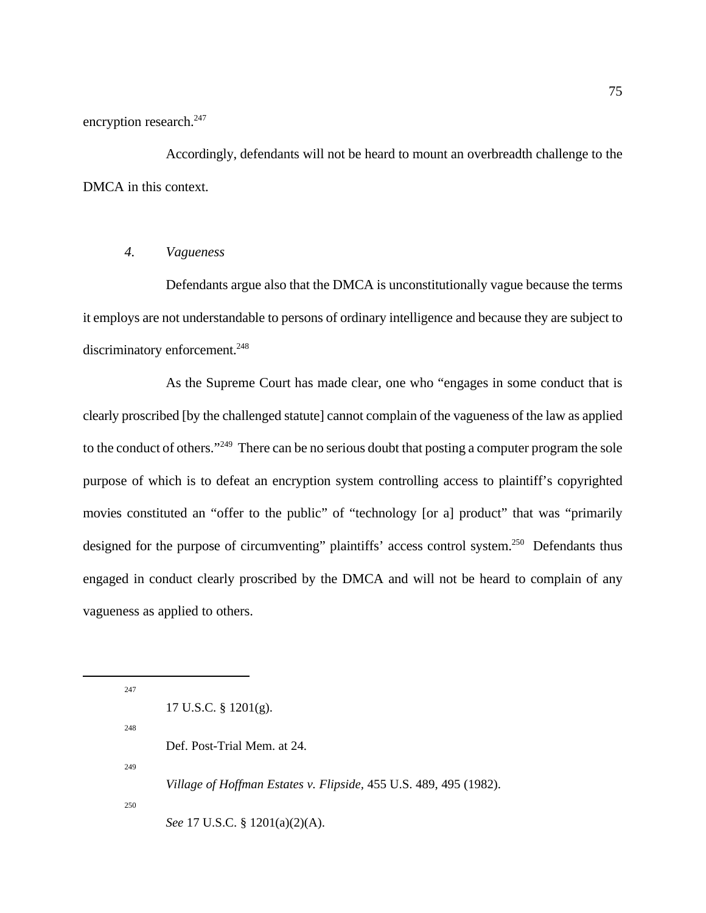encryption research.[247]

Accordingly, defendants will not be heard to mount an overbreadth challenge to the DMCA in this context.

### 4. *Vagueness*

Defendants argue also that the DMCA is unconstitutionally vague because the terms it employs are not understandable to persons of ordinary intelligence and because they are subject to discriminatory enforcement.[248]

As the Supreme Court has made clear, one who "engages in some conduct that is clearly proscribed [by the challenged statute] cannot complain of the vagueness of the law as applied to the conduct of others."[249] There can be no serious doubt that posting a computer program the sole purpose of which is to defeat an encryption system controlling access to plaintiff's copyrighted movies constituted an "offer to the public" of "technology [or a] product" that was "primarily designed for the purpose of circumventing" plaintiffs' access control system.[250] Defendants thus engaged in conduct clearly proscribed by the DMCA and will not be heard to complain of any vagueness as applied to others.

---

[247] 17 U.S.C. § 1201(g).

[248] Def. Post-Trial Mem. at 24.

[249] *Village of Hoffman Estates v. Flipside,* 455 U.S. 489, 495 (1982).

[250] *See* 17 U.S.C. § 1201(a)(2)(A).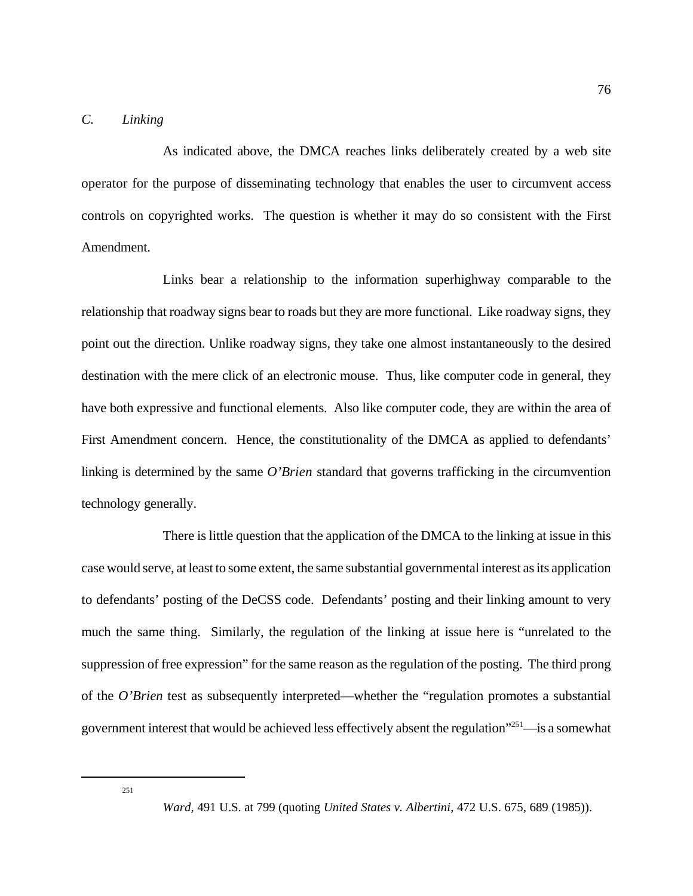### *C. Linking*

As indicated above, the DMCA reaches links deliberately created by a web site operator for the purpose of disseminating technology that enables the user to circumvent access controls on copyrighted works. The question is whether it may do so consistent with the First Amendment.

Links bear a relationship to the information superhighway comparable to the relationship that roadway signs bear to roads but they are more functional. Like roadway signs, they point out the direction. Unlike roadway signs, they take one almost instantaneously to the desired destination with the mere click of an electronic mouse. Thus, like computer code in general, they have both expressive and functional elements. Also like computer code, they are within the area of First Amendment concern. Hence, the constitutionality of the DMCA as applied to defendants' linking is determined by the same *O'Brien* standard that governs trafficking in the circumvention technology generally.

There is little question that the application of the DMCA to the linking at issue in this case would serve, at least to some extent, the same substantial governmental interest as its application to defendants' posting of the DeCSS code. Defendants' posting and their linking amount to very much the same thing. Similarly, the regulation of the linking at issue here is "unrelated to the suppression of free expression" for the same reason as the regulation of the posting. The third prong of the *O'Brien* test as subsequently interpreted—whether the "regulation promotes a substantial government interest that would be achieved less effectively absent the regulation"[251]—is a somewhat

---

[251] *Ward*, 491 U.S. at 799 (quoting *United States v. Albertini*, 472 U.S. 675, 689 (1985)).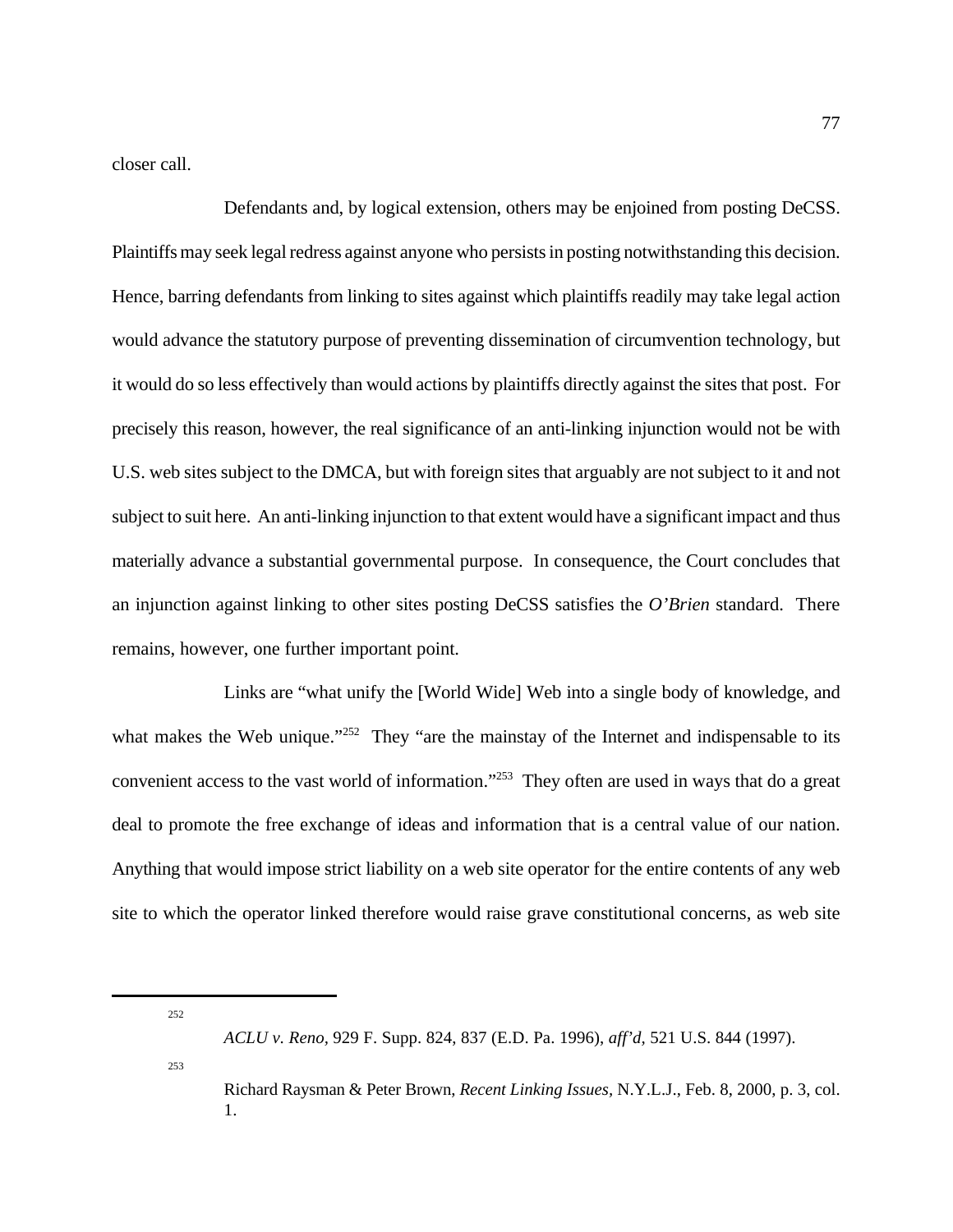closer call.

Defendants and, by logical extension, others may be enjoined from posting DeCSS. Plaintiffs may seek legal redress against anyone who persists in posting notwithstanding this decision. Hence, barring defendants from linking to sites against which plaintiffs readily may take legal action would advance the statutory purpose of preventing dissemination of circumvention technology, but it would do so less effectively than would actions by plaintiffs directly against the sites that post. For precisely this reason, however, the real significance of an anti-linking injunction would not be with U.S. web sites subject to the DMCA, but with foreign sites that arguably are not subject to it and not subject to suit here. An anti-linking injunction to that extent would have a significant impact and thus materially advance a substantial governmental purpose. In consequence, the Court concludes that an injunction against linking to other sites posting DeCSS satisfies the *O'Brien* standard. There remains, however, one further important point.

Links are "what unify the [World Wide] Web into a single body of knowledge, and what makes the Web unique."[252] They "are the mainstay of the Internet and indispensable to its convenient access to the vast world of information."[253] They often are used in ways that do a great deal to promote the free exchange of ideas and information that is a central value of our nation. Anything that would impose strict liability on a web site operator for the entire contents of any web site to which the operator linked therefore would raise grave constitutional concerns, as web site

---

[252] *ACLU v. Reno*, 929 F. Supp. 824, 837 (E.D. Pa. 1996), *aff'd*, 521 U.S. 844 (1997).

[253] Richard Raysman & Peter Brown, *Recent Linking Issues*, N.Y.L.J., Feb. 8, 2000, p. 3, col. 1.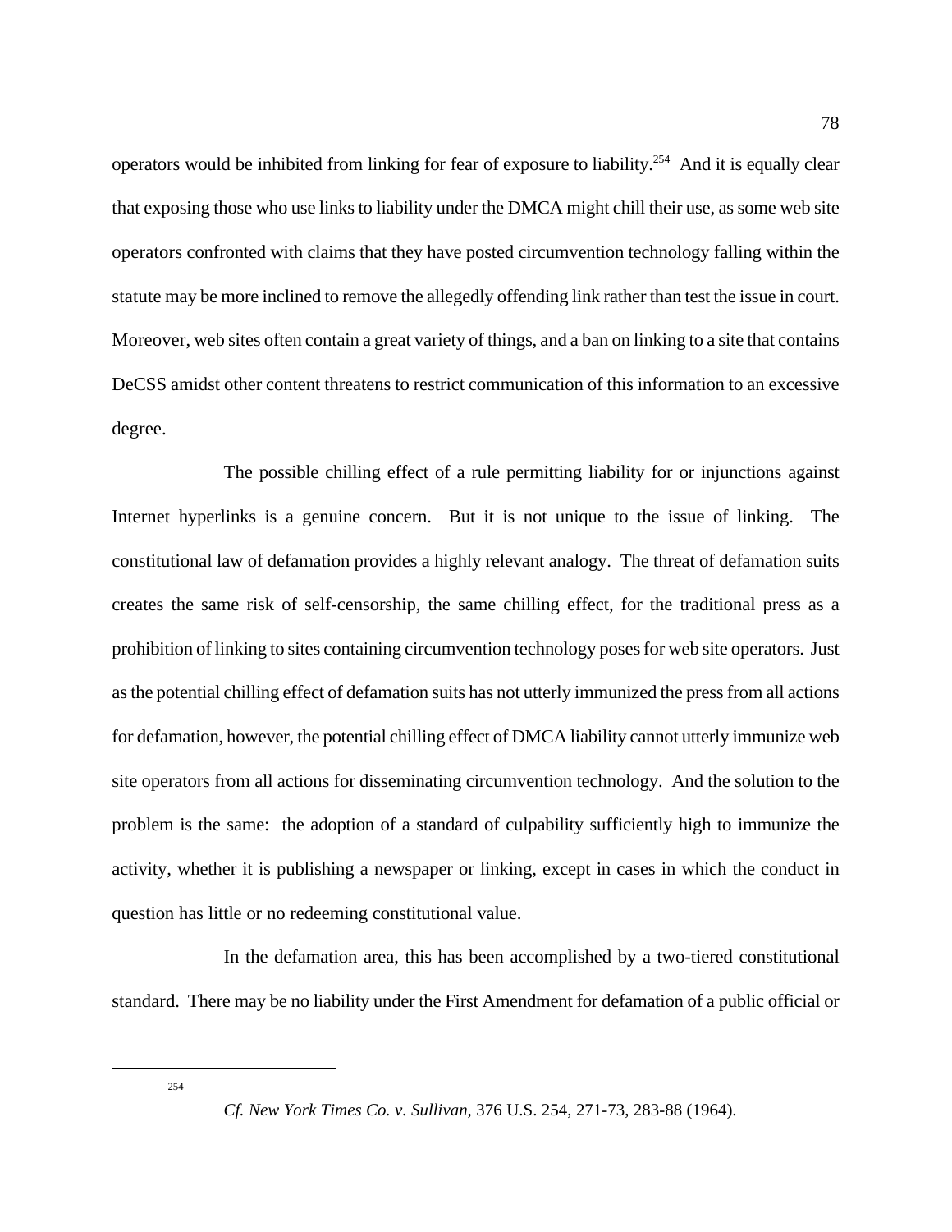operators would be inhibited from linking for fear of exposure to liability.[254] And it is equally clear that exposing those who use links to liability under the DMCA might chill their use, as some web site operators confronted with claims that they have posted circumvention technology falling within the statute may be more inclined to remove the allegedly offending link rather than test the issue in court. Moreover, web sites often contain a great variety of things, and a ban on linking to a site that contains DeCSS amidst other content threatens to restrict communication of this information to an excessive degree.

The possible chilling effect of a rule permitting liability for or injunctions against Internet hyperlinks is a genuine concern. But it is not unique to the issue of linking. The constitutional law of defamation provides a highly relevant analogy. The threat of defamation suits creates the same risk of self-censorship, the same chilling effect, for the traditional press as a prohibition of linking to sites containing circumvention technology poses for web site operators. Just as the potential chilling effect of defamation suits has not utterly immunized the press from all actions for defamation, however, the potential chilling effect of DMCA liability cannot utterly immunize web site operators from all actions for disseminating circumvention technology. And the solution to the problem is the same: the adoption of a standard of culpability sufficiently high to immunize the activity, whether it is publishing a newspaper or linking, except in cases in which the conduct in question has little or no redeeming constitutional value.

In the defamation area, this has been accomplished by a two-tiered constitutional standard. There may be no liability under the First Amendment for defamation of a public official or

---

[254] *Cf. New York Times Co. v. Sullivan*, 376 U.S. 254, 271-73, 283-88 (1964).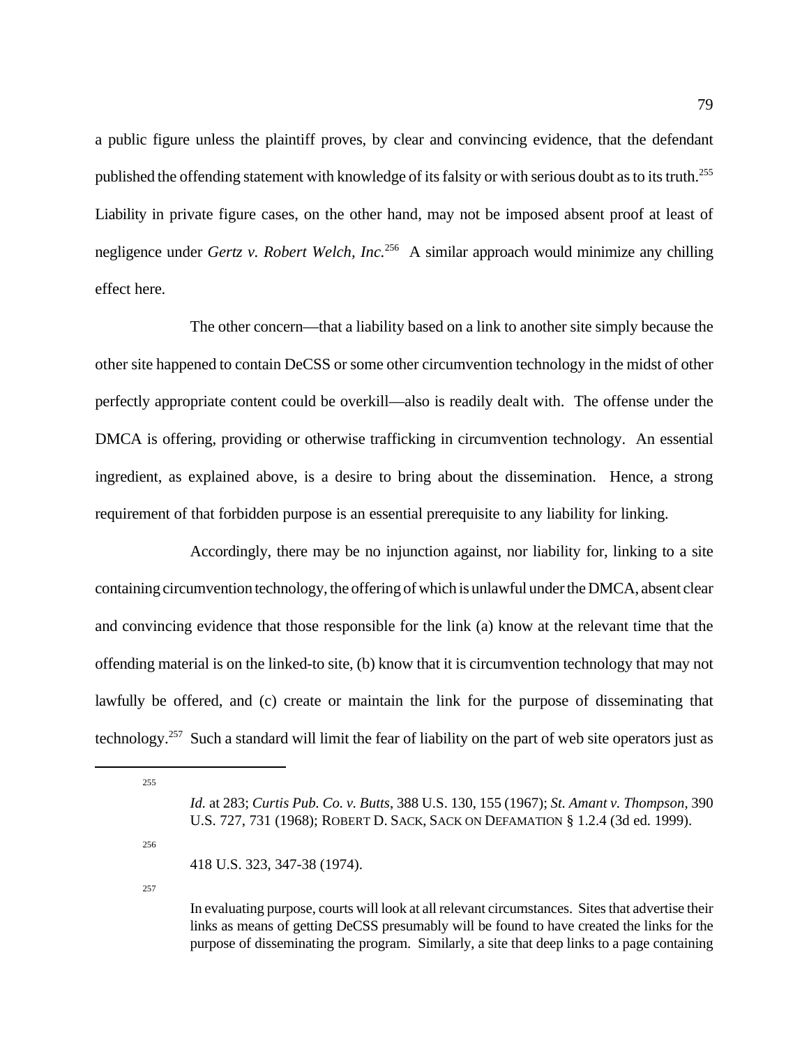a public figure unless the plaintiff proves, by clear and convincing evidence, that the defendant published the offending statement with knowledge of its falsity or with serious doubt as to its truth.[255] Liability in private figure cases, on the other hand, may not be imposed absent proof at least of negligence under *Gertz v. Robert Welch, Inc.*[256] A similar approach would minimize any chilling effect here.

The other concern—that a liability based on a link to another site simply because the other site happened to contain DeCSS or some other circumvention technology in the midst of other perfectly appropriate content could be overkill—also is readily dealt with. The offense under the DMCA is offering, providing or otherwise trafficking in circumvention technology. An essential ingredient, as explained above, is a desire to bring about the dissemination. Hence, a strong requirement of that forbidden purpose is an essential prerequisite to any liability for linking.

Accordingly, there may be no injunction against, nor liability for, linking to a site containing circumvention technology, the offering of which is unlawful under the DMCA, absent clear and convincing evidence that those responsible for the link (a) know at the relevant time that the offending material is on the linked-to site, (b) know that it is circumvention technology that may not lawfully be offered, and (c) create or maintain the link for the purpose of disseminating that technology.[257] Such a standard will limit the fear of liability on the part of web site operators just as

---

[255] *Id.* at 283; *Curtis Pub. Co. v. Butts*, 388 U.S. 130, 155 (1967); *St. Amant v. Thompson*, 390 U.S. 727, 731 (1968); ROBERT D. SACK, SACK ON DEFAMATION § 1.2.4 (3d ed. 1999).

[256] 418 U.S. 323, 347-38 (1974).

[257] In evaluating purpose, courts will look at all relevant circumstances. Sites that advertise their links as means of getting DeCSS presumably will be found to have created the links for the purpose of disseminating the program. Similarly, a site that deep links to a page containing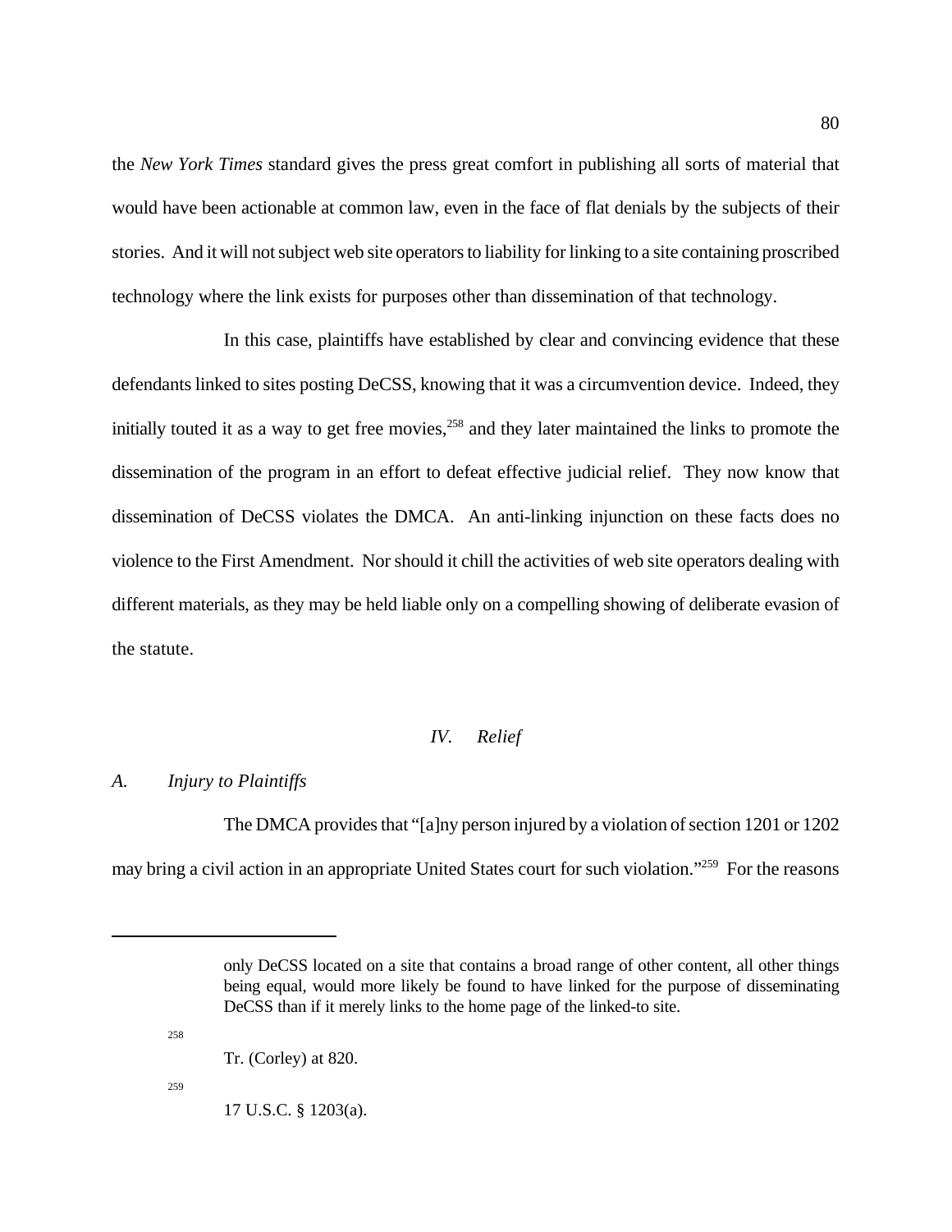the *New York Times* standard gives the press great comfort in publishing all sorts of material that would have been actionable at common law, even in the face of flat denials by the subjects of their stories. And it will not subject web site operators to liability for linking to a site containing proscribed technology where the link exists for purposes other than dissemination of that technology.

In this case, plaintiffs have established by clear and convincing evidence that these defendants linked to sites posting DeCSS, knowing that it was a circumvention device. Indeed, they initially touted it as a way to get free movies,[258] and they later maintained the links to promote the dissemination of the program in an effort to defeat effective judicial relief. They now know that dissemination of DeCSS violates the DMCA. An anti-linking injunction on these facts does no violence to the First Amendment. Nor should it chill the activities of web site operators dealing with different materials, as they may be held liable only on a compelling showing of deliberate evasion of the statute.

## *IV. Relief*

### *A. Injury to Plaintiffs*

The DMCA provides that "[a]ny person injured by a violation of section 1201 or 1202 may bring a civil action in an appropriate United States court for such violation."[259] For the reasons

---

only DeCSS located on a site that contains a broad range of other content, all other things being equal, would more likely be found to have linked for the purpose of disseminating DeCSS than if it merely links to the home page of the linked-to site.

[258] Tr. (Corley) at 820.

[259] 17 U.S.C. § 1203(a).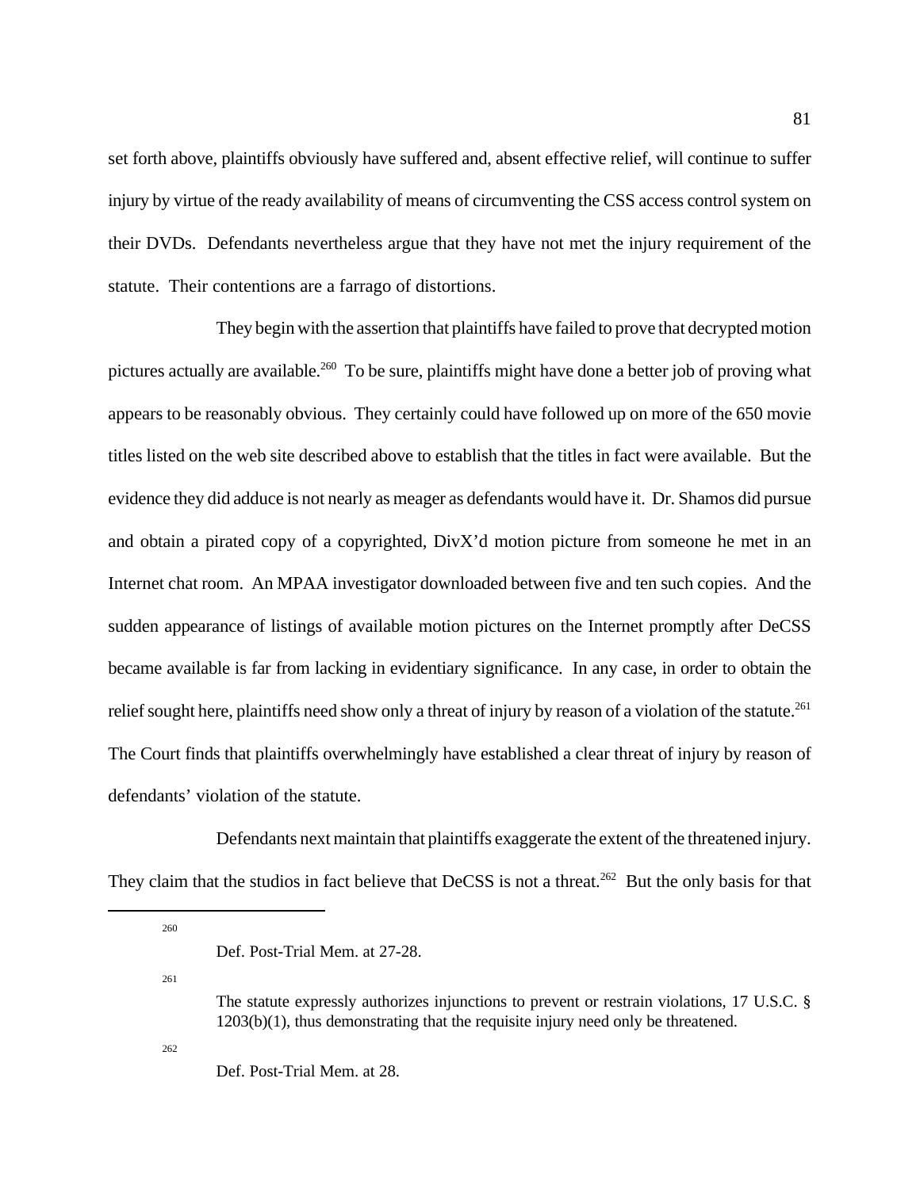set forth above, plaintiffs obviously have suffered and, absent effective relief, will continue to suffer injury by virtue of the ready availability of means of circumventing the CSS access control system on their DVDs. Defendants nevertheless argue that they have not met the injury requirement of the statute. Their contentions are a farrago of distortions.

They begin with the assertion that plaintiffs have failed to prove that decrypted motion pictures actually are available.[260] To be sure, plaintiffs might have done a better job of proving what appears to be reasonably obvious. They certainly could have followed up on more of the 650 movie titles listed on the web site described above to establish that the titles in fact were available. But the evidence they did adduce is not nearly as meager as defendants would have it. Dr. Shamos did pursue and obtain a pirated copy of a copyrighted, DivX'd motion picture from someone he met in an Internet chat room. An MPAA investigator downloaded between five and ten such copies. And the sudden appearance of listings of available motion pictures on the Internet promptly after DeCSS became available is far from lacking in evidentiary significance. In any case, in order to obtain the relief sought here, plaintiffs need show only a threat of injury by reason of a violation of the statute.[261] The Court finds that plaintiffs overwhelmingly have established a clear threat of injury by reason of defendants' violation of the statute.

Defendants next maintain that plaintiffs exaggerate the extent of the threatened injury. They claim that the studios in fact believe that DeCSS is not a threat.[262] But the only basis for that

---

[260] Def. Post-Trial Mem. at 27-28.

[261] The statute expressly authorizes injunctions to prevent or restrain violations, 17 U.S.C. § 1203(b)(1), thus demonstrating that the requisite injury need only be threatened.

[262] Def. Post-Trial Mem. at 28.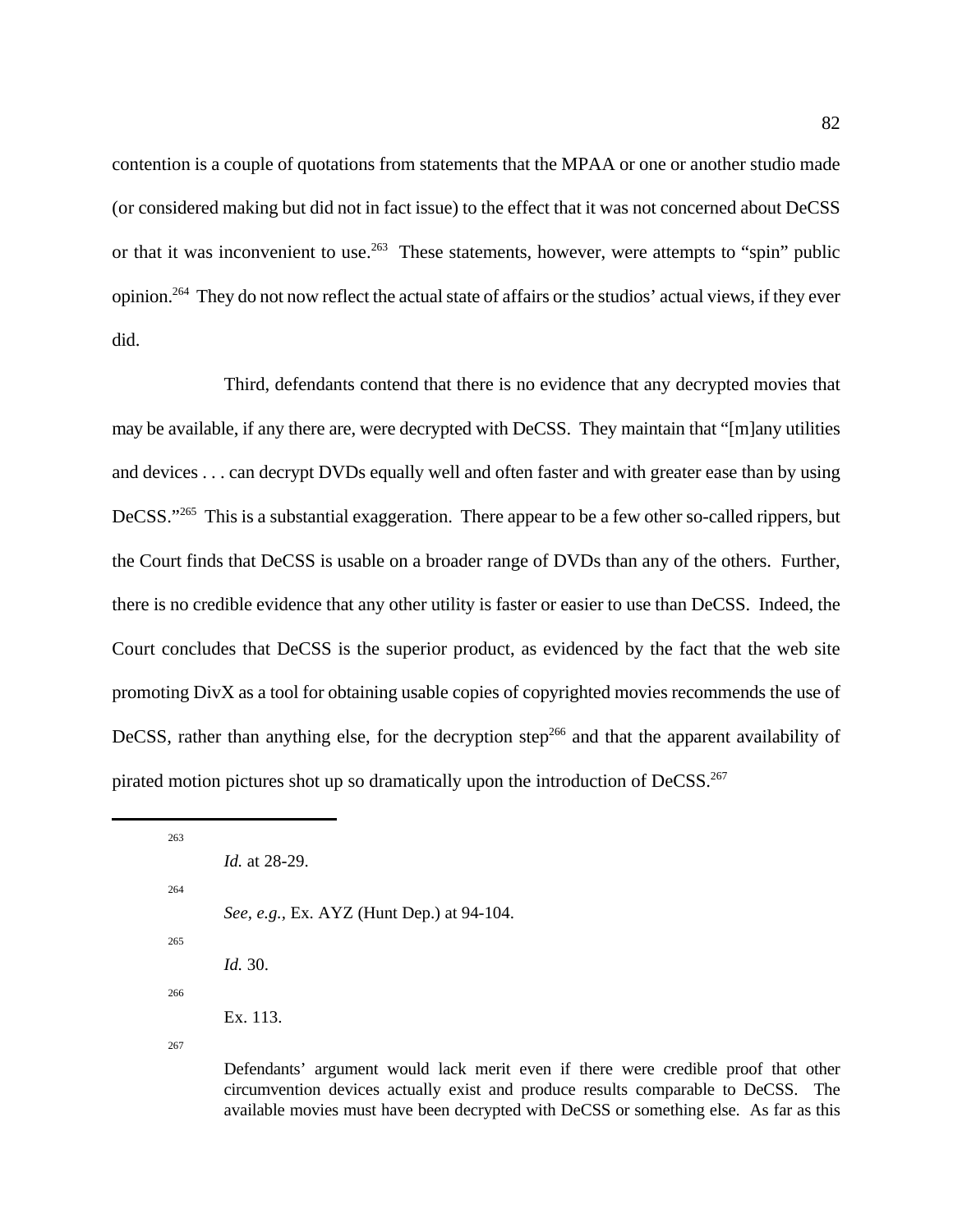contention is a couple of quotations from statements that the MPAA or one or another studio made (or considered making but did not in fact issue) to the effect that it was not concerned about DeCSS or that it was inconvenient to use.[263] These statements, however, were attempts to "spin" public opinion.[264] They do not now reflect the actual state of affairs or the studios' actual views, if they ever did.

Third, defendants contend that there is no evidence that any decrypted movies that may be available, if any there are, were decrypted with DeCSS. They maintain that "[m]any utilities and devices . . . can decrypt DVDs equally well and often faster and with greater ease than by using DeCSS."[265] This is a substantial exaggeration. There appear to be a few other so-called rippers, but the Court finds that DeCSS is usable on a broader range of DVDs than any of the others. Further, there is no credible evidence that any other utility is faster or easier to use than DeCSS. Indeed, the Court concludes that DeCSS is the superior product, as evidenced by the fact that the web site promoting DivX as a tool for obtaining usable copies of copyrighted movies recommends the use of DeCSS, rather than anything else, for the decryption step[266] and that the apparent availability of pirated motion pictures shot up so dramatically upon the introduction of DeCSS.[267]

---

[263] *Id.* at 28-29.

[264] *See, e.g.*, Ex. AYZ (Hunt Dep.) at 94-104.

[265] *Id.* 30.

[266] Ex. 113.

[267] Defendants' argument would lack merit even if there were credible proof that other circumvention devices actually exist and produce results comparable to DeCSS. The available movies must have been decrypted with DeCSS or something else. As far as this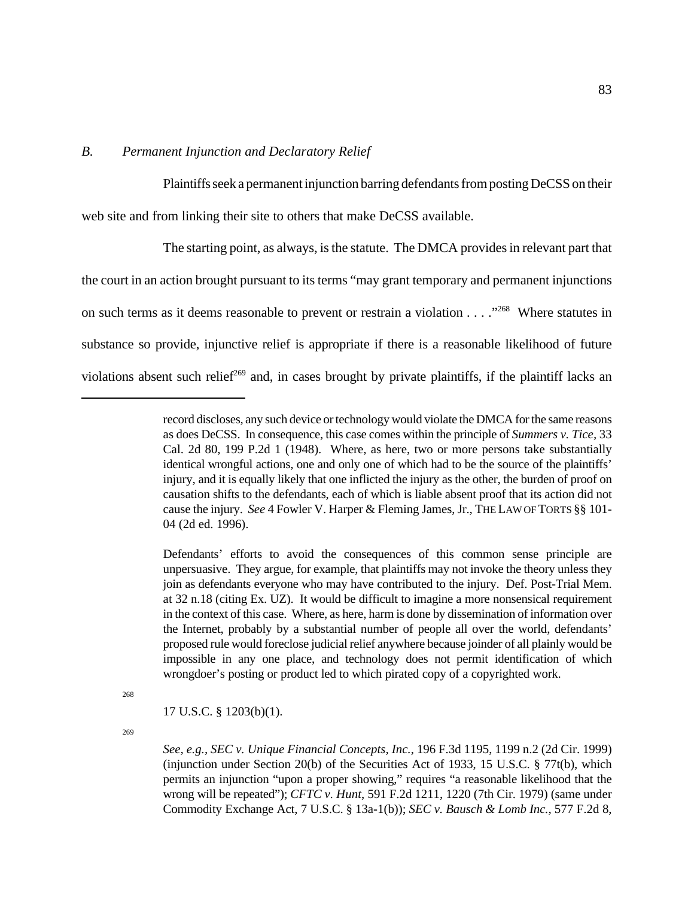### *B. Permanent Injunction and Declaratory Relief*

Plaintiffs seek a permanent injunction barring defendants from posting DeCSS on their web site and from linking their site to others that make DeCSS available.

The starting point, as always, is the statute. The DMCA provides in relevant part that the court in an action brought pursuant to its terms "may grant temporary and permanent injunctions on such terms as it deems reasonable to prevent or restrain a violation . . . ."[268] Where statutes in substance so provide, injunctive relief is appropriate if there is a reasonable likelihood of future violations absent such relief[269] and, in cases brought by private plaintiffs, if the plaintiff lacks an

---

record discloses, any such device or technology would violate the DMCA for the same reasons as does DeCSS. In consequence, this case comes within the principle of *Summers v. Tice,* 33 Cal. 2d 80, 199 P.2d 1 (1948). Where, as here, two or more persons take substantially identical wrongful actions, one and only one of which had to be the source of the plaintiffs' injury, and it is equally likely that one inflicted the injury as the other, the burden of proof on causation shifts to the defendants, each of which is liable absent proof that its action did not cause the injury. *See* 4 Fowler V. Harper & Fleming James, Jr., THE LAW OF TORTS §§ 101-04 (2d ed. 1996).

Defendants' efforts to avoid the consequences of this common sense principle are unpersuasive. They argue, for example, that plaintiffs may not invoke the theory unless they join as defendants everyone who may have contributed to the injury. Def. Post-Trial Mem. at 32 n.18 (citing Ex. UZ). It would be difficult to imagine a more nonsensical requirement in the context of this case. Where, as here, harm is done by dissemination of information over the Internet, probably by a substantial number of people all over the world, defendants' proposed rule would foreclose judicial relief anywhere because joinder of all plainly would be impossible in any one place, and technology does not permit identification of which wrongdoer's posting or product led to which pirated copy of a copyrighted work.

[268] 17 U.S.C. § 1203(b)(1).

[269] *See, e.g.*, *SEC v. Unique Financial Concepts, Inc.*, 196 F.3d 1195, 1199 n.2 (2d Cir. 1999) (injunction under Section 20(b) of the Securities Act of 1933, 15 U.S.C. § 77t(b), which permits an injunction "upon a proper showing," requires "a reasonable likelihood that the wrong will be repeated"); *CFTC v. Hunt*, 591 F.2d 1211, 1220 (7th Cir. 1979) (same under Commodity Exchange Act, 7 U.S.C. § 13a-1(b)); *SEC v. Bausch & Lomb Inc.,* 577 F.2d 8,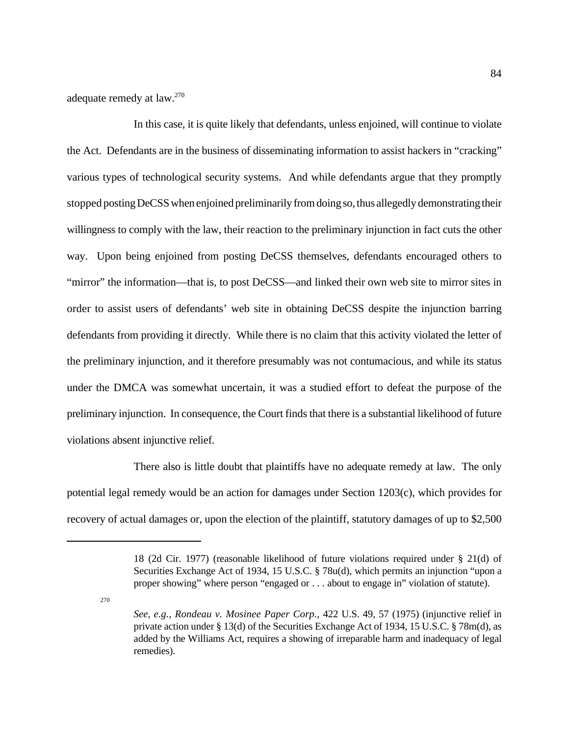adequate remedy at law.[270]

In this case, it is quite likely that defendants, unless enjoined, will continue to violate the Act. Defendants are in the business of disseminating information to assist hackers in "cracking" various types of technological security systems. And while defendants argue that they promptly stopped posting DeCSS when enjoined preliminarily from doing so, thus allegedly demonstrating their willingness to comply with the law, their reaction to the preliminary injunction in fact cuts the other way. Upon being enjoined from posting DeCSS themselves, defendants encouraged others to "mirror" the information—that is, to post DeCSS—and linked their own web site to mirror sites in order to assist users of defendants' web site in obtaining DeCSS despite the injunction barring defendants from providing it directly. While there is no claim that this activity violated the letter of the preliminary injunction, and it therefore presumably was not contumacious, and while its status under the DMCA was somewhat uncertain, it was a studied effort to defeat the purpose of the preliminary injunction. In consequence, the Court finds that there is a substantial likelihood of future violations absent injunctive relief.

There also is little doubt that plaintiffs have no adequate remedy at law. The only potential legal remedy would be an action for damages under Section 1203(c), which provides for recovery of actual damages or, upon the election of the plaintiff, statutory damages of up to $2,500

---

18 (2d Cir. 1977) (reasonable likelihood of future violations required under § 21(d) of Securities Exchange Act of 1934, 15 U.S.C. § 78u(d), which permits an injunction "upon a proper showing" where person "engaged or . . . about to engage in" violation of statute).

[270] *See, e.g., Rondeau v. Mosinee Paper Corp.*, 422 U.S. 49, 57 (1975) (injunctive relief in private action under § 13(d) of the Securities Exchange Act of 1934, 15 U.S.C. § 78m(d), as added by the Williams Act, requires a showing of irreparable harm and inadequacy of legal remedies).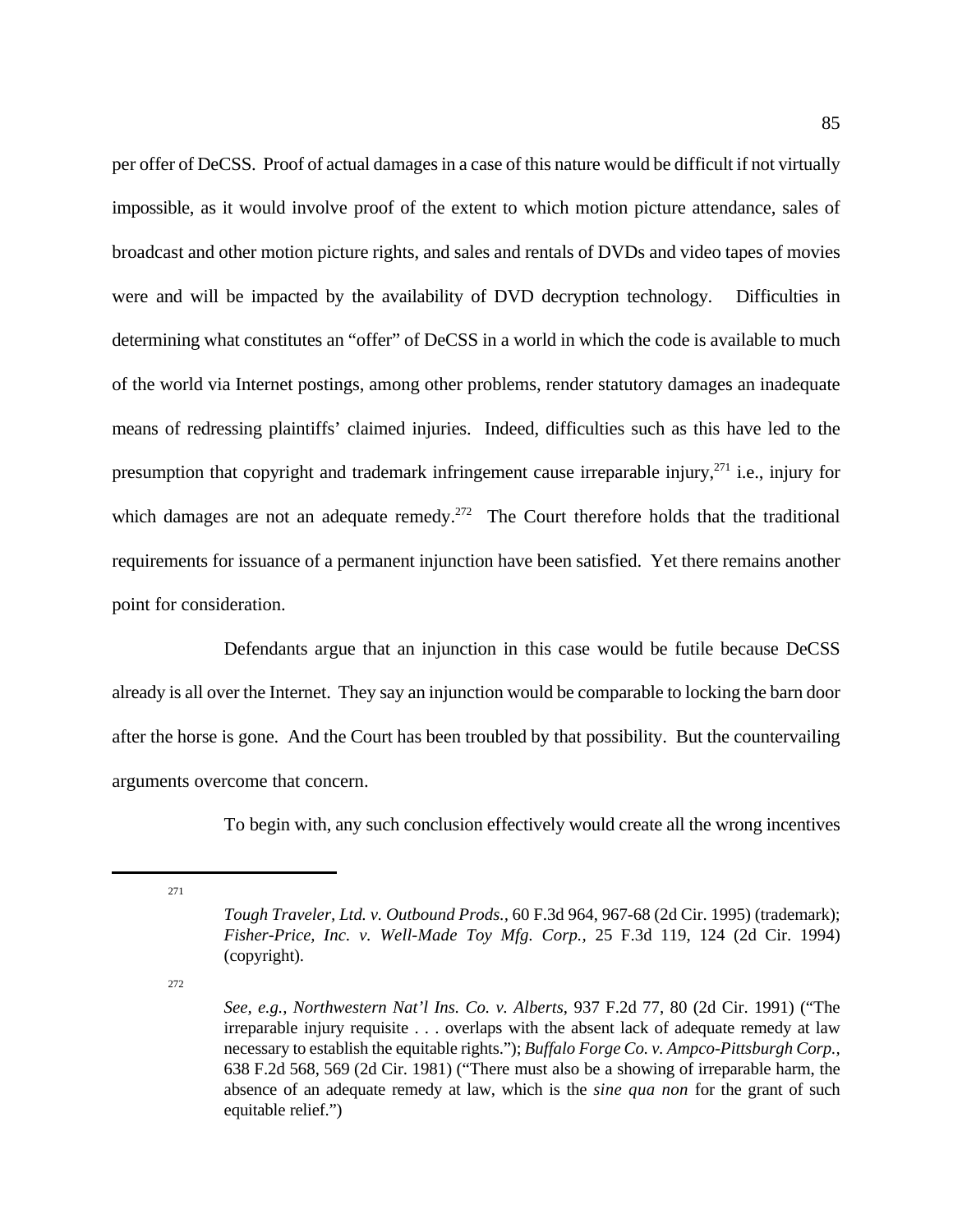per offer of DeCSS. Proof of actual damages in a case of this nature would be difficult if not virtually impossible, as it would involve proof of the extent to which motion picture attendance, sales of broadcast and other motion picture rights, and sales and rentals of DVDs and video tapes of movies were and will be impacted by the availability of DVD decryption technology. Difficulties in determining what constitutes an "offer" of DeCSS in a world in which the code is available to much of the world via Internet postings, among other problems, render statutory damages an inadequate means of redressing plaintiffs' claimed injuries. Indeed, difficulties such as this have led to the presumption that copyright and trademark infringement cause irreparable injury,[271] i.e., injury for which damages are not an adequate remedy.[272] The Court therefore holds that the traditional requirements for issuance of a permanent injunction have been satisfied. Yet there remains another point for consideration.

Defendants argue that an injunction in this case would be futile because DeCSS already is all over the Internet. They say an injunction would be comparable to locking the barn door after the horse is gone. And the Court has been troubled by that possibility. But the countervailing arguments overcome that concern.

To begin with, any such conclusion effectively would create all the wrong incentives

---

[271] *Tough Traveler, Ltd. v. Outbound Prods.*, 60 F.3d 964, 967-68 (2d Cir. 1995) (trademark); *Fisher-Price, Inc. v. Well-Made Toy Mfg. Corp.*, 25 F.3d 119, 124 (2d Cir. 1994) (copyright).

[272] *See, e.g.*, *Northwestern Nat'l Ins. Co. v. Alberts*, 937 F.2d 77, 80 (2d Cir. 1991) ("The irreparable injury requisite . . . overlaps with the absent lack of adequate remedy at law necessary to establish the equitable rights."); *Buffalo Forge Co. v. Ampco-Pittsburgh Corp.*, 638 F.2d 568, 569 (2d Cir. 1981) ("There must also be a showing of irreparable harm, the absence of an adequate remedy at law, which is the *sine qua non* for the grant of such equitable relief.")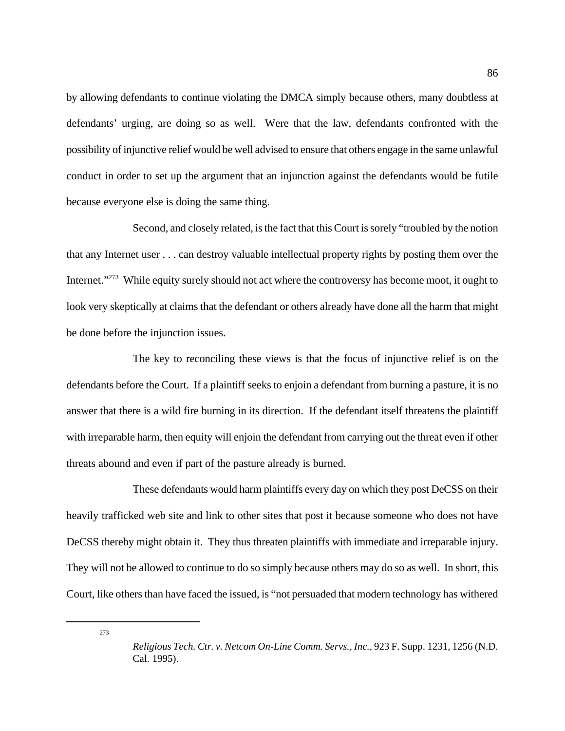by allowing defendants to continue violating the DMCA simply because others, many doubtless at defendants' urging, are doing so as well. Were that the law, defendants confronted with the possibility of injunctive relief would be well advised to ensure that others engage in the same unlawful conduct in order to set up the argument that an injunction against the defendants would be futile because everyone else is doing the same thing.

Second, and closely related, is the fact that this Court is sorely "troubled by the notion that any Internet user . . . can destroy valuable intellectual property rights by posting them over the Internet."[273] While equity surely should not act where the controversy has become moot, it ought to look very skeptically at claims that the defendant or others already have done all the harm that might be done before the injunction issues.

The key to reconciling these views is that the focus of injunctive relief is on the defendants before the Court. If a plaintiff seeks to enjoin a defendant from burning a pasture, it is no answer that there is a wild fire burning in its direction. If the defendant itself threatens the plaintiff with irreparable harm, then equity will enjoin the defendant from carrying out the threat even if other threats abound and even if part of the pasture already is burned.

These defendants would harm plaintiffs every day on which they post DeCSS on their heavily trafficked web site and link to other sites that post it because someone who does not have DeCSS thereby might obtain it. They thus threaten plaintiffs with immediate and irreparable injury. They will not be allowed to continue to do so simply because others may do so as well. In short, this Court, like others than have faced the issued, is "not persuaded that modern technology has withered

---

[273] *Religious Tech. Ctr. v. Netcom On-Line Comm. Servs., Inc.,* 923 F. Supp. 1231, 1256 (N.D. Cal. 1995).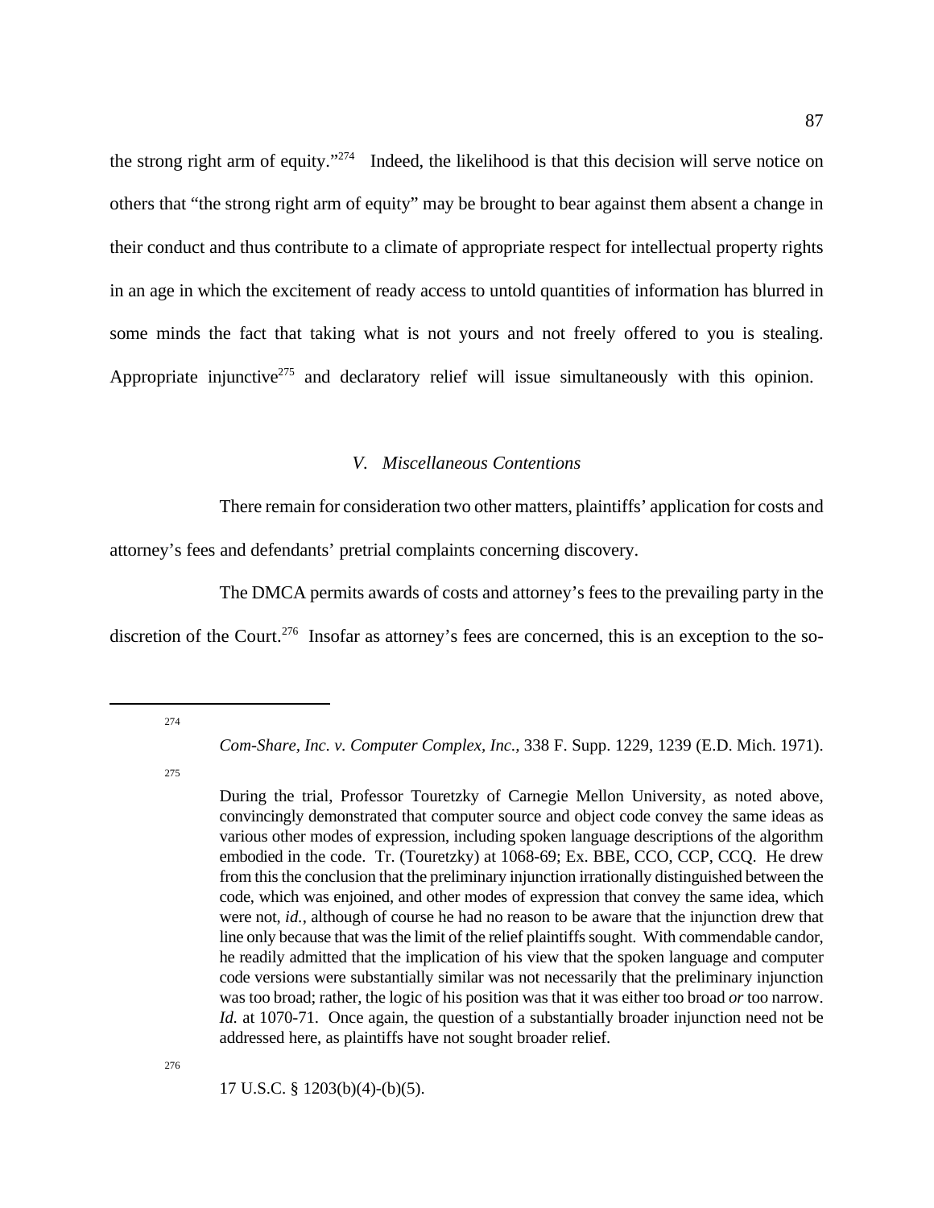the strong right arm of equity."[274] Indeed, the likelihood is that this decision will serve notice on others that "the strong right arm of equity" may be brought to bear against them absent a change in their conduct and thus contribute to a climate of appropriate respect for intellectual property rights in an age in which the excitement of ready access to untold quantities of information has blurred in some minds the fact that taking what is not yours and not freely offered to you is stealing. Appropriate injunctive[275] and declaratory relief will issue simultaneously with this opinion.

### *V. Miscellaneous Contentions*

There remain for consideration two other matters, plaintiffs' application for costs and attorney's fees and defendants' pretrial complaints concerning discovery.

The DMCA permits awards of costs and attorney's fees to the prevailing party in the discretion of the Court.[276] Insofar as attorney's fees are concerned, this is an exception to the so-

---

[274] *Com-Share, Inc. v. Computer Complex, Inc.*, 338 F. Supp. 1229, 1239 (E.D. Mich. 1971).

[275] During the trial, Professor Touretzky of Carnegie Mellon University, as noted above, convincingly demonstrated that computer source and object code convey the same ideas as various other modes of expression, including spoken language descriptions of the algorithm embodied in the code. Tr. (Touretzky) at 1068-69; Ex. BBE, CCO, CCP, CCQ. He drew from this the conclusion that the preliminary injunction irrationally distinguished between the code, which was enjoined, and other modes of expression that convey the same idea, which were not, *id.*, although of course he had no reason to be aware that the injunction drew that line only because that was the limit of the relief plaintiffs sought. With commendable candor, he readily admitted that the implication of his view that the spoken language and computer code versions were substantially similar was not necessarily that the preliminary injunction was too broad; rather, the logic of his position was that it was either too broad *or* too narrow. *Id.* at 1070-71. Once again, the question of a substantially broader injunction need not be addressed here, as plaintiffs have not sought broader relief.

[276] 17 U.S.C. § 1203(b)(4)-(b)(5).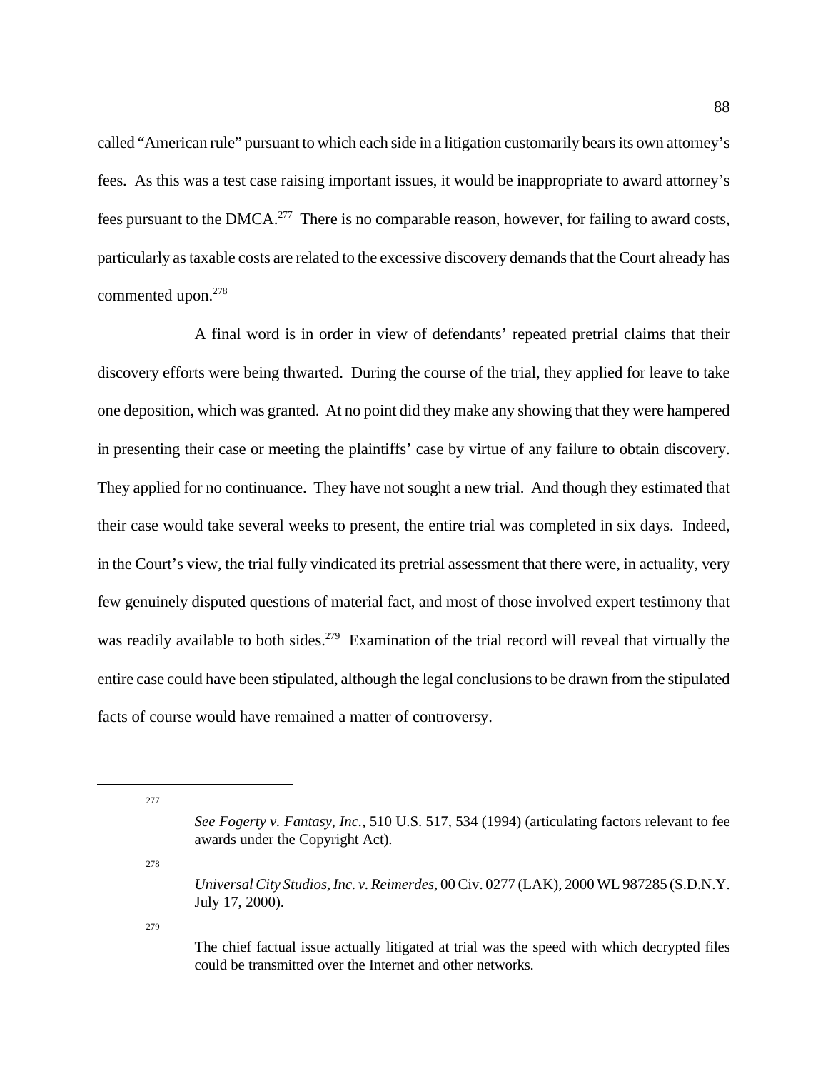called "American rule" pursuant to which each side in a litigation customarily bears its own attorney's fees. As this was a test case raising important issues, it would be inappropriate to award attorney's fees pursuant to the DMCA.[277] There is no comparable reason, however, for failing to award costs, particularly as taxable costs are related to the excessive discovery demands that the Court already has commented upon.[278]

A final word is in order in view of defendants' repeated pretrial claims that their discovery efforts were being thwarted. During the course of the trial, they applied for leave to take one deposition, which was granted. At no point did they make any showing that they were hampered in presenting their case or meeting the plaintiffs' case by virtue of any failure to obtain discovery. They applied for no continuance. They have not sought a new trial. And though they estimated that their case would take several weeks to present, the entire trial was completed in six days. Indeed, in the Court's view, the trial fully vindicated its pretrial assessment that there were, in actuality, very few genuinely disputed questions of material fact, and most of those involved expert testimony that was readily available to both sides.[279] Examination of the trial record will reveal that virtually the entire case could have been stipulated, although the legal conclusions to be drawn from the stipulated facts of course would have remained a matter of controversy.

---

[277] *See Fogerty v. Fantasy, Inc.*, 510 U.S. 517, 534 (1994) (articulating factors relevant to fee awards under the Copyright Act).

[278] *Universal City Studios, Inc. v. Reimerdes*, 00 Civ. 0277 (LAK), 2000 WL 987285 (S.D.N.Y. July 17, 2000).

[279] The chief factual issue actually litigated at trial was the speed with which decrypted files could be transmitted over the Internet and other networks.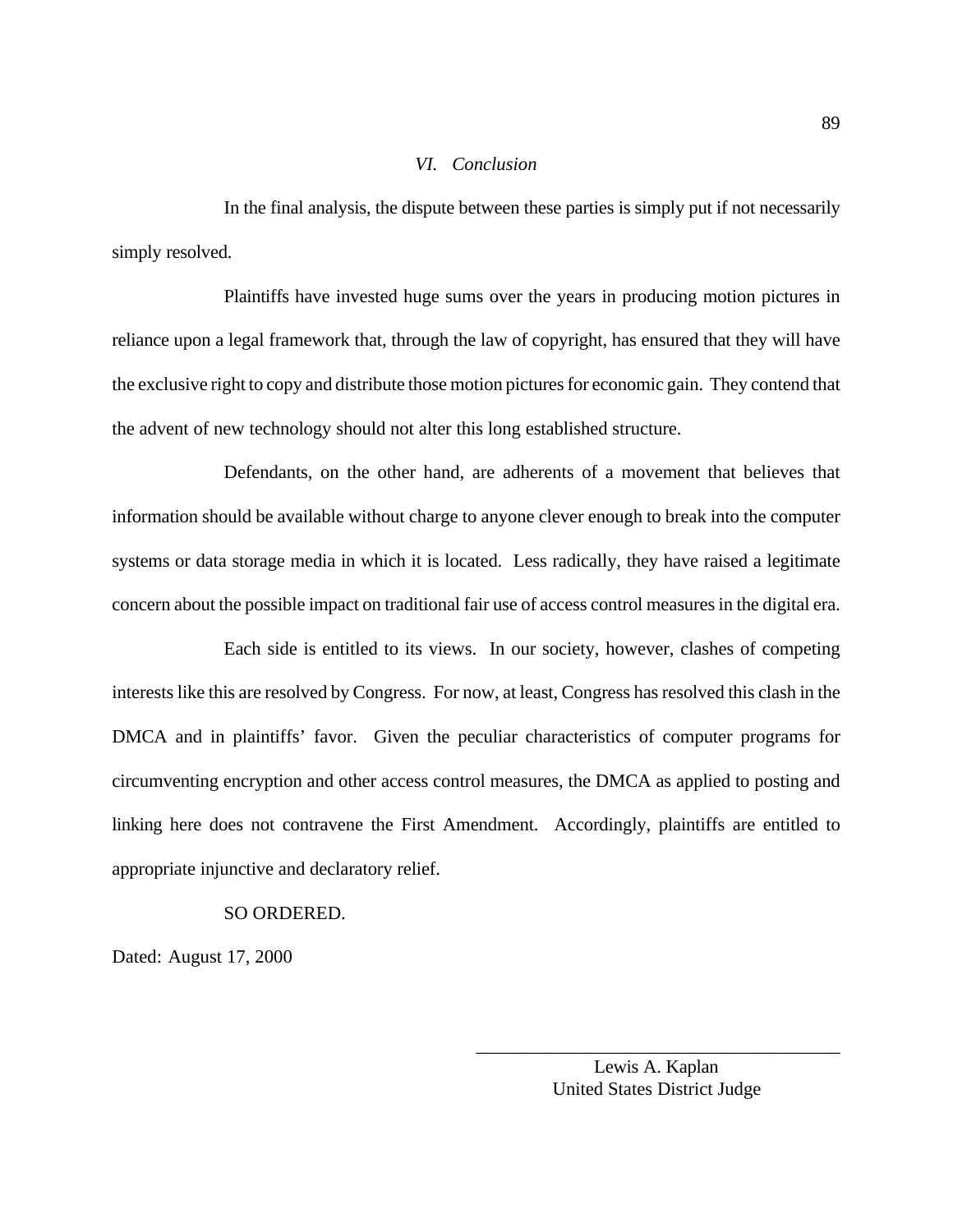## *VI. Conclusion*

In the final analysis, the dispute between these parties is simply put if not necessarily simply resolved.

Plaintiffs have invested huge sums over the years in producing motion pictures in reliance upon a legal framework that, through the law of copyright, has ensured that they will have the exclusive right to copy and distribute those motion pictures for economic gain. They contend that the advent of new technology should not alter this long established structure.

Defendants, on the other hand, are adherents of a movement that believes that information should be available without charge to anyone clever enough to break into the computer systems or data storage media in which it is located. Less radically, they have raised a legitimate concern about the possible impact on traditional fair use of access control measures in the digital era.

Each side is entitled to its views. In our society, however, clashes of competing interests like this are resolved by Congress. For now, at least, Congress has resolved this clash in the DMCA and in plaintiffs' favor. Given the peculiar characteristics of computer programs for circumventing encryption and other access control measures, the DMCA as applied to posting and linking here does not contravene the First Amendment. Accordingly, plaintiffs are entitled to appropriate injunctive and declaratory relief.

SO ORDERED.

Dated: August 17, 2000

\_\_\_\_\_\_\_\_\_\_\_\_\_\_\_\_\_\_\_\_\_\_\_\_\_\_\_\_\_\_\_\_\_\_\_\_\_\_\_\_

Lewis A. Kaplan
United States District Judge